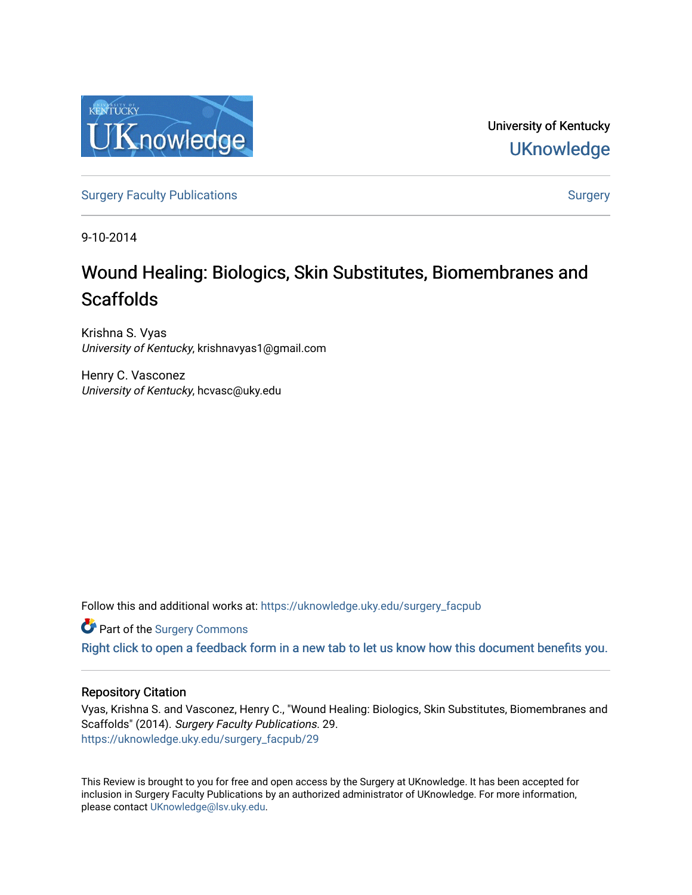University of Kentucky

UKnowledge

Surgery Faculty Publications

Surgery

9-10-2014

# Wound Healing: Biologics, Skin Substitutes, Biomembranes and Scaffolds

Krishna S. Vyas
*University of Kentucky*, krishnavyas1@gmail.com

Henry C. Vasconez
*University of Kentucky*, hcvasc@uky.edu

Follow this and additional works at: https://uknowledge.uky.edu/surgery_facpub

Part of the Surgery Commons

Right click to open a feedback form in a new tab to let us know how this document benefits you.

## Repository Citation

Vyas, Krishna S. and Vasconez, Henry C., "Wound Healing: Biologics, Skin Substitutes, Biomembranes and Scaffolds" (2014). *Surgery Faculty Publications*. 29.
https://uknowledge.uky.edu/surgery_facpub/29

This Review is brought to you for free and open access by the Surgery at UKnowledge. It has been accepted for inclusion in Surgery Faculty Publications by an authorized administrator of UKnowledge. For more information, please contact UKnowledge@lsv.uky.edu.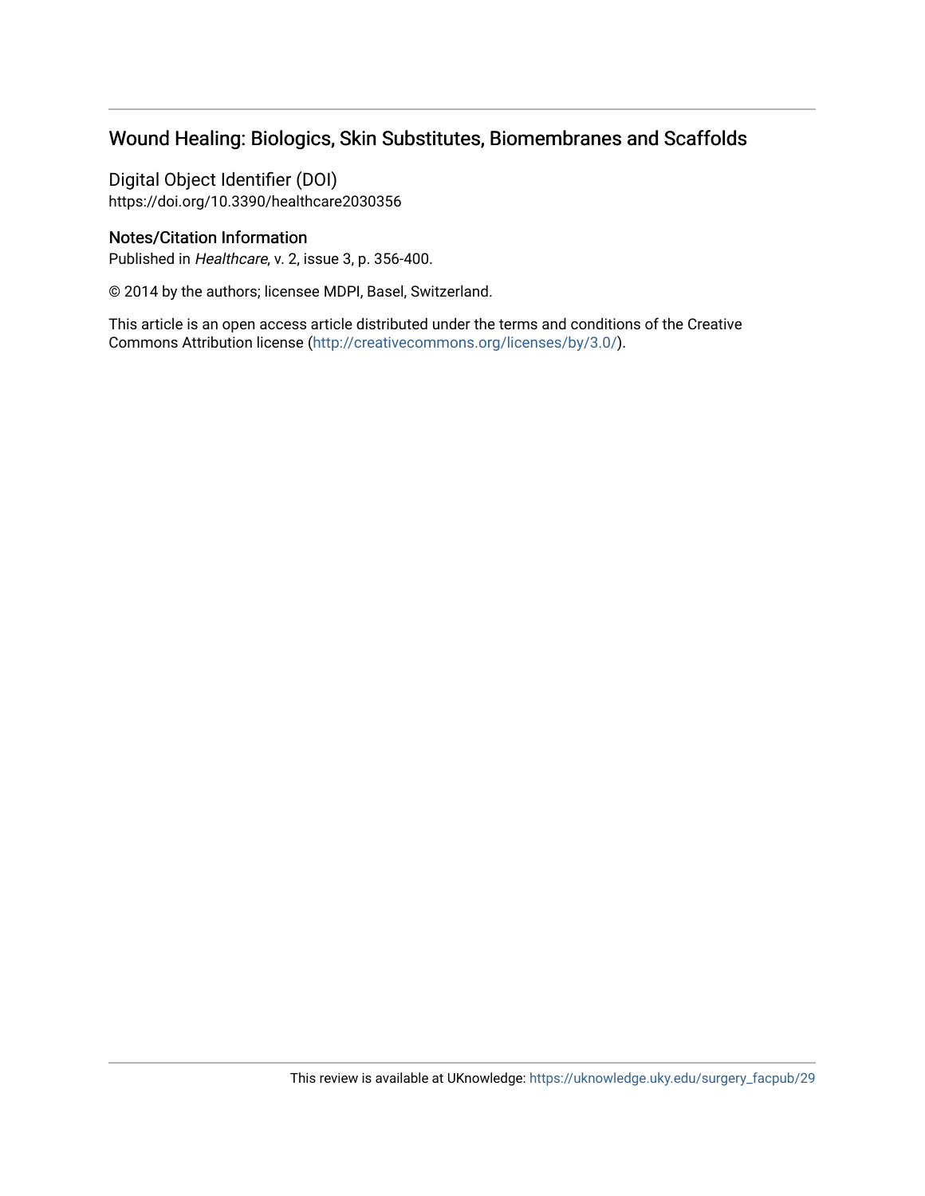# Wound Healing: Biologics, Skin Substitutes, Biomembranes and Scaffolds

Digital Object Identifier (DOI)
https://doi.org/10.3390/healthcare2030356

## Notes/Citation Information

Published in *Healthcare*, v. 2, issue 3, p. 356-400.

© 2014 by the authors; licensee MDPI, Basel, Switzerland.

This article is an open access article distributed under the terms and conditions of the Creative Commons Attribution license (http://creativecommons.org/licenses/by/3.0/).

This review is available at UKnowledge: https://uknowledge.uky.edu/surgery_facpub/29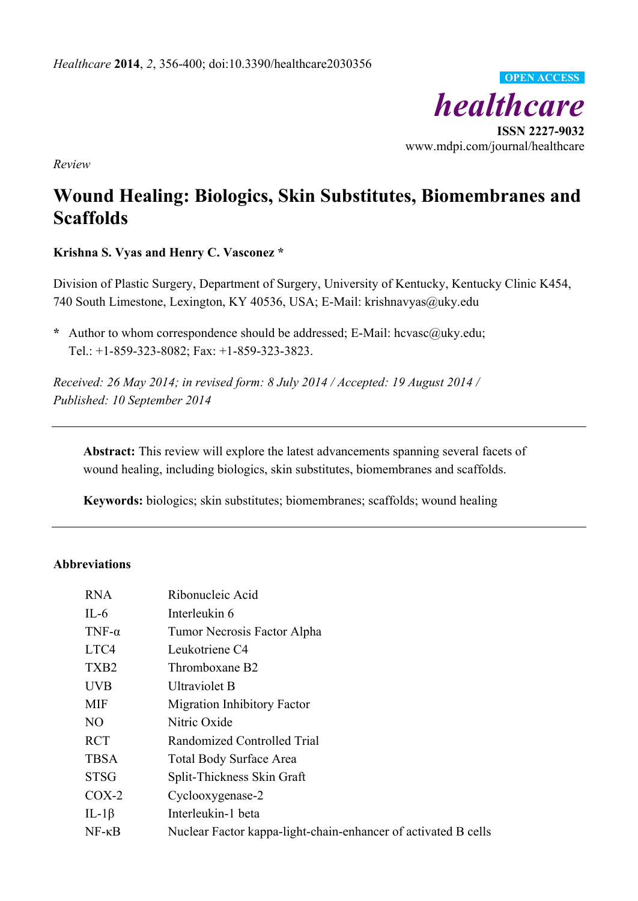*Healthcare* **2014**, *2*, 356-400; doi:10.3390/healthcare2030356

**OPEN ACCESS**

***healthcare***

**ISSN 2227-9032**

www.mdpi.com/journal/healthcare

*Review*

# Wound Healing: Biologics, Skin Substitutes, Biomembranes and Scaffolds

**Krishna S. Vyas and Henry C. Vasconez ***

Division of Plastic Surgery, Department of Surgery, University of Kentucky, Kentucky Clinic K454, 740 South Limestone, Lexington, KY 40536, USA; E-Mail: krishnavyas@uky.edu

**\*** Author to whom correspondence should be addressed; E-Mail: hcvasc@uky.edu; Tel.: +1-859-323-8082; Fax: +1-859-323-3823.

*Received: 26 May 2014; in revised form: 8 July 2014 / Accepted: 19 August 2014 / Published: 10 September 2014*

---

**Abstract:** This review will explore the latest advancements spanning several facets of wound healing, including biologics, skin substitutes, biomembranes and scaffolds.

**Keywords:** biologics; skin substitutes; biomembranes; scaffolds; wound healing

---

## Abbreviations

| | |
|---|---|
| RNA | Ribonucleic Acid |
| IL-6 | Interleukin 6 |
| TNF-α | Tumor Necrosis Factor Alpha |
| LTC4 | Leukotriene C4 |
| TXB2 | Thromboxane B2 |
| UVB | Ultraviolet B |
| MIF | Migration Inhibitory Factor |
| NO | Nitric Oxide |
| RCT | Randomized Controlled Trial |
| TBSA | Total Body Surface Area |
| STSG | Split-Thickness Skin Graft |
| COX-2 | Cyclooxygenase-2 |
| IL-1β | Interleukin-1 beta |
| NF-κB | Nuclear Factor kappa-light-chain-enhancer of activated B cells |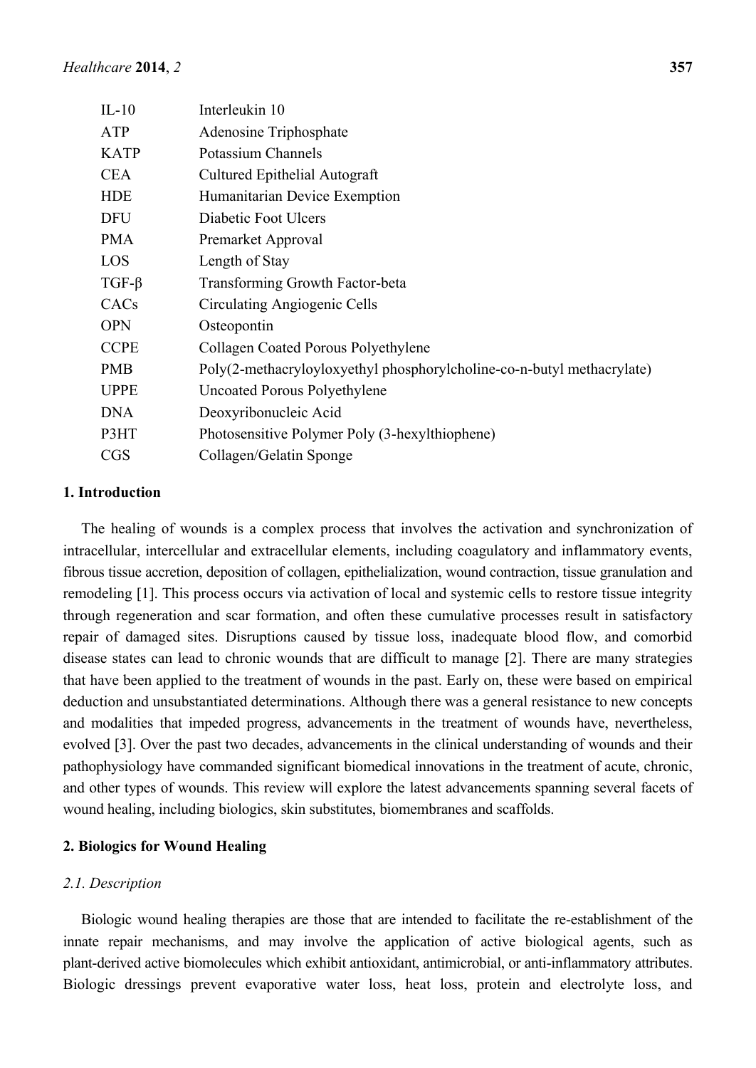| | |
|---|---|
| IL-10 | Interleukin 10 |
| ATP | Adenosine Triphosphate |
| KATP | Potassium Channels |
| CEA | Cultured Epithelial Autograft |
| HDE | Humanitarian Device Exemption |
| DFU | Diabetic Foot Ulcers |
| PMA | Premarket Approval |
| LOS | Length of Stay |
| TGF-β | Transforming Growth Factor-beta |
| CACs | Circulating Angiogenic Cells |
| OPN | Osteopontin |
| CCPE | Collagen Coated Porous Polyethylene |
| PMB | Poly(2-methacryloyloxyethyl phosphorylcholine-co-n-butyl methacrylate) |
| UPPE | Uncoated Porous Polyethylene |
| DNA | Deoxyribonucleic Acid |
| P3HT | Photosensitive Polymer Poly (3-hexylthiophene) |
| CGS | Collagen/Gelatin Sponge |

## 1. Introduction

The healing of wounds is a complex process that involves the activation and synchronization of intracellular, intercellular and extracellular elements, including coagulatory and inflammatory events, fibrous tissue accretion, deposition of collagen, epithelialization, wound contraction, tissue granulation and remodeling [1]. This process occurs via activation of local and systemic cells to restore tissue integrity through regeneration and scar formation, and often these cumulative processes result in satisfactory repair of damaged sites. Disruptions caused by tissue loss, inadequate blood flow, and comorbid disease states can lead to chronic wounds that are difficult to manage [2]. There are many strategies that have been applied to the treatment of wounds in the past. Early on, these were based on empirical deduction and unsubstantiated determinations. Although there was a general resistance to new concepts and modalities that impeded progress, advancements in the treatment of wounds have, nevertheless, evolved [3]. Over the past two decades, advancements in the clinical understanding of wounds and their pathophysiology have commanded significant biomedical innovations in the treatment of acute, chronic, and other types of wounds. This review will explore the latest advancements spanning several facets of wound healing, including biologics, skin substitutes, biomembranes and scaffolds.

## 2. Biologics for Wound Healing

### *2.1. Description*

Biologic wound healing therapies are those that are intended to facilitate the re-establishment of the innate repair mechanisms, and may involve the application of active biological agents, such as plant-derived active biomolecules which exhibit antioxidant, antimicrobial, or anti-inflammatory attributes. Biologic dressings prevent evaporative water loss, heat loss, protein and electrolyte loss, and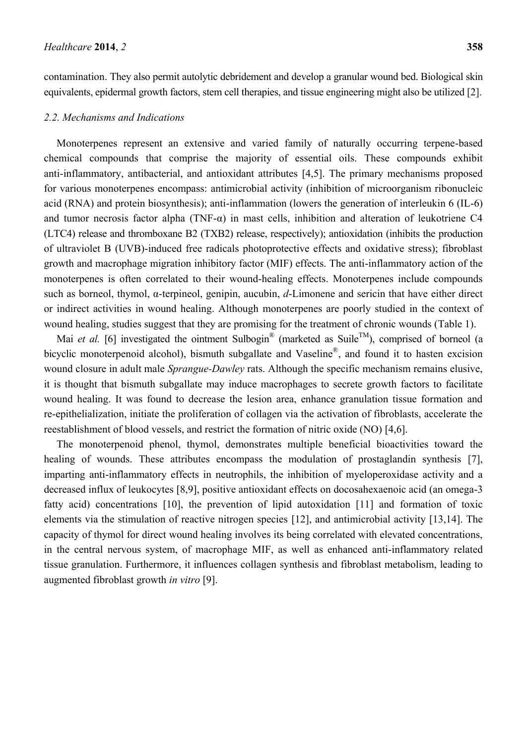contamination. They also permit autolytic debridement and develop a granular wound bed. Biological skin equivalents, epidermal growth factors, stem cell therapies, and tissue engineering might also be utilized [2].

### *2.2. Mechanisms and Indications*

Monoterpenes represent an extensive and varied family of naturally occurring terpene-based chemical compounds that comprise the majority of essential oils. These compounds exhibit anti-inflammatory, antibacterial, and antioxidant attributes [4,5]. The primary mechanisms proposed for various monoterpenes encompass: antimicrobial activity (inhibition of microorganism ribonucleic acid (RNA) and protein biosynthesis); anti-inflammation (lowers the generation of interleukin 6 (IL-6) and tumor necrosis factor alpha (TNF-α) in mast cells, inhibition and alteration of leukotriene C4 (LTC4) release and thromboxane B2 (TXB2) release, respectively); antioxidation (inhibits the production of ultraviolet B (UVB)-induced free radicals photoprotective effects and oxidative stress); fibroblast growth and macrophage migration inhibitory factor (MIF) effects. The anti-inflammatory action of the monoterpenes is often correlated to their wound-healing effects. Monoterpenes include compounds such as borneol, thymol, α-terpineol, genipin, aucubin, *d*-Limonene and sericin that have either direct or indirect activities in wound healing. Although monoterpenes are poorly studied in the context of wound healing, studies suggest that they are promising for the treatment of chronic wounds (Table 1).

Mai *et al.* [6] investigated the ointment Sulbogin® (marketed as Suile™), comprised of borneol (a bicyclic monoterpenoid alcohol), bismuth subgallate and Vaseline®, and found it to hasten excision wound closure in adult male *Sprangue-Dawley* rats. Although the specific mechanism remains elusive, it is thought that bismuth subgallate may induce macrophages to secrete growth factors to facilitate wound healing. It was found to decrease the lesion area, enhance granulation tissue formation and re-epithelialization, initiate the proliferation of collagen via the activation of fibroblasts, accelerate the reestablishment of blood vessels, and restrict the formation of nitric oxide (NO) [4,6].

The monoterpenoid phenol, thymol, demonstrates multiple beneficial bioactivities toward the healing of wounds. These attributes encompass the modulation of prostaglandin synthesis [7], imparting anti-inflammatory effects in neutrophils, the inhibition of myeloperoxidase activity and a decreased influx of leukocytes [8,9], positive antioxidant effects on docosahexaenoic acid (an omega-3 fatty acid) concentrations [10], the prevention of lipid autoxidation [11] and formation of toxic elements via the stimulation of reactive nitrogen species [12], and antimicrobial activity [13,14]. The capacity of thymol for direct wound healing involves its being correlated with elevated concentrations, in the central nervous system, of macrophage MIF, as well as enhanced anti-inflammatory related tissue granulation. Furthermore, it influences collagen synthesis and fibroblast metabolism, leading to augmented fibroblast growth *in vitro* [9].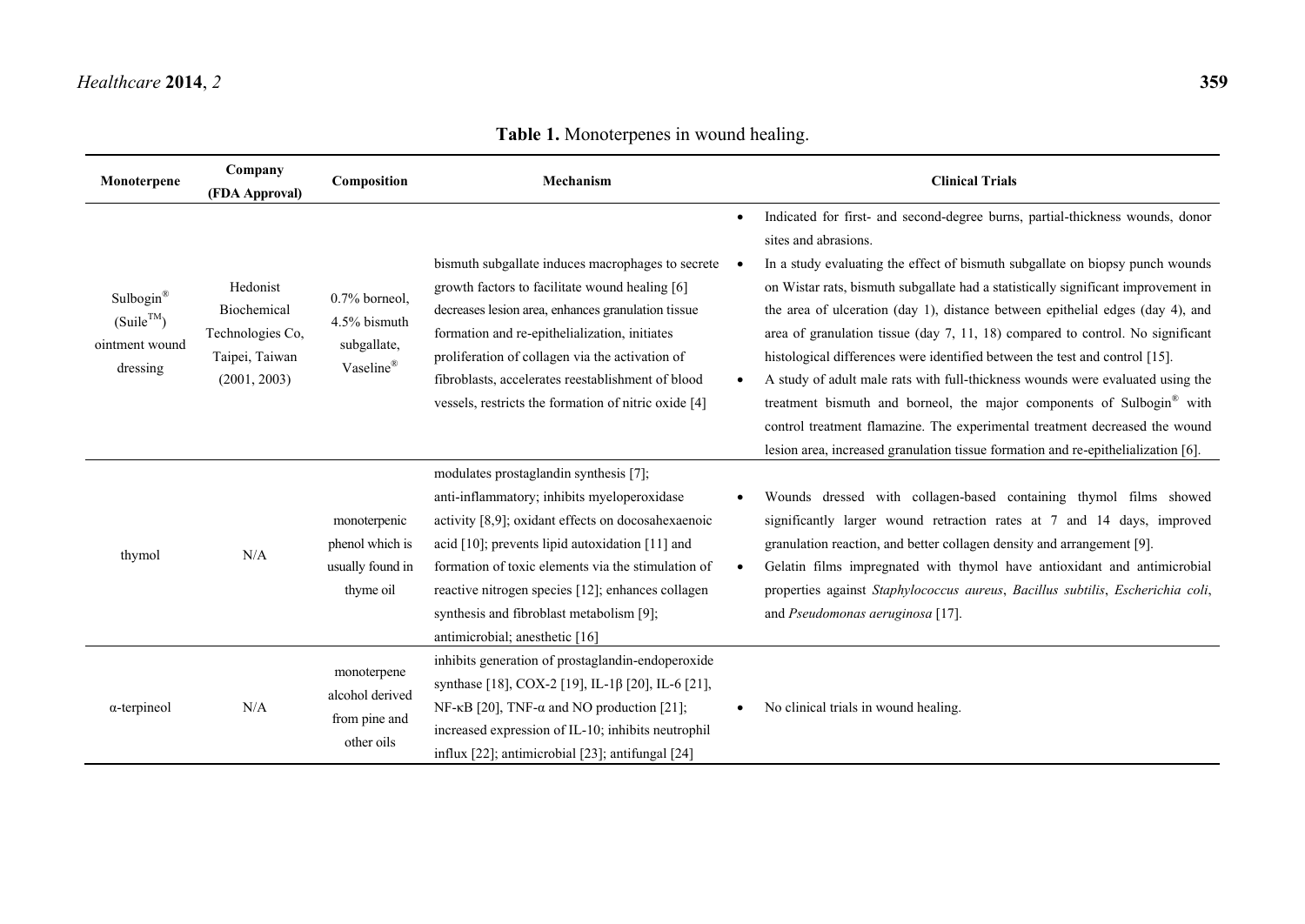**Table 1.** Monoterpenes in wound healing.

| Monoterpene | Company (FDA Approval) | Composition | Mechanism | Clinical Trials |
|---|---|---|---|---|
| Sulbogin® (Suile™) ointment wound dressing | Hedonist Biochemical Technologies Co, Taipei, Taiwan (2001, 2003) | 0.7% borneol, 4.5% bismuth subgallate, Vaseline® | bismuth subgallate induces macrophages to secrete growth factors to facilitate wound healing [6] decreases lesion area, enhances granulation tissue formation and re-epithelialization, initiates proliferation of collagen via the activation of fibroblasts, accelerates reestablishment of blood vessels, restricts the formation of nitric oxide [4] | • Indicated for first- and second-degree burns, partial-thickness wounds, donor sites and abrasions. <br> • In a study evaluating the effect of bismuth subgallate on biopsy punch wounds on Wistar rats, bismuth subgallate had a statistically significant improvement in the area of ulceration (day 1), distance between epithelial edges (day 4), and area of granulation tissue (day 7, 11, 18) compared to control. No significant histological differences were identified between the test and control [15]. <br> • A study of adult male rats with full-thickness wounds were evaluated using the treatment bismuth and borneol, the major components of Sulbogin® with control treatment flamazine. The experimental treatment decreased the wound lesion area, increased granulation tissue formation and re-epithelialization [6]. |
| thymol | N/A | monoterpenic phenol which is usually found in thyme oil | modulates prostaglandin synthesis [7]; anti-inflammatory; inhibits myeloperoxidase activity [8,9]; oxidant effects on docosahexaenoic acid [10]; prevents lipid autoxidation [11] and formation of toxic elements via the stimulation of reactive nitrogen species [12]; enhances collagen synthesis and fibroblast metabolism [9]; antimicrobial; anesthetic [16] | • Wounds dressed with collagen-based containing thymol films showed significantly larger wound retraction rates at 7 and 14 days, improved granulation reaction, and better collagen density and arrangement [9]. <br> • Gelatin films impregnated with thymol have antioxidant and antimicrobial properties against *Staphylococcus aureus*, *Bacillus subtilis*, *Escherichia coli*, and *Pseudomonas aeruginosa* [17]. |
| α-terpineol | N/A | monoterpene alcohol derived from pine and other oils | inhibits generation of prostaglandin-endoperoxide synthase [18], COX-2 [19], IL-1β [20], IL-6 [21], NF-κB [20], TNF-α and NO production [21]; increased expression of IL-10; inhibits neutrophil influx [22]; antimicrobial [23]; antifungal [24] | • No clinical trials in wound healing. |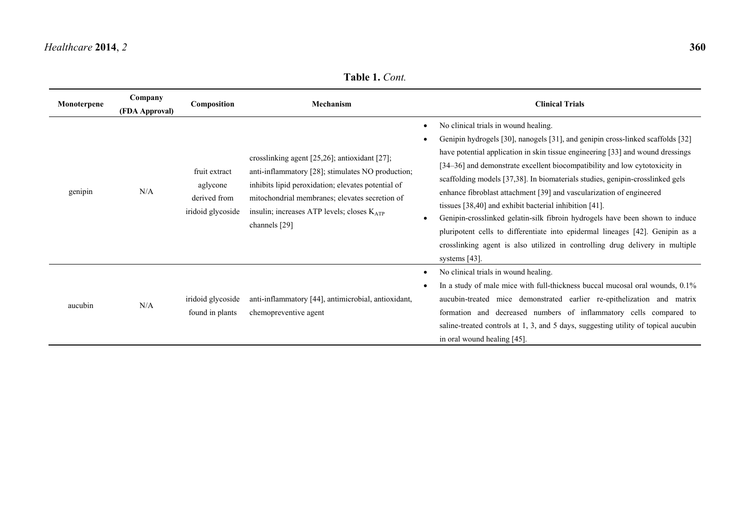**Table 1.** *Cont.*

| Monoterpene | Company (FDA Approval) | Composition | Mechanism | Clinical Trials |
|---|---|---|---|---|
| genipin | N/A | fruit extract aglycone derived from iridoid glycoside | crosslinking agent [25,26]; antioxidant [27]; anti-inflammatory [28]; stimulates NO production; inhibits lipid peroxidation; elevates potential of mitochondrial membranes; elevates secretion of insulin; increases ATP levels; closes $K_{ATP}$ channels [29] | • No clinical trials in wound healing. <br> • Genipin hydrogels [30], nanogels [31], and genipin cross-linked scaffolds [32] have potential application in skin tissue engineering [33] and wound dressings [34–36] and demonstrate excellent biocompatibility and low cytotoxicity in scaffolding models [37,38]. In biomaterials studies, genipin-crosslinked gels enhance fibroblast attachment [39] and vascularization of engineered tissues [38,40] and exhibit bacterial inhibition [41]. <br> • Genipin-crosslinked gelatin-silk fibroin hydrogels have been shown to induce pluripotent cells to differentiate into epidermal lineages [42]. Genipin as a crosslinking agent is also utilized in controlling drug delivery in multiple systems [43]. |
| aucubin | N/A | iridoid glycoside found in plants | anti-inflammatory [44], antimicrobial, antioxidant, chemopreventive agent | • No clinical trials in wound healing. <br> • In a study of male mice with full-thickness buccal mucosal oral wounds, 0.1% aucubin-treated mice demonstrated earlier re-epithelization and matrix formation and decreased numbers of inflammatory cells compared to saline-treated controls at 1, 3, and 5 days, suggesting utility of topical aucubin in oral wound healing [45]. |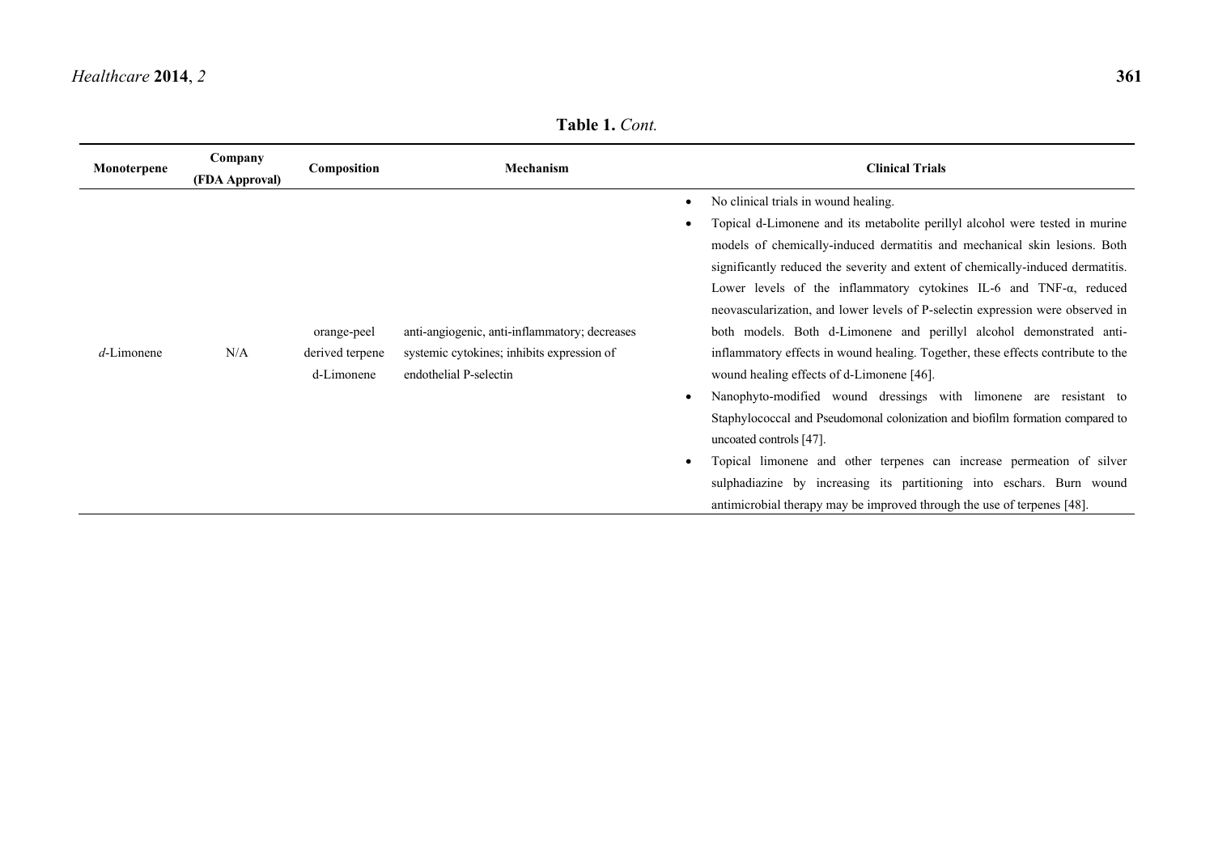**Table 1.** *Cont.*

| Monoterpene | Company (FDA Approval) | Composition | Mechanism | Clinical Trials |
|---|---|---|---|---|
| *d*-Limonene | N/A | orange-peel derived terpene d-Limonene | anti-angiogenic, anti-inflammatory; decreases systemic cytokines; inhibits expression of endothelial P-selectin | • No clinical trials in wound healing. <br> • Topical d-Limonene and its metabolite perillyl alcohol were tested in murine models of chemically-induced dermatitis and mechanical skin lesions. Both significantly reduced the severity and extent of chemically-induced dermatitis. Lower levels of the inflammatory cytokines IL-6 and TNF-α, reduced neovascularization, and lower levels of P-selectin expression were observed in both models. Both d-Limonene and perillyl alcohol demonstrated anti-inflammatory effects in wound healing. Together, these effects contribute to the wound healing effects of d-Limonene [46]. <br> • Nanophyto-modified wound dressings with limonene are resistant to Staphylococcal and Pseudomonal colonization and biofilm formation compared to uncoated controls [47]. <br> • Topical limonene and other terpenes can increase permeation of silver sulphadiazine by increasing its partitioning into eschars. Burn wound antimicrobial therapy may be improved through the use of terpenes [48]. |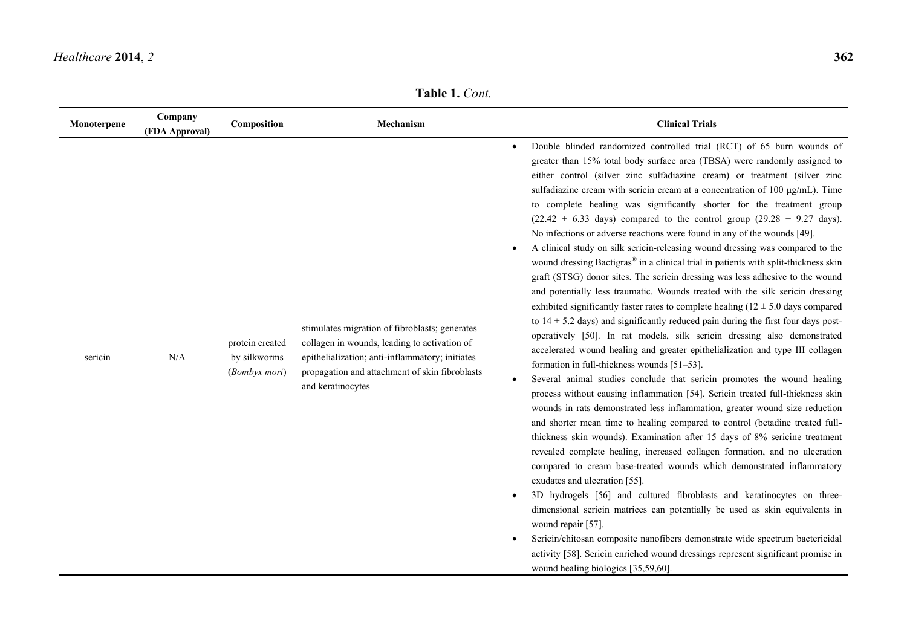**Table 1.** *Cont.*

| Monoterpene | Company (FDA Approval) | Composition | Mechanism | Clinical Trials |
|---|---|---|---|---|
| sericin | N/A | protein created by silkworms (*Bombyx mori*) | stimulates migration of fibroblasts; generates collagen in wounds, leading to activation of epithelialization; anti-inflammatory; initiates propagation and attachment of skin fibroblasts and keratinocytes | • Double blinded randomized controlled trial (RCT) of 65 burn wounds of greater than 15% total body surface area (TBSA) were randomly assigned to either control (silver zinc sulfadiazine cream) or treatment (silver zinc sulfadiazine cream with sericin cream at a concentration of 100 μg/mL). Time to complete healing was significantly shorter for the treatment group (22.42 ± 6.33 days) compared to the control group (29.28 ± 9.27 days). No infections or adverse reactions were found in any of the wounds [49].<br>• A clinical study on silk sericin-releasing wound dressing was compared to the wound dressing Bactigras® in a clinical trial in patients with split-thickness skin graft (STSG) donor sites. The sericin dressing was less adhesive to the wound and potentially less traumatic. Wounds treated with the silk sericin dressing exhibited significantly faster rates to complete healing (12 ± 5.0 days compared to 14 ± 5.2 days) and significantly reduced pain during the first four days post-operatively [50]. In rat models, silk sericin dressing also demonstrated accelerated wound healing and greater epithelialization and type III collagen formation in full-thickness wounds [51–53].<br>• Several animal studies conclude that sericin promotes the wound healing process without causing inflammation [54]. Sericin treated full-thickness skin wounds in rats demonstrated less inflammation, greater wound size reduction and shorter mean time to healing compared to control (betadine treated full-thickness skin wounds). Examination after 15 days of 8% sericine treatment revealed complete healing, increased collagen formation, and no ulceration compared to cream base-treated wounds which demonstrated inflammatory exudates and ulceration [55].<br>• 3D hydrogels [56] and cultured fibroblasts and keratinocytes on three-dimensional sericin matrices can potentially be used as skin equivalents in wound repair [57].<br>• Sericin/chitosan composite nanofibers demonstrate wide spectrum bactericidal activity [58]. Sericin enriched wound dressings represent significant promise in wound healing biologics [35,59,60]. |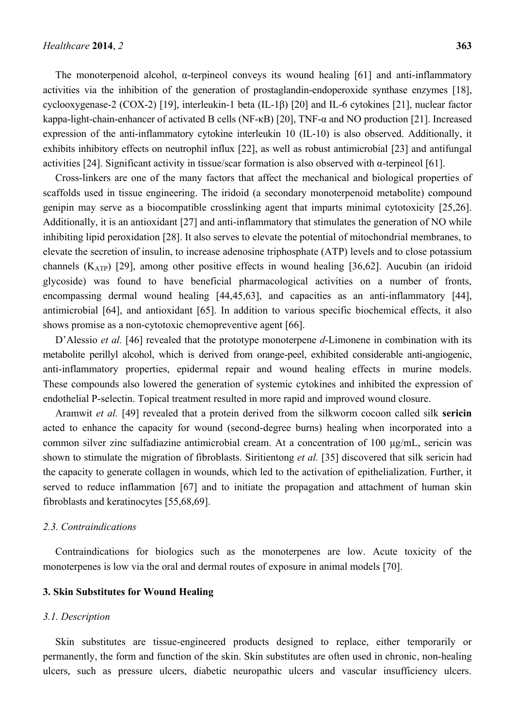The monoterpenoid alcohol, α-terpineol conveys its wound healing [61] and anti-inflammatory activities via the inhibition of the generation of prostaglandin-endoperoxide synthase enzymes [18], cyclooxygenase-2 (COX-2) [19], interleukin-1 beta (IL-1β) [20] and IL-6 cytokines [21], nuclear factor kappa-light-chain-enhancer of activated B cells (NF-κB) [20], TNF-α and NO production [21]. Increased expression of the anti-inflammatory cytokine interleukin 10 (IL-10) is also observed. Additionally, it exhibits inhibitory effects on neutrophil influx [22], as well as robust antimicrobial [23] and antifungal activities [24]. Significant activity in tissue/scar formation is also observed with α-terpineol [61].

Cross-linkers are one of the many factors that affect the mechanical and biological properties of scaffolds used in tissue engineering. The iridoid (a secondary monoterpenoid metabolite) compound genipin may serve as a biocompatible crosslinking agent that imparts minimal cytotoxicity [25,26]. Additionally, it is an antioxidant [27] and anti-inflammatory that stimulates the generation of NO while inhibiting lipid peroxidation [28]. It also serves to elevate the potential of mitochondrial membranes, to elevate the secretion of insulin, to increase adenosine triphosphate (ATP) levels and to close potassium channels ($K_{ATP}$) [29], among other positive effects in wound healing [36,62]. Aucubin (an iridoid glycoside) was found to have beneficial pharmacological activities on a number of fronts, encompassing dermal wound healing [44,45,63], and capacities as an anti-inflammatory [44], antimicrobial [64], and antioxidant [65]. In addition to various specific biochemical effects, it also shows promise as a non-cytotoxic chemopreventive agent [66].

D'Alessio *et al.* [46] revealed that the prototype monoterpene *d*-Limonene in combination with its metabolite perillyl alcohol, which is derived from orange-peel, exhibited considerable anti-angiogenic, anti-inflammatory properties, epidermal repair and wound healing effects in murine models. These compounds also lowered the generation of systemic cytokines and inhibited the expression of endothelial P-selectin. Topical treatment resulted in more rapid and improved wound closure.

Aramwit *et al.* [49] revealed that a protein derived from the silkworm cocoon called silk **sericin** acted to enhance the capacity for wound (second-degree burns) healing when incorporated into a common silver zinc sulfadiazine antimicrobial cream. At a concentration of 100 μg/mL, sericin was shown to stimulate the migration of fibroblasts. Siritientong *et al.* [35] discovered that silk sericin had the capacity to generate collagen in wounds, which led to the activation of epithelialization. Further, it served to reduce inflammation [67] and to initiate the propagation and attachment of human skin fibroblasts and keratinocytes [55,68,69].

### *2.3. Contraindications*

Contraindications for biologics such as the monoterpenes are low. Acute toxicity of the monoterpenes is low via the oral and dermal routes of exposure in animal models [70].

## 3. Skin Substitutes for Wound Healing

### *3.1. Description*

Skin substitutes are tissue-engineered products designed to replace, either temporarily or permanently, the form and function of the skin. Skin substitutes are often used in chronic, non-healing ulcers, such as pressure ulcers, diabetic neuropathic ulcers and vascular insufficiency ulcers.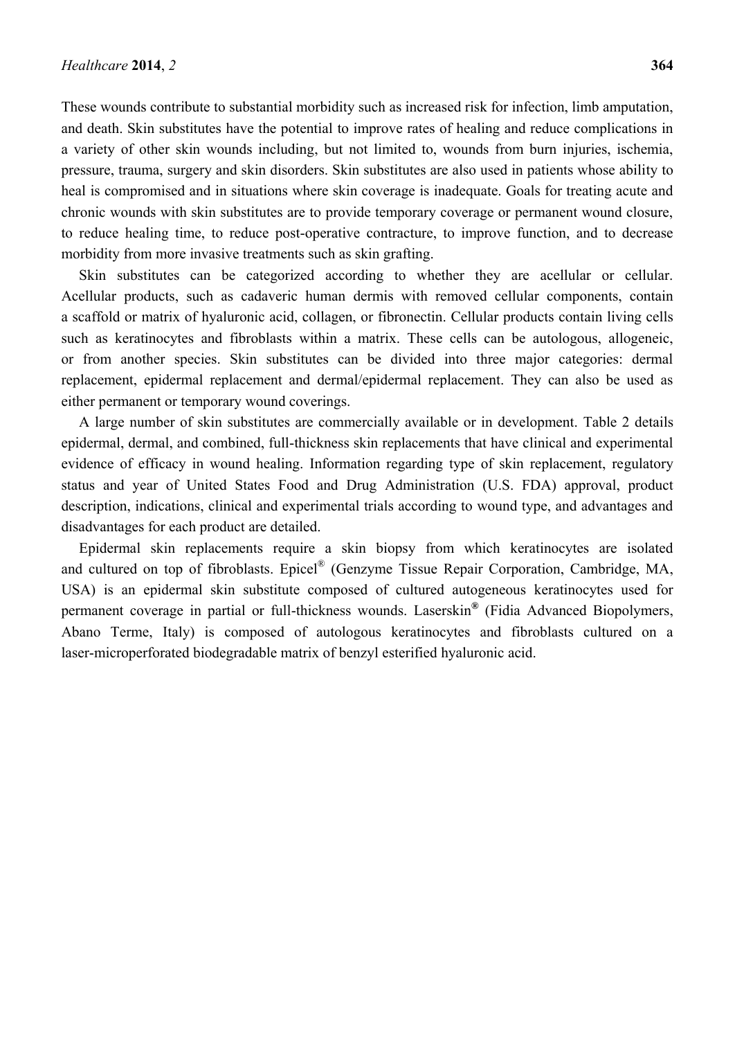These wounds contribute to substantial morbidity such as increased risk for infection, limb amputation, and death. Skin substitutes have the potential to improve rates of healing and reduce complications in a variety of other skin wounds including, but not limited to, wounds from burn injuries, ischemia, pressure, trauma, surgery and skin disorders. Skin substitutes are also used in patients whose ability to heal is compromised and in situations where skin coverage is inadequate. Goals for treating acute and chronic wounds with skin substitutes are to provide temporary coverage or permanent wound closure, to reduce healing time, to reduce post-operative contracture, to improve function, and to decrease morbidity from more invasive treatments such as skin grafting.

Skin substitutes can be categorized according to whether they are acellular or cellular. Acellular products, such as cadaveric human dermis with removed cellular components, contain a scaffold or matrix of hyaluronic acid, collagen, or fibronectin. Cellular products contain living cells such as keratinocytes and fibroblasts within a matrix. These cells can be autologous, allogeneic, or from another species. Skin substitutes can be divided into three major categories: dermal replacement, epidermal replacement and dermal/epidermal replacement. They can also be used as either permanent or temporary wound coverings.

A large number of skin substitutes are commercially available or in development. Table 2 details epidermal, dermal, and combined, full-thickness skin replacements that have clinical and experimental evidence of efficacy in wound healing. Information regarding type of skin replacement, regulatory status and year of United States Food and Drug Administration (U.S. FDA) approval, product description, indications, clinical and experimental trials according to wound type, and advantages and disadvantages for each product are detailed.

Epidermal skin replacements require a skin biopsy from which keratinocytes are isolated and cultured on top of fibroblasts. Epicel® (Genzyme Tissue Repair Corporation, Cambridge, MA, USA) is an epidermal skin substitute composed of cultured autogeneous keratinocytes used for permanent coverage in partial or full-thickness wounds. Laserskin® (Fidia Advanced Biopolymers, Abano Terme, Italy) is composed of autologous keratinocytes and fibroblasts cultured on a laser-microperforated biodegradable matrix of benzyl esterified hyaluronic acid.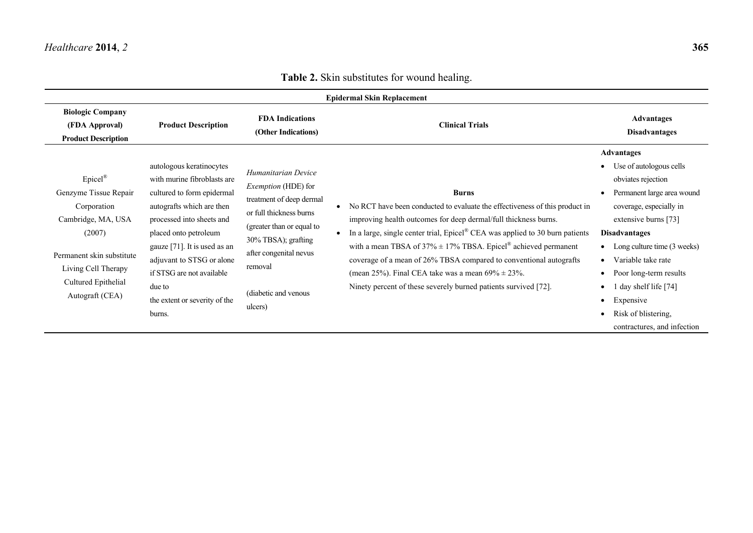**Table 2.** Skin substitutes for wound healing.

| **Epidermal Skin Replacement** | | | | |
|---|---|---|---|---|
| **Biologic Company (FDA Approval) Product Description** | **Product Description** | **FDA Indications (Other Indications)** | **Clinical Trials** | **Advantages Disadvantages** |
| Epicel® Genzyme Tissue Repair Corporation Cambridge, MA, USA (2007) Permanent skin substitute Living Cell Therapy Cultured Epithelial Autograft (CEA) | autologous keratinocytes with murine fibroblasts are cultured to form epidermal autografts which are then processed into sheets and placed onto petroleum gauze [71]. It is used as an adjuvant to STSG or alone if STSG are not available due to the extent or severity of the burns. | *Humanitarian Device Exemption* (HDE) for treatment of deep dermal or full thickness burns (greater than or equal to 30% TBSA); grafting after congenital nevus removal (diabetic and venous ulcers) | **Burns** • No RCT have been conducted to evaluate the effectiveness of this product in improving health outcomes for deep dermal/full thickness burns. • In a large, single center trial, Epicel® CEA was applied to 30 burn patients with a mean TBSA of 37% ± 17% TBSA. Epicel® achieved permanent coverage of a mean of 26% TBSA compared to conventional autografts (mean 25%). Final CEA take was a mean 69% ± 23%. Ninety percent of these severely burned patients survived [72]. | **Advantages** • Use of autologous cells obviates rejection • Permanent large area wound coverage, especially in extensive burns [73] **Disadvantages** • Long culture time (3 weeks) • Variable take rate • Poor long-term results • 1 day shelf life [74] • Expensive • Risk of blistering, contractures, and infection |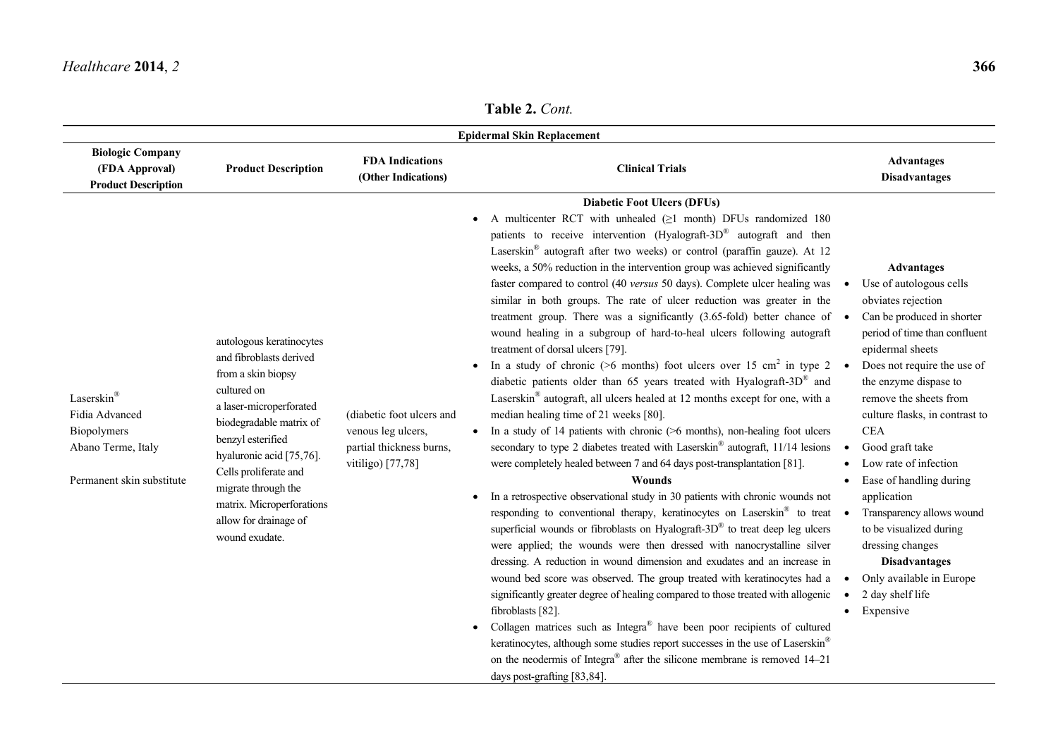**Table 2.** *Cont.*

| Epidermal Skin Replacement | | | | |
|---|---|---|---|---|
| **Biologic Company (FDA Approval) Product Description** | **Product Description** | **FDA Indications (Other Indications)** | **Clinical Trials** | **Advantages Disadvantages** |
| Laserskin®<br>Fidia Advanced Biopolymers<br>Abano Terme, Italy<br><br>Permanent skin substitute | autologous keratinocytes and fibroblasts derived from a skin biopsy cultured on a laser-microperforated biodegradable matrix of benzyl esterified hyaluronic acid [75,76]. Cells proliferate and migrate through the matrix. Microperforations allow for drainage of wound exudate. | (diabetic foot ulcers and venous leg ulcers, partial thickness burns, vitiligo) [77,78] | **Diabetic Foot Ulcers (DFUs)**<br>• A multicenter RCT with unhealed (≥1 month) DFUs randomized 180 patients to receive intervention (Hyalograft-3D® autograft and then Laserskin® autograft after two weeks) or control (paraffin gauze). At 12 weeks, a 50% reduction in the intervention group was achieved significantly faster compared to control (40 *versus* 50 days). Complete ulcer healing was similar in both groups. The rate of ulcer reduction was greater in the treatment group. There was a significantly (3.65-fold) better chance of wound healing in a subgroup of hard-to-heal ulcers following autograft treatment of dorsal ulcers [79].<br>• In a study of chronic (>6 months) foot ulcers over 15 $cm^2$ in type 2 diabetic patients older than 65 years treated with Hyalograft-3D® and Laserskin® autograft, all ulcers healed at 12 months except for one, with a median healing time of 21 weeks [80].<br>• In a study of 14 patients with chronic (>6 months), non-healing foot ulcers secondary to type 2 diabetes treated with Laserskin® autograft, 11/14 lesions were completely healed between 7 and 64 days post-transplantation [81].<br>**Wounds**<br>• In a retrospective observational study in 30 patients with chronic wounds not responding to conventional therapy, keratinocytes on Laserskin® to treat superficial wounds or fibroblasts on Hyalograft-3D® to treat deep leg ulcers were applied; the wounds were then dressed with nanocrystalline silver dressing. A reduction in wound dimension and exudates and an increase in wound bed score was observed. The group treated with keratinocytes had a significantly greater degree of healing compared to those treated with allogenic fibroblasts [82].<br>• Collagen matrices such as Integra® have been poor recipients of cultured keratinocytes, although some studies report successes in the use of Laserskin® on the neodermis of Integra® after the silicone membrane is removed 14–21 days post-grafting [83,84]. | **Advantages**<br>• Use of autologous cells obviates rejection<br>• Can be produced in shorter period of time than confluent epidermal sheets<br>• Does not require the use of the enzyme dispase to remove the sheets from culture flasks, in contrast to CEA<br>• Good graft take<br>• Low rate of infection<br>• Ease of handling during application<br>• Transparency allows wound to be visualized during dressing changes<br>**Disadvantages**<br>• Only available in Europe<br>• 2 day shelf life<br>• Expensive |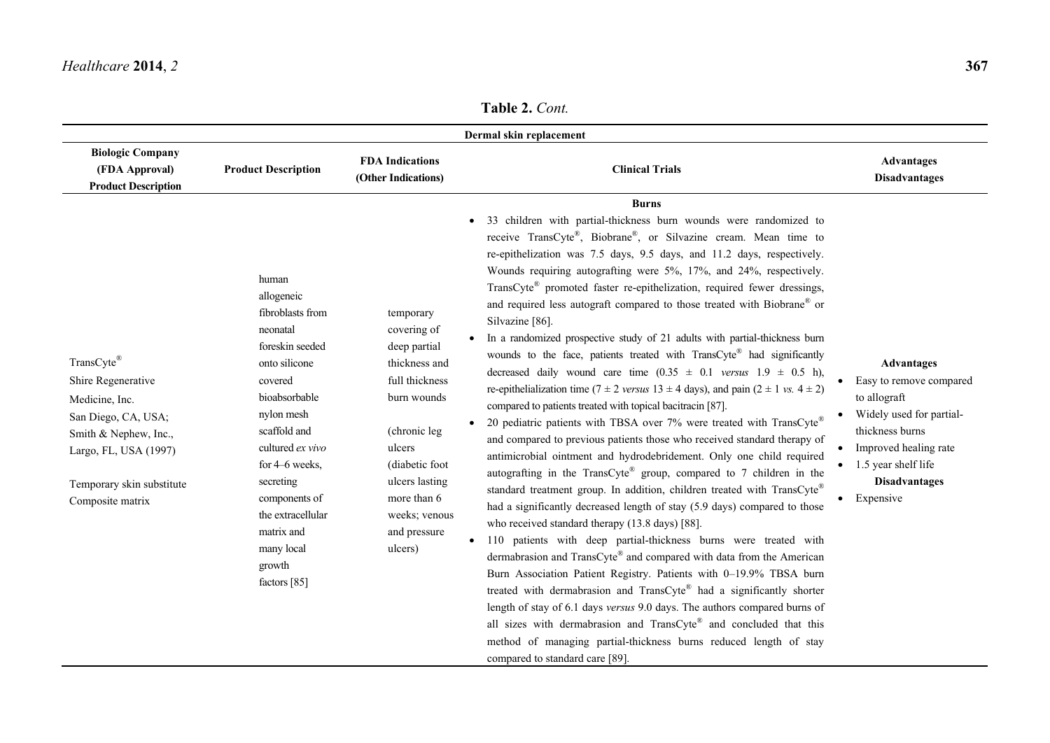**Table 2.** *Cont.*

| Dermal skin replacement | | | | |
|---|---|---|---|---|
| **Biologic Company (FDA Approval) Product Description** | **Product Description** | **FDA Indications (Other Indications)** | **Clinical Trials** | **Advantages Disadvantages** |
| TransCyte® Shire Regenerative Medicine, Inc. San Diego, CA, USA; Smith & Nephew, Inc., Largo, FL, USA (1997) <br><br> Temporary skin substitute Composite matrix | human allogeneic fibroblasts from neonatal foreskin seeded onto silicone covered bioabsorbable nylon mesh scaffold and cultured *ex vivo* for 4–6 weeks, secreting components of the extracellular matrix and many local growth factors [85] | temporary covering of deep partial thickness and full thickness burn wounds <br><br> (chronic leg ulcers (diabetic foot ulcers lasting more than 6 weeks; venous and pressure ulcers) | **Burns** <br> • 33 children with partial-thickness burn wounds were randomized to receive TransCyte®, Biobrane®, or Silvazine cream. Mean time to re-epithelization was 7.5 days, 9.5 days, and 11.2 days, respectively. Wounds requiring autografting were 5%, 17%, and 24%, respectively. TransCyte® promoted faster re-epithelization, required fewer dressings, and required less autograft compared to those treated with Biobrane® or Silvazine [86]. <br> • In a randomized prospective study of 21 adults with partial-thickness burn wounds to the face, patients treated with TransCyte® had significantly decreased daily wound care time ($0.35 \pm 0.1$ *versus* $1.9 \pm 0.5$ h), re-epithelialization time ($7 \pm 2$ *versus* $13 \pm 4$ days), and pain ($2 \pm 1$ *vs.* $4 \pm 2$) compared to patients treated with topical bacitracin [87]. <br> • 20 pediatric patients with TBSA over 7% were treated with TransCyte® and compared to previous patients those who received standard therapy of antimicrobial ointment and hydrodebridement. Only one child required autografting in the TransCyte® group, compared to 7 children in the standard treatment group. In addition, children treated with TransCyte® had a significantly decreased length of stay (5.9 days) compared to those who received standard therapy (13.8 days) [88]. <br> • 110 patients with deep partial-thickness burns were treated with dermabrasion and TransCyte® and compared with data from the American Burn Association Patient Registry. Patients with 0–19.9% TBSA burn treated with dermabrasion and TransCyte® had a significantly shorter length of stay of 6.1 days *versus* 9.0 days. The authors compared burns of all sizes with dermabrasion and TransCyte® and concluded that this method of managing partial-thickness burns reduced length of stay compared to standard care [89]. | **Advantages** <br> • Easy to remove compared to allograft <br> • Widely used for partial-thickness burns <br> • Improved healing rate <br> • 1.5 year shelf life <br> **Disadvantages** <br> • Expensive |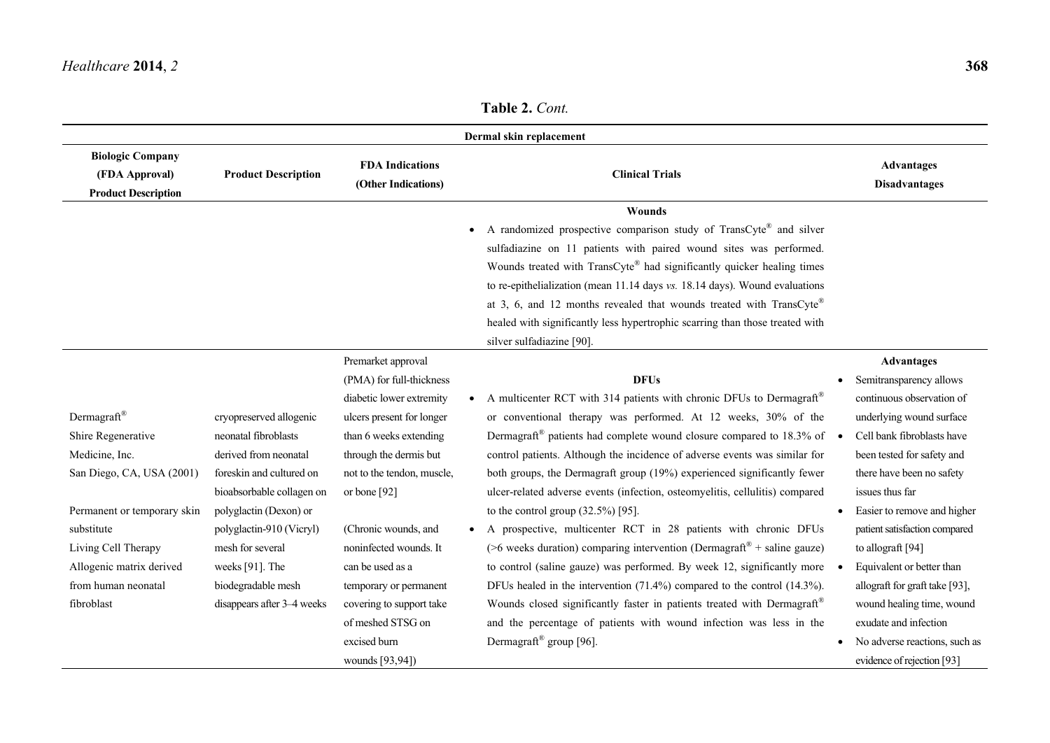**Table 2.** *Cont.*

| Dermal skin replacement | | | | |
|---|---|---|---|---|
| **Biologic Company (FDA Approval) Product Description** | **Product Description** | **FDA Indications (Other Indications)** | **Clinical Trials** | **Advantages Disadvantages** |
| | | | **Wounds**<br>• A randomized prospective comparison study of TransCyte® and silver sulfadiazine on 11 patients with paired wound sites was performed. Wounds treated with TransCyte® had significantly quicker healing times to re-epithelialization (mean 11.14 days *vs.* 18.14 days). Wound evaluations at 3, 6, and 12 months revealed that wounds treated with TransCyte® healed with significantly less hypertrophic scarring than those treated with silver sulfadiazine [90]. | |
| Dermagraft®<br>Shire Regenerative Medicine, Inc.<br>San Diego, CA, USA (2001)<br><br>Permanent or temporary skin substitute<br>Living Cell Therapy<br>Allogenic matrix derived from human neonatal fibroblast | cryopreserved allogenic neonatal fibroblasts derived from neonatal foreskin and cultured on bioabsorbable collagen on polyglactin (Dexon) or polyglactin-910 (Vicryl) mesh for several weeks [91]. The biodegradable mesh disappears after 3–4 weeks | Premarket approval (PMA) for full-thickness diabetic lower extremity ulcers present for longer than 6 weeks extending through the dermis but not to the tendon, muscle, or bone [92]<br><br>(Chronic wounds, and noninfected wounds. It can be used as a temporary or permanent covering to support take of meshed STSG on excised burn wounds [93,94]) | **DFUs**<br>• A multicenter RCT with 314 patients with chronic DFUs to Dermagraft® or conventional therapy was performed. At 12 weeks, 30% of the Dermagraft® patients had complete wound closure compared to 18.3% of control patients. Although the incidence of adverse events was similar for both groups, the Dermagraft group (19%) experienced significantly fewer ulcer-related adverse events (infection, osteomyelitis, cellulitis) compared to the control group (32.5%) [95].<br>• A prospective, multicenter RCT in 28 patients with chronic DFUs (>6 weeks duration) comparing intervention (Dermagraft® + saline gauze) to control (saline gauze) was performed. By week 12, significantly more DFUs healed in the intervention (71.4%) compared to the control (14.3%). Wounds closed significantly faster in patients treated with Dermagraft® and the percentage of patients with wound infection was less in the Dermagraft® group [96]. | **Advantages**<br>• Semitransparency allows continuous observation of underlying wound surface<br>• Cell bank fibroblasts have been tested for safety and there have been no safety issues thus far<br>• Easier to remove and higher patient satisfaction compared to allograft [94]<br>• Equivalent or better than allograft for graft take [93], wound healing time, wound exudate and infection<br>• No adverse reactions, such as evidence of rejection [93] |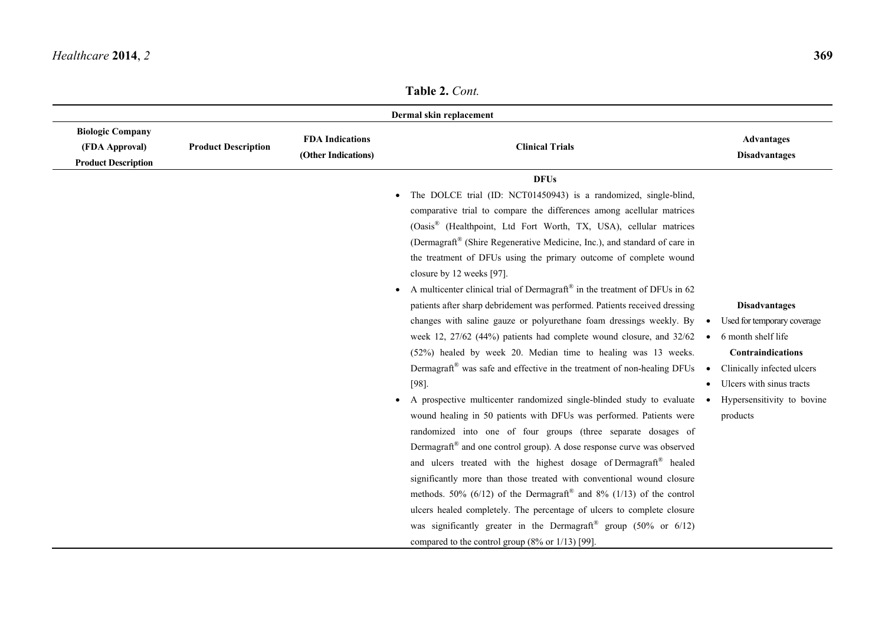**Table 2.** *Cont.*

| Dermal skin replacement | | | | |
|---|---|---|---|---|
| **Biologic Company (FDA Approval) Product Description** | **Product Description** | **FDA Indications (Other Indications)** | **Clinical Trials** | **Advantages Disadvantages** |
| | | | **DFUs** <br> • The DOLCE trial (ID: NCT01450943) is a randomized, single-blind, comparative trial to compare the differences among acellular matrices (Oasis® (Healthpoint, Ltd Fort Worth, TX, USA), cellular matrices (Dermagraft® (Shire Regenerative Medicine, Inc.), and standard of care in the treatment of DFUs using the primary outcome of complete wound closure by 12 weeks [97]. <br> • A multicenter clinical trial of Dermagraft® in the treatment of DFUs in 62 patients after sharp debridement was performed. Patients received dressing changes with saline gauze or polyurethane foam dressings weekly. By week 12, 27/62 (44%) patients had complete wound closure, and 32/62 (52%) healed by week 20. Median time to healing was 13 weeks. Dermagraft® was safe and effective in the treatment of non-healing DFUs [98]. <br> • A prospective multicenter randomized single-blinded study to evaluate wound healing in 50 patients with DFUs was performed. Patients were randomized into one of four groups (three separate dosages of Dermagraft® and one control group). A dose response curve was observed and ulcers treated with the highest dosage of Dermagraft® healed significantly more than those treated with conventional wound closure methods. 50% (6/12) of the Dermagraft® and 8% (1/13) of the control ulcers healed completely. The percentage of ulcers to complete closure was significantly greater in the Dermagraft® group (50% or 6/12) compared to the control group (8% or 1/13) [99]. | **Disadvantages** <br> • Used for temporary coverage <br> • 6 month shelf life <br> **Contraindications** <br> • Clinically infected ulcers <br> • Ulcers with sinus tracts <br> • Hypersensitivity to bovine products |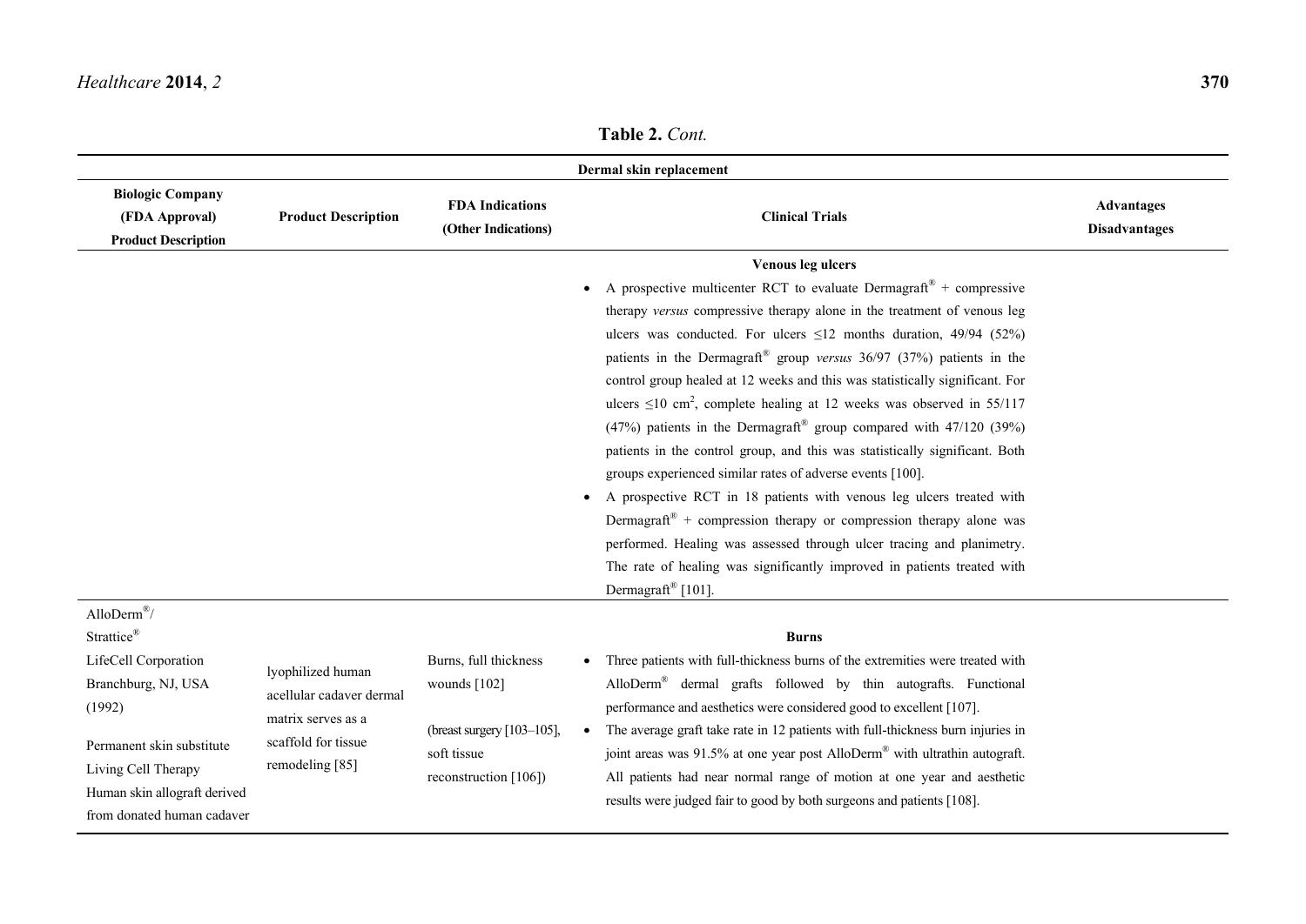**Table 2.** *Cont.*

| Dermal skin replacement | | | | |
|---|---|---|---|---|
| **Biologic Company (FDA Approval) Product Description** | **Product Description** | **FDA Indications (Other Indications)** | **Clinical Trials** | **Advantages Disadvantages** |
| | | | **Venous leg ulcers** <br> • A prospective multicenter RCT to evaluate Dermagraft® + compressive therapy *versus* compressive therapy alone in the treatment of venous leg ulcers was conducted. For ulcers ≤12 months duration, 49/94 (52%) patients in the Dermagraft® group *versus* 36/97 (37%) patients in the control group healed at 12 weeks and this was statistically significant. For ulcers ≤10 cm$^2$, complete healing at 12 weeks was observed in 55/117 (47%) patients in the Dermagraft® group compared with 47/120 (39%) patients in the control group, and this was statistically significant. Both groups experienced similar rates of adverse events [100]. <br> • A prospective RCT in 18 patients with venous leg ulcers treated with Dermagraft® + compression therapy or compression therapy alone was performed. Healing was assessed through ulcer tracing and planimetry. The rate of healing was significantly improved in patients treated with Dermagraft® [101]. | |
| AlloDerm®/ Strattice® <br> LifeCell Corporation <br> Branchburg, NJ, USA <br> (1992) <br><br> Permanent skin substitute <br> Living Cell Therapy <br> Human skin allograft derived from donated human cadaver | lyophilized human acellular cadaver dermal matrix serves as a scaffold for tissue remodeling [85] | Burns, full thickness wounds [102] <br><br> (breast surgery [103–105], soft tissue reconstruction [106]) | **Burns** <br> • Three patients with full-thickness burns of the extremities were treated with AlloDerm® dermal grafts followed by thin autografts. Functional performance and aesthetics were considered good to excellent [107]. <br> • The average graft take rate in 12 patients with full-thickness burn injuries in joint areas was 91.5% at one year post AlloDerm® with ultrathin autograft. All patients had near normal range of motion at one year and aesthetic results were judged fair to good by both surgeons and patients [108]. | |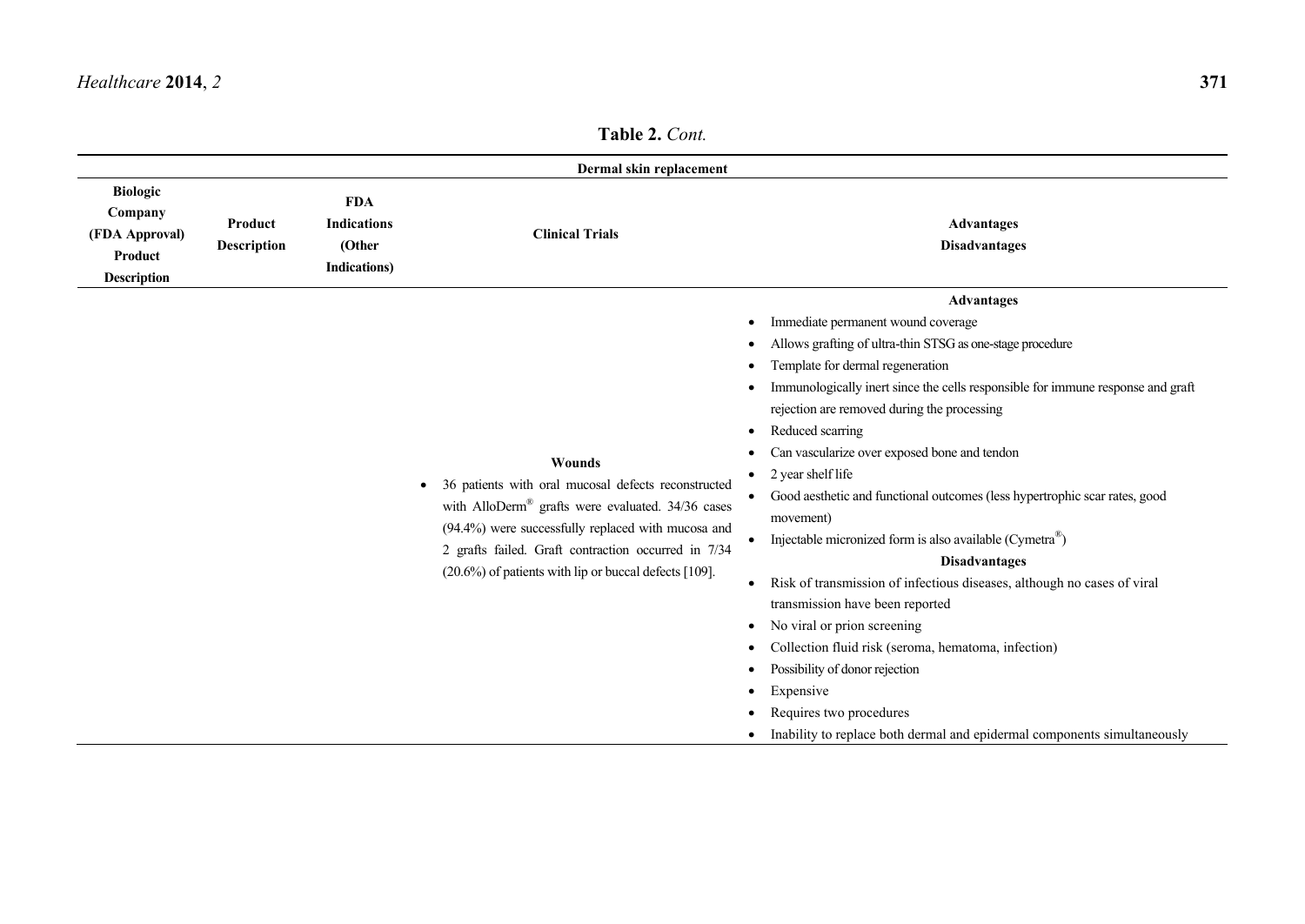**Table 2.** *Cont.*

| Dermal skin replacement | | | | |
|---|---|---|---|---|
| **Biologic Company (FDA Approval) Product Description** | **Product Description** | **FDA Indications (Other Indications)** | **Clinical Trials** | **Advantages Disadvantages** |
| | | | **Wounds** <br>• 36 patients with oral mucosal defects reconstructed with AlloDerm® grafts were evaluated. 34/36 cases (94.4%) were successfully replaced with mucosa and 2 grafts failed. Graft contraction occurred in 7/34 (20.6%) of patients with lip or buccal defects [109]. | **Advantages** <br>• Immediate permanent wound coverage <br>• Allows grafting of ultra-thin STSG as one-stage procedure <br>• Template for dermal regeneration <br>• Immunologically inert since the cells responsible for immune response and graft rejection are removed during the processing <br>• Reduced scarring <br>• Can vascularize over exposed bone and tendon <br>• 2 year shelf life <br>• Good aesthetic and functional outcomes (less hypertrophic scar rates, good movement) <br>• Injectable micronized form is also available (Cymetra®) <br>**Disadvantages** <br>• Risk of transmission of infectious diseases, although no cases of viral transmission have been reported <br>• No viral or prion screening <br>• Collection fluid risk (seroma, hematoma, infection) <br>• Possibility of donor rejection <br>• Expensive <br>• Requires two procedures <br>• Inability to replace both dermal and epidermal components simultaneously |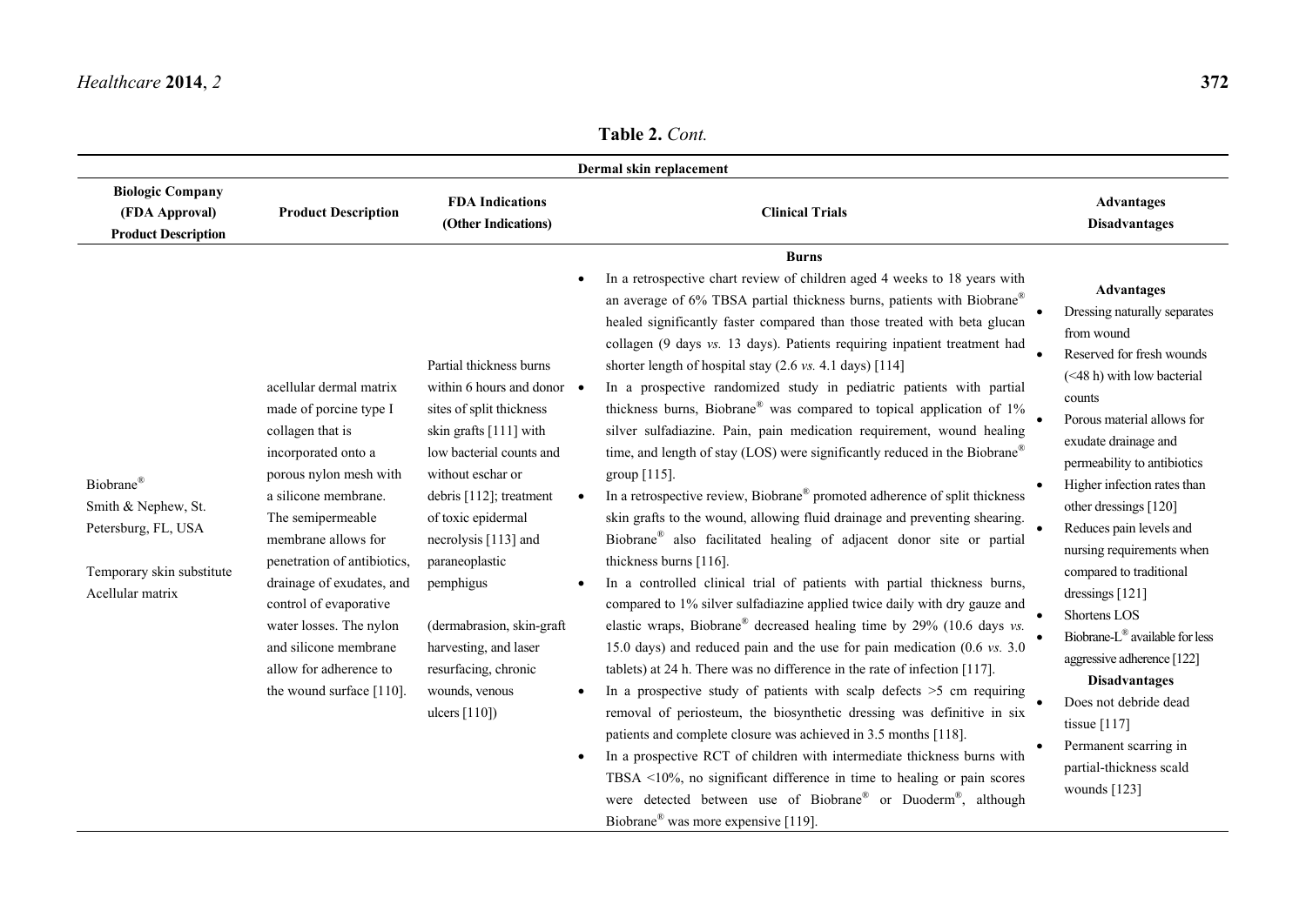**Table 2.** *Cont.*

| Dermal skin replacement | | | | |
|---|---|---|---|---|
| **Biologic Company (FDA Approval) Product Description** | **Product Description** | **FDA Indications (Other Indications)** | **Clinical Trials** | **Advantages Disadvantages** |
| | | | **Burns** | |
| Biobrane® Smith & Nephew, St. Petersburg, FL, USA<br><br>Temporary skin substitute Acellular matrix | acellular dermal matrix made of porcine type I collagen that is incorporated onto a porous nylon mesh with a silicone membrane. The semipermeable membrane allows for penetration of antibiotics, drainage of exudates, and control of evaporative water losses. The nylon and silicone membrane allow for adherence to the wound surface [110]. | Partial thickness burns within 6 hours and donor sites of split thickness skin grafts [111] with low bacterial counts and without eschar or debris [112]; treatment of toxic epidermal necrolysis [113] and paraneoplastic pemphigus<br><br>(dermabrasion, skin-graft harvesting, and laser resurfacing, chronic wounds, venous ulcers [110]) | • In a retrospective chart review of children aged 4 weeks to 18 years with an average of 6% TBSA partial thickness burns, patients with Biobrane® healed significantly faster compared than those treated with beta glucan collagen (9 days *vs.* 13 days). Patients requiring inpatient treatment had shorter length of hospital stay (2.6 *vs.* 4.1 days) [114]<br>• In a prospective randomized study in pediatric patients with partial thickness burns, Biobrane® was compared to topical application of 1% silver sulfadiazine. Pain, pain medication requirement, wound healing time, and length of stay (LOS) were significantly reduced in the Biobrane® group [115].<br>• In a retrospective review, Biobrane® promoted adherence of split thickness skin grafts to the wound, allowing fluid drainage and preventing shearing. Biobrane® also facilitated healing of adjacent donor site or partial thickness burns [116].<br>• In a controlled clinical trial of patients with partial thickness burns, compared to 1% silver sulfadiazine applied twice daily with dry gauze and elastic wraps, Biobrane® decreased healing time by 29% (10.6 days *vs.* 15.0 days) and reduced pain and the use for pain medication (0.6 *vs.* 3.0 tablets) at 24 h. There was no difference in the rate of infection [117].<br>• In a prospective study of patients with scalp defects >5 cm requiring removal of periosteum, the biosynthetic dressing was definitive in six patients and complete closure was achieved in 3.5 months [118].<br>• In a prospective RCT of children with intermediate thickness burns with TBSA <10%, no significant difference in time to healing or pain scores were detected between use of Biobrane® or Duoderm®, although Biobrane® was more expensive [119]. | **Advantages**<br>• Dressing naturally separates from wound<br>• Reserved for fresh wounds (<48 h) with low bacterial counts<br>• Porous material allows for exudate drainage and permeability to antibiotics<br>• Higher infection rates than other dressings [120]<br>• Reduces pain levels and nursing requirements when compared to traditional dressings [121]<br>• Shortens LOS<br>• Biobrane-L® available for less aggressive adherence [122]<br>**Disadvantages**<br>• Does not debride dead tissue [117]<br>• Permanent scarring in partial-thickness scald wounds [123] |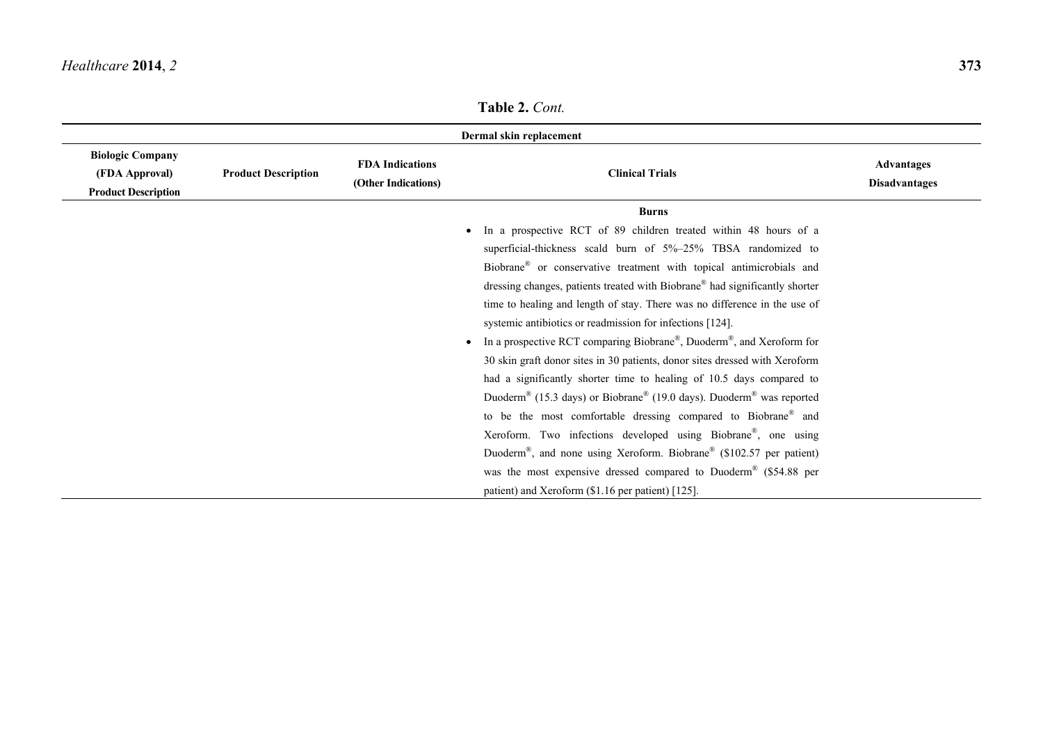**Table 2.** *Cont.*

| Dermal skin replacement | | | | |
|---|---|---|---|---|
| **Biologic Company (FDA Approval) Product Description** | **Product Description** | **FDA Indications (Other Indications)** | **Clinical Trials** | **Advantages Disadvantages** |
| | | | **Burns** <br> • In a prospective RCT of 89 children treated within 48 hours of a superficial-thickness scald burn of 5%–25% TBSA randomized to Biobrane® or conservative treatment with topical antimicrobials and dressing changes, patients treated with Biobrane® had significantly shorter time to healing and length of stay. There was no difference in the use of systemic antibiotics or readmission for infections [124]. <br> • In a prospective RCT comparing Biobrane®, Duoderm®, and Xeroform for 30 skin graft donor sites in 30 patients, donor sites dressed with Xeroform had a significantly shorter time to healing of 10.5 days compared to Duoderm® (15.3 days) or Biobrane® (19.0 days). Duoderm® was reported to be the most comfortable dressing compared to Biobrane® and Xeroform. Two infections developed using Biobrane®, one using Duoderm®, and none using Xeroform. Biobrane® ($102.57 per patient) was the most expensive dressed compared to Duoderm® ($54.88 per patient) and Xeroform ($1.16 per patient) [125]. | |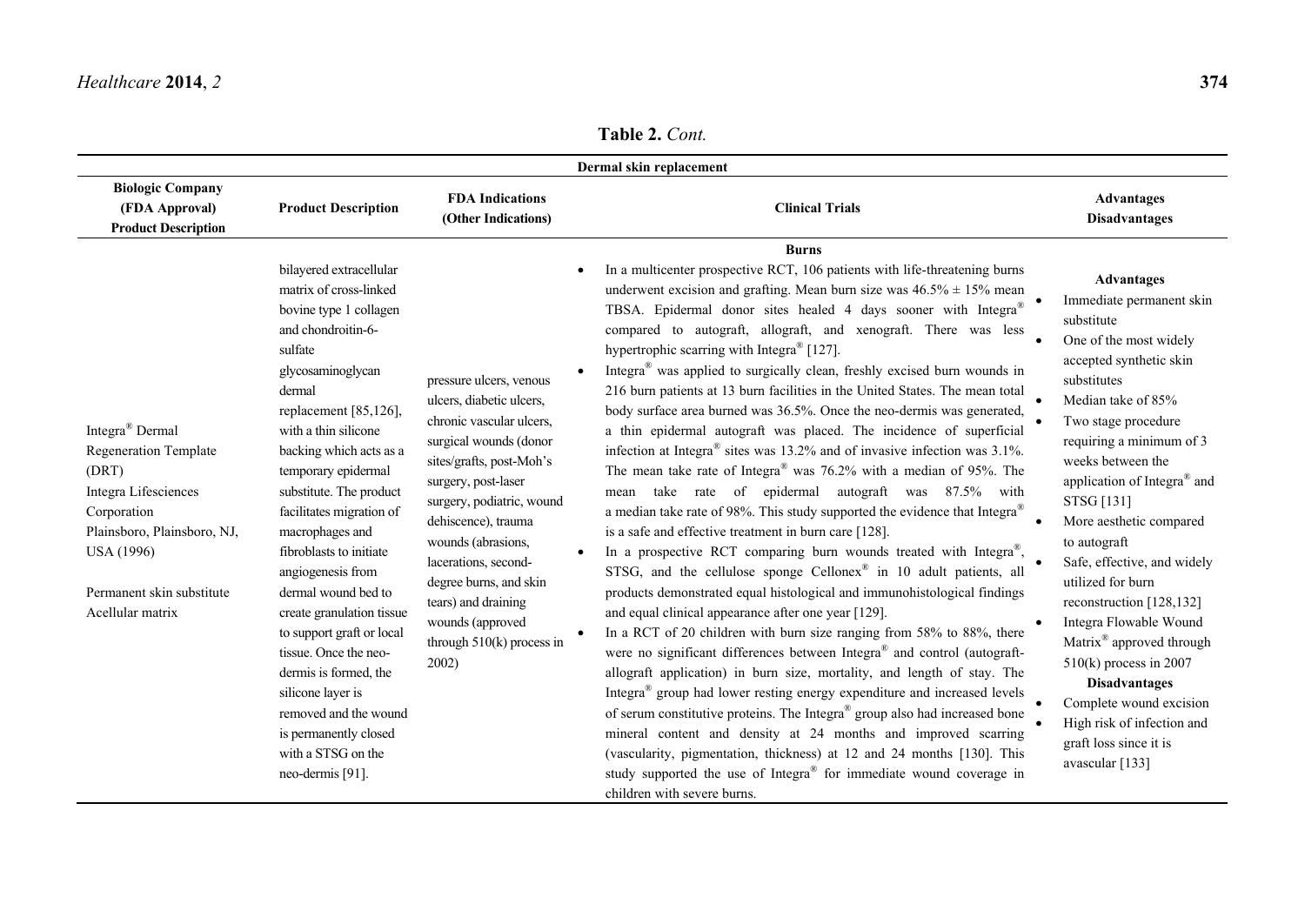**Table 2.** *Cont.*

| Dermal skin replacement | | | | |
|---|---|---|---|---|
| **Biologic Company (FDA Approval) Product Description** | **Product Description** | **FDA Indications (Other Indications)** | **Clinical Trials** | **Advantages Disadvantages** |
| Integra® Dermal Regeneration Template (DRT) Integra Lifesciences Corporation Plainsboro, Plainsboro, NJ, USA (1996)<br><br>Permanent skin substitute Acellular matrix | bilayered extracellular matrix of cross-linked bovine type 1 collagen and chondroitin-6-sulfate glycosaminoglycan dermal replacement [85,126], with a thin silicone backing which acts as a temporary epidermal substitute. The product facilitates migration of macrophages and fibroblasts to initiate angiogenesis from dermal wound bed to create granulation tissue to support graft or local tissue. Once the neo-dermis is formed, the silicone layer is removed and the wound is permanently closed with a STSG on the neo-dermis [91]. | pressure ulcers, venous ulcers, diabetic ulcers, chronic vascular ulcers, surgical wounds (donor sites/grafts, post-Moh's surgery, post-laser surgery, podiatric, wound dehiscence), trauma wounds (abrasions, lacerations, second-degree burns, and skin tears) and draining wounds (approved through 510(k) process in 2002) | **Burns**<br>• In a multicenter prospective RCT, 106 patients with life-threatening burns underwent excision and grafting. Mean burn size was 46.5% ± 15% mean TBSA. Epidermal donor sites healed 4 days sooner with Integra® compared to autograft, allograft, and xenograft. There was less hypertrophic scarring with Integra® [127].<br>• Integra® was applied to surgically clean, freshly excised burn wounds in 216 burn patients at 13 burn facilities in the United States. The mean total body surface area burned was 36.5%. Once the neo-dermis was generated, a thin epidermal autograft was placed. The incidence of superficial infection at Integra® sites was 13.2% and of invasive infection was 3.1%. The mean take rate of Integra® was 76.2% with a median of 95%. The mean take rate of epidermal autograft was 87.5% with a median take rate of 98%. This study supported the evidence that Integra® is a safe and effective treatment in burn care [128].<br>• In a prospective RCT comparing burn wounds treated with Integra®, STSG, and the cellulose sponge Cellonex® in 10 adult patients, all products demonstrated equal histological and immunohistological findings and equal clinical appearance after one year [129].<br>• In a RCT of 20 children with burn size ranging from 58% to 88%, there were no significant differences between Integra® and control (autograft-allograft application) in burn size, mortality, and length of stay. The Integra® group had lower resting energy expenditure and increased levels of serum constitutive proteins. The Integra® group also had increased bone mineral content and density at 24 months and improved scarring (vascularity, pigmentation, thickness) at 12 and 24 months [130]. This study supported the use of Integra® for immediate wound coverage in children with severe burns. | **Advantages**<br>• Immediate permanent skin substitute<br>• One of the most widely accepted synthetic skin substitutes<br>• Median take of 85%<br>• Two stage procedure requiring a minimum of 3 weeks between the application of Integra® and STSG [131]<br>• More aesthetic compared to autograft<br>• Safe, effective, and widely utilized for burn reconstruction [128,132]<br>• Integra Flowable Wound Matrix® approved through 510(k) process in 2007<br>**Disadvantages**<br>• Complete wound excision<br>• High risk of infection and graft loss since it is avascular [133] |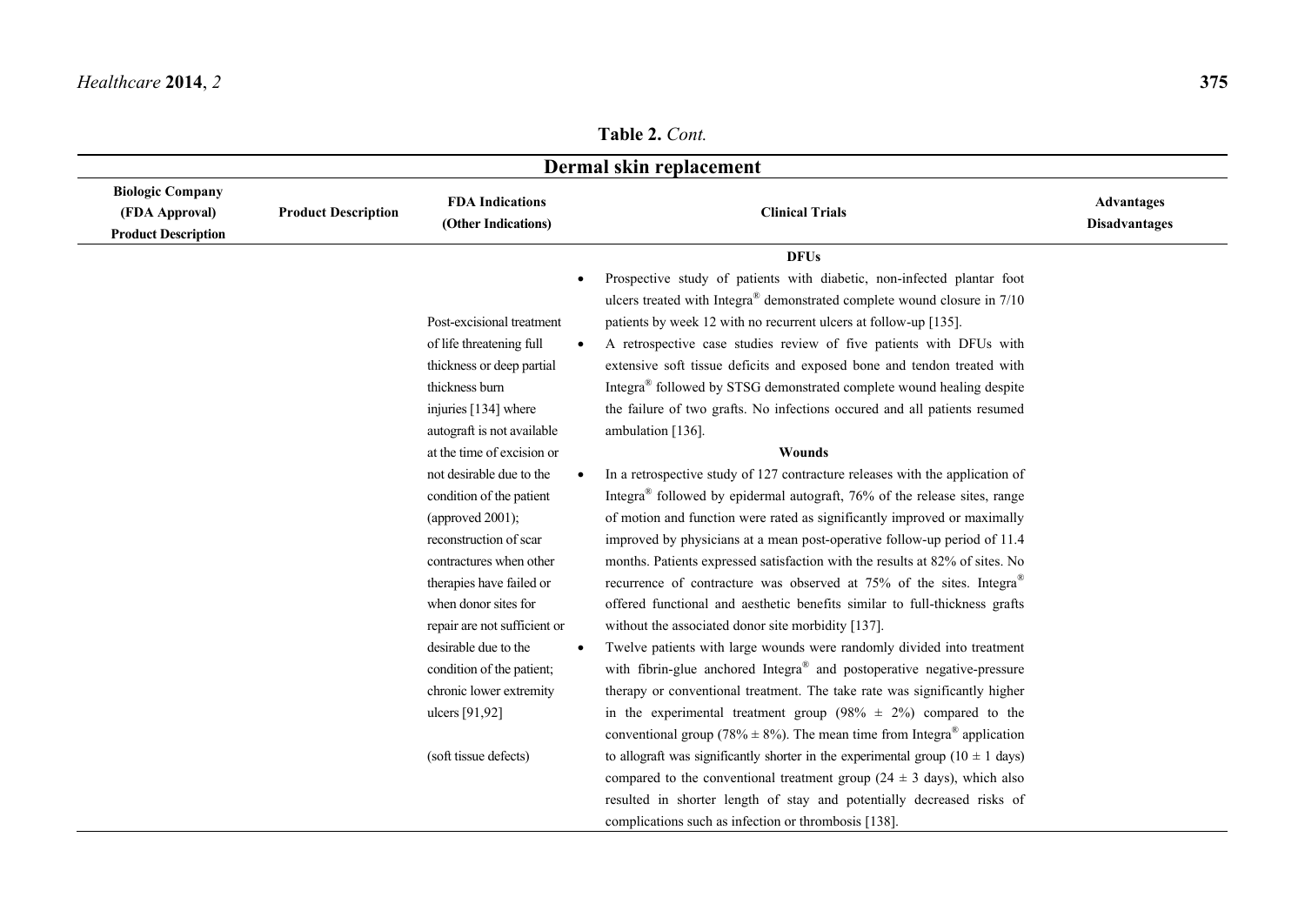**Table 2.** *Cont.*

| Dermal skin replacement | | | | |
|---|---|---|---|---|
| **Biologic Company (FDA Approval) Product Description** | **Product Description** | **FDA Indications (Other Indications)** | **Clinical Trials** | **Advantages Disadvantages** |
| | | Post-excisional treatment of life threatening full thickness or deep partial thickness burn injuries [134] where autograft is not available at the time of excision or not desirable due to the condition of the patient (approved 2001); reconstruction of scar contractures when other therapies have failed or when donor sites for repair are not sufficient or desirable due to the condition of the patient; chronic lower extremity ulcers [91,92] <br><br> (soft tissue defects) | **DFUs** <br> • Prospective study of patients with diabetic, non-infected plantar foot ulcers treated with Integra® demonstrated complete wound closure in 7/10 patients by week 12 with no recurrent ulcers at follow-up [135]. <br> • A retrospective case studies review of five patients with DFUs with extensive soft tissue deficits and exposed bone and tendon treated with Integra® followed by STSG demonstrated complete wound healing despite the failure of two grafts. No infections occured and all patients resumed ambulation [136]. <br> **Wounds** <br> • In a retrospective study of 127 contracture releases with the application of Integra® followed by epidermal autograft, 76% of the release sites, range of motion and function were rated as significantly improved or maximally improved by physicians at a mean post-operative follow-up period of 11.4 months. Patients expressed satisfaction with the results at 82% of sites. No recurrence of contracture was observed at 75% of the sites. Integra® offered functional and aesthetic benefits similar to full-thickness grafts without the associated donor site morbidity [137]. <br> • Twelve patients with large wounds were randomly divided into treatment with fibrin-glue anchored Integra® and postoperative negative-pressure therapy or conventional treatment. The take rate was significantly higher in the experimental treatment group (98% ± 2%) compared to the conventional group (78% ± 8%). The mean time from Integra® application to allograft was significantly shorter in the experimental group (10 ± 1 days) compared to the conventional treatment group (24 ± 3 days), which also resulted in shorter length of stay and potentially decreased risks of complications such as infection or thrombosis [138]. | |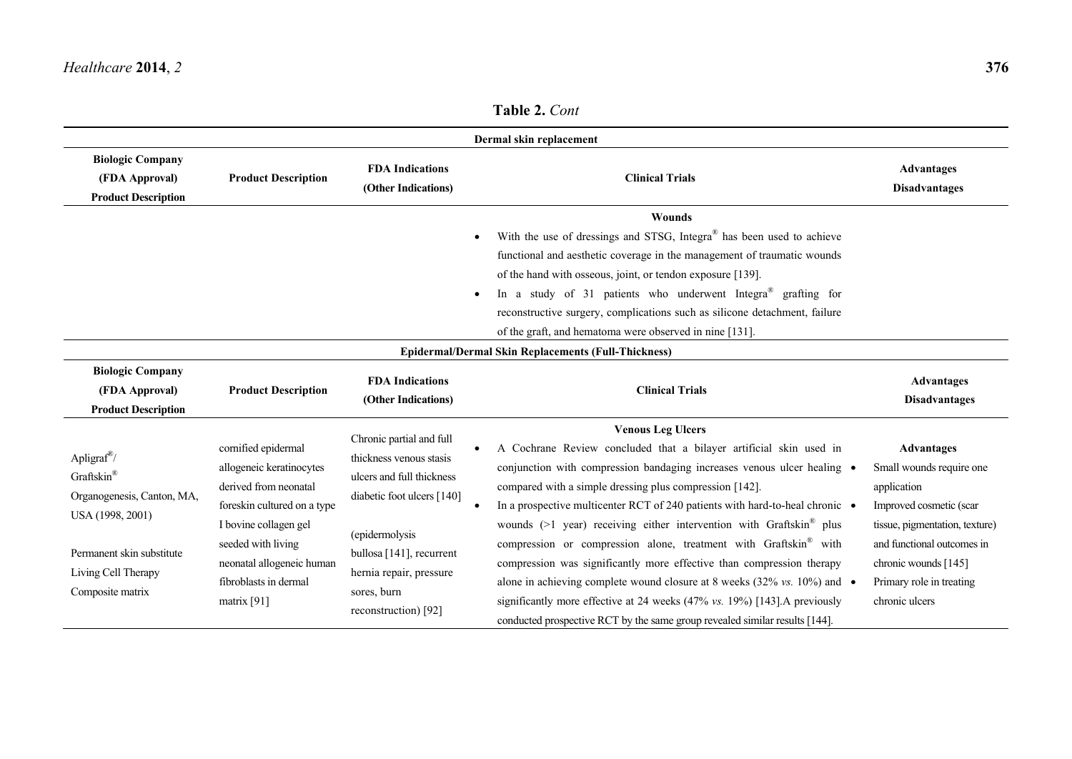**Table 2.** *Cont*

| Dermal skin replacement | | | | |
|---|---|---|---|---|
| **Biologic Company (FDA Approval) Product Description** | **Product Description** | **FDA Indications (Other Indications)** | **Clinical Trials** | **Advantages Disadvantages** |
| | | | **Wounds** <br>• With the use of dressings and STSG, Integra® has been used to achieve functional and aesthetic coverage in the management of traumatic wounds of the hand with osseous, joint, or tendon exposure [139]. <br>• In a study of 31 patients who underwent Integra® grafting for reconstructive surgery, complications such as silicone detachment, failure of the graft, and hematoma were observed in nine [131]. | |
| **Epidermal/Dermal Skin Replacements (Full-Thickness)** | | | | |
| **Biologic Company (FDA Approval) Product Description** | **Product Description** | **FDA Indications (Other Indications)** | **Clinical Trials** | **Advantages Disadvantages** |
| Apligraf®/ Graftskin® Organogenesis, Canton, MA, USA (1998, 2001) <br><br> Permanent skin substitute Living Cell Therapy Composite matrix | cornified epidermal allogeneic keratinocytes derived from neonatal foreskin cultured on a type I bovine collagen gel seeded with living neonatal allogeneic human fibroblasts in dermal matrix [91] | Chronic partial and full thickness venous stasis ulcers and full thickness diabetic foot ulcers [140] <br><br> (epidermolysis bullosa [141], recurrent hernia repair, pressure sores, burn reconstruction) [92] | **Venous Leg Ulcers** <br>• A Cochrane Review concluded that a bilayer artificial skin used in conjunction with compression bandaging increases venous ulcer healing compared with a simple dressing plus compression [142]. <br>• In a prospective multicenter RCT of 240 patients with hard-to-heal chronic wounds (>1 year) receiving either intervention with Graftskin® plus compression or compression alone, treatment with Graftskin® with compression was significantly more effective than compression therapy alone in achieving complete wound closure at 8 weeks (32% *vs.* 10%) and significantly more effective at 24 weeks (47% *vs.* 19%) [143]. A previously conducted prospective RCT by the same group revealed similar results [144]. | **Advantages** <br>• Small wounds require one application <br>• Improved cosmetic (scar tissue, pigmentation, texture) and functional outcomes in chronic wounds [145] <br>• Primary role in treating chronic ulcers |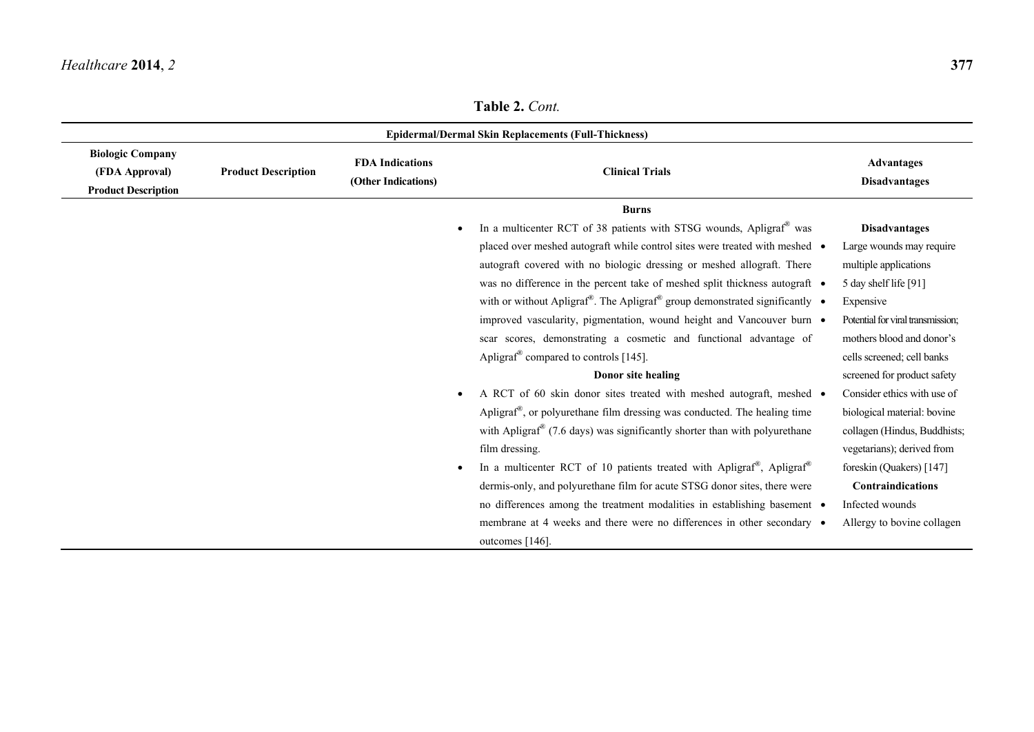**Table 2.** *Cont.*

| Epidermal/Dermal Skin Replacements (Full-Thickness) | | | | |
|---|---|---|---|---|
| **Biologic Company (FDA Approval) Product Description** | **Product Description** | **FDA Indications (Other Indications)** | **Clinical Trials** | **Advantages Disadvantages** |
| | | | **Burns**<br>• In a multicenter RCT of 38 patients with STSG wounds, Apligraf® was placed over meshed autograft while control sites were treated with meshed autograft covered with no biologic dressing or meshed allograft. There was no difference in the percent take of meshed split thickness autograft with or without Apligraf®. The Apligraf® group demonstrated significantly improved vascularity, pigmentation, wound height and Vancouver burn scar scores, demonstrating a cosmetic and functional advantage of Apligraf® compared to controls [145].<br>**Donor site healing**<br>• A RCT of 60 skin donor sites treated with meshed autograft, meshed Apligraf®, or polyurethane film dressing was conducted. The healing time with Apligraf® (7.6 days) was significantly shorter than with polyurethane film dressing.<br>• In a multicenter RCT of 10 patients treated with Apligraf®, Apligraf® dermis-only, and polyurethane film for acute STSG donor sites, there were no differences among the treatment modalities in establishing basement membrane at 4 weeks and there were no differences in other secondary outcomes [146]. | **Disadvantages**<br>• Large wounds may require multiple applications<br>• 5 day shelf life [91]<br>• Expensive<br>• Potential for viral transmission; mothers blood and donor's cells screened; cell banks screened for product safety<br>• Consider ethics with use of biological material: bovine collagen (Hindus, Buddhists; vegetarians); derived from foreskin (Quakers) [147]<br>**Contraindications**<br>• Infected wounds<br>• Allergy to bovine collagen |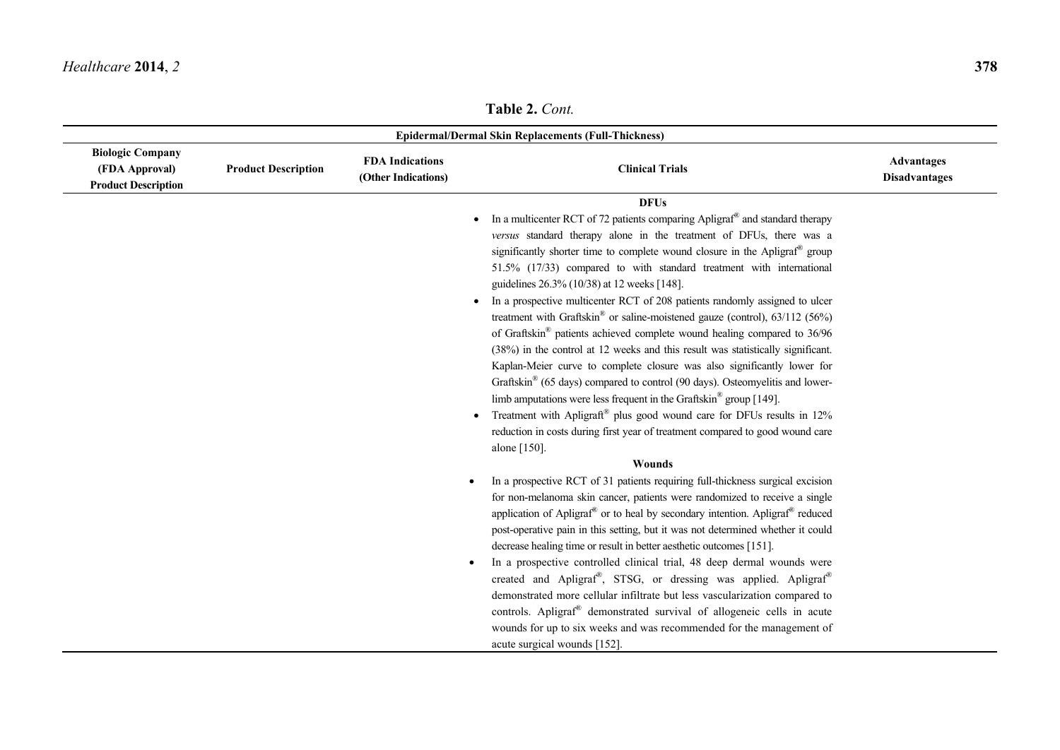**Table 2.** *Cont.*

| Epidermal/Dermal Skin Replacements (Full-Thickness) | | | | |
|---|---|---|---|---|
| **Biologic Company (FDA Approval) Product Description** | **Product Description** | **FDA Indications (Other Indications)** | **Clinical Trials** | **Advantages Disadvantages** |
| | | | **DFUs**<br>• In a multicenter RCT of 72 patients comparing Apligraf® and standard therapy *versus* standard therapy alone in the treatment of DFUs, there was a significantly shorter time to complete wound closure in the Apligraf® group 51.5% (17/33) compared to with standard treatment with international guidelines 26.3% (10/38) at 12 weeks [148].<br>• In a prospective multicenter RCT of 208 patients randomly assigned to ulcer treatment with Graftskin® or saline-moistened gauze (control), 63/112 (56%) of Graftskin® patients achieved complete wound healing compared to 36/96 (38%) in the control at 12 weeks and this result was statistically significant. Kaplan-Meier curve to complete closure was also significantly lower for Graftskin® (65 days) compared to control (90 days). Osteomyelitis and lower-limb amputations were less frequent in the Graftskin® group [149].<br>• Treatment with Apligraft® plus good wound care for DFUs results in 12% reduction in costs during first year of treatment compared to good wound care alone [150].<br>**Wounds**<br>• In a prospective RCT of 31 patients requiring full-thickness surgical excision for non-melanoma skin cancer, patients were randomized to receive a single application of Apligraf® or to heal by secondary intention. Apligraf® reduced post-operative pain in this setting, but it was not determined whether it could decrease healing time or result in better aesthetic outcomes [151].<br>• In a prospective controlled clinical trial, 48 deep dermal wounds were created and Apligraf®, STSG, or dressing was applied. Apligraf® demonstrated more cellular infiltrate but less vascularization compared to controls. Apligraf® demonstrated survival of allogeneic cells in acute wounds for up to six weeks and was recommended for the management of acute surgical wounds [152]. | |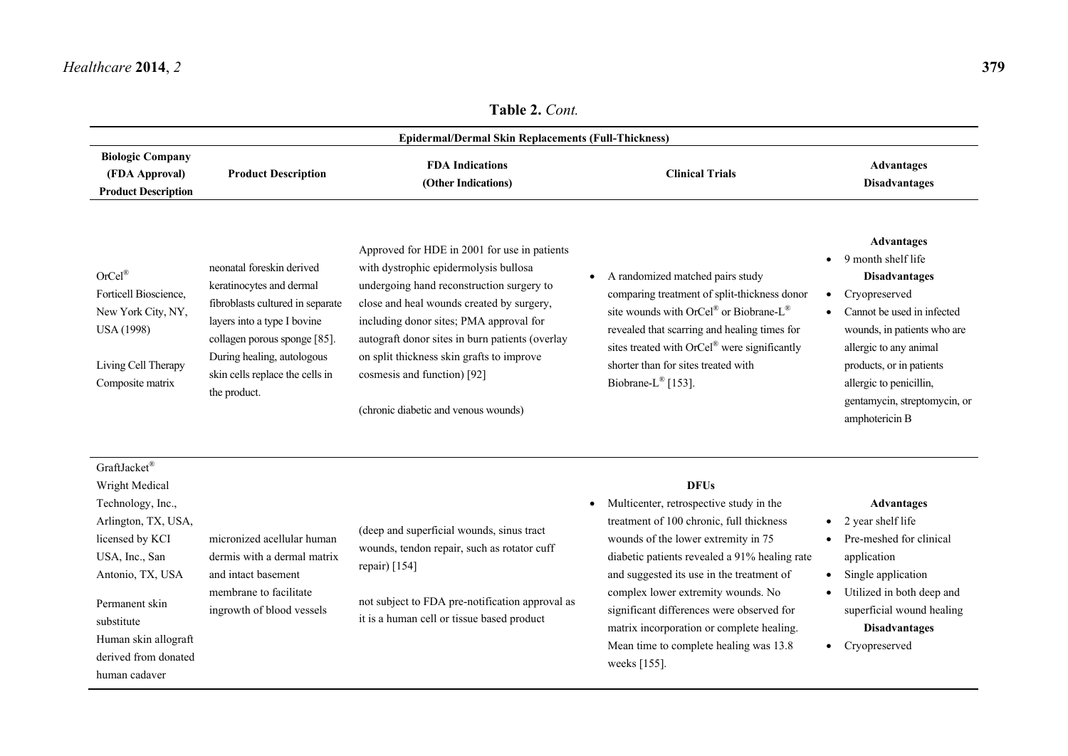**Table 2.** *Cont.*

| Epidermal/Dermal Skin Replacements (Full-Thickness) | | | | |
|---|---|---|---|---|
| **Biologic Company (FDA Approval) Product Description** | **Product Description** | **FDA Indications (Other Indications)** | **Clinical Trials** | **Advantages Disadvantages** |
| OrCel® Forticell Bioscience, New York City, NY, USA (1998) <br><br> Living Cell Therapy Composite matrix | neonatal foreskin derived keratinocytes and dermal fibroblasts cultured in separate layers into a type I bovine collagen porous sponge [85]. During healing, autologous skin cells replace the cells in the product. | Approved for HDE in 2001 for use in patients with dystrophic epidermolysis bullosa undergoing hand reconstruction surgery to close and heal wounds created by surgery, including donor sites; PMA approval for autograft donor sites in burn patients (overlay on split thickness skin grafts to improve cosmesis and function) [92] <br><br> (chronic diabetic and venous wounds) | • A randomized matched pairs study comparing treatment of split-thickness donor site wounds with OrCel® or Biobrane-L® revealed that scarring and healing times for sites treated with OrCel® were significantly shorter than for sites treated with Biobrane-L® [153]. | **Advantages** <br> • 9 month shelf life <br> **Disadvantages** <br> • Cryopreserved <br> • Cannot be used in infected wounds, in patients who are allergic to any animal products, or in patients allergic to penicillin, gentamycin, streptomycin, or amphotericin B |
| GraftJacket® Wright Medical Technology, Inc., Arlington, TX, USA, licensed by KCI USA, Inc., San Antonio, TX, USA <br><br> Permanent skin substitute <br> Human skin allograft derived from donated human cadaver | micronized acellular human dermis with a dermal matrix and intact basement membrane to facilitate ingrowth of blood vessels | (deep and superficial wounds, sinus tract wounds, tendon repair, such as rotator cuff repair) [154] <br><br> not subject to FDA pre-notification approval as it is a human cell or tissue based product | **DFUs** <br> • Multicenter, retrospective study in the treatment of 100 chronic, full thickness wounds of the lower extremity in 75 diabetic patients revealed a 91% healing rate and suggested its use in the treatment of complex lower extremity wounds. No significant differences were observed for matrix incorporation or complete healing. Mean time to complete healing was 13.8 weeks [155]. | **Advantages** <br> • 2 year shelf life <br> • Pre-meshed for clinical application <br> • Single application <br> • Utilized in both deep and superficial wound healing <br> **Disadvantages** <br> • Cryopreserved |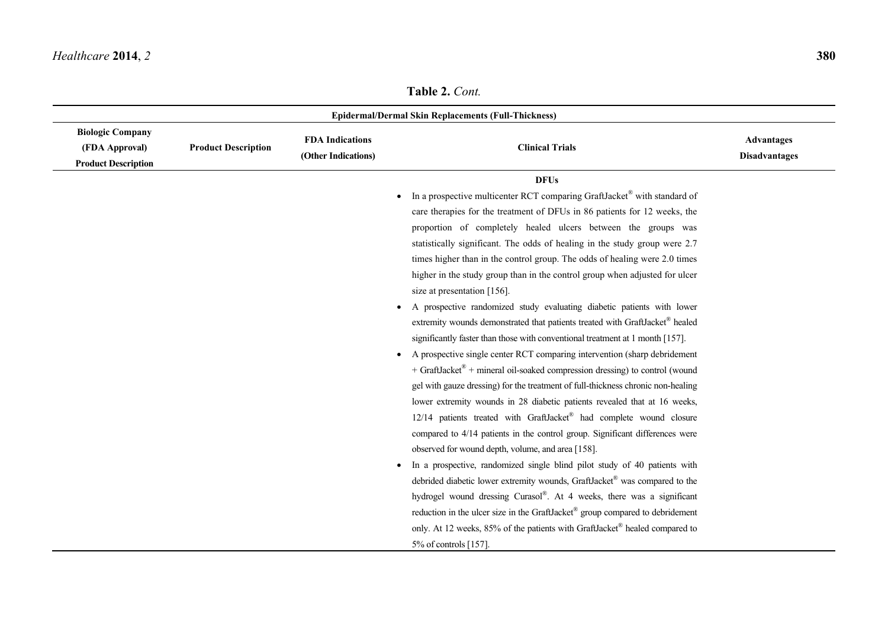**Table 2.** *Cont.*

| Epidermal/Dermal Skin Replacements (Full-Thickness) | | | | |
|---|---|---|---|---|
| **Biologic Company (FDA Approval) Product Description** | **Product Description** | **FDA Indications (Other Indications)** | **Clinical Trials** | **Advantages Disadvantages** |
| | | | **DFUs**<br>• In a prospective multicenter RCT comparing GraftJacket® with standard of care therapies for the treatment of DFUs in 86 patients for 12 weeks, the proportion of completely healed ulcers between the groups was statistically significant. The odds of healing in the study group were 2.7 times higher than in the control group. The odds of healing were 2.0 times higher in the study group than in the control group when adjusted for ulcer size at presentation [156].<br>• A prospective randomized study evaluating diabetic patients with lower extremity wounds demonstrated that patients treated with GraftJacket® healed significantly faster than those with conventional treatment at 1 month [157].<br>• A prospective single center RCT comparing intervention (sharp debridement + GraftJacket® + mineral oil-soaked compression dressing) to control (wound gel with gauze dressing) for the treatment of full-thickness chronic non-healing lower extremity wounds in 28 diabetic patients revealed that at 16 weeks, 12/14 patients treated with GraftJacket® had complete wound closure compared to 4/14 patients in the control group. Significant differences were observed for wound depth, volume, and area [158].<br>• In a prospective, randomized single blind pilot study of 40 patients with debrided diabetic lower extremity wounds, GraftJacket® was compared to the hydrogel wound dressing Curasol®. At 4 weeks, there was a significant reduction in the ulcer size in the GraftJacket® group compared to debridement only. At 12 weeks, 85% of the patients with GraftJacket® healed compared to 5% of controls [157]. | |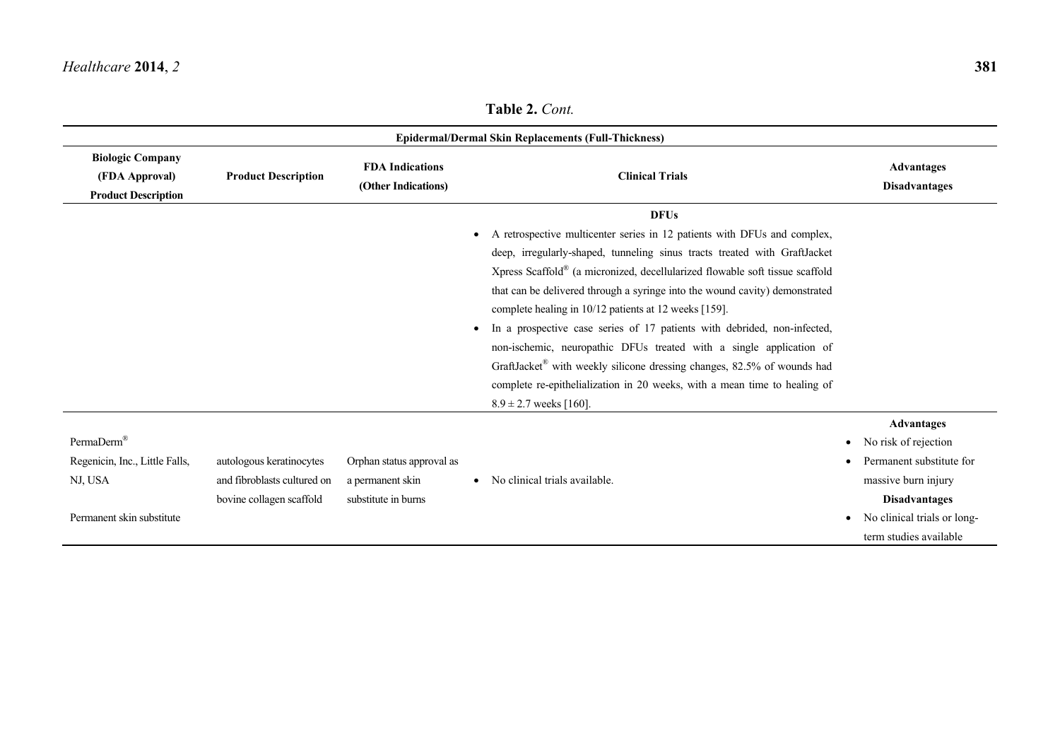**Table 2.** *Cont.*

| **Epidermal/Dermal Skin Replacements (Full-Thickness)** | | | | |
|---|---|---|---|---|
| **Biologic Company (FDA Approval) Product Description** | **Product Description** | **FDA Indications (Other Indications)** | **Clinical Trials** | **Advantages Disadvantages** |
| | | | **DFUs** • A retrospective multicenter series in 12 patients with DFUs and complex, deep, irregularly-shaped, tunneling sinus tracts treated with GraftJacket Xpress Scaffold® (a micronized, decellularized flowable soft tissue scaffold that can be delivered through a syringe into the wound cavity) demonstrated complete healing in 10/12 patients at 12 weeks [159]. • In a prospective case series of 17 patients with debrided, non-infected, non-ischemic, neuropathic DFUs treated with a single application of GraftJacket® with weekly silicone dressing changes, 82.5% of wounds had complete re-epithelialization in 20 weeks, with a mean time to healing of $8.9 \pm 2.7$ weeks [160]. | |
| PermaDerm® Regenicin, Inc., Little Falls, NJ, USA Permanent skin substitute | autologous keratinocytes and fibroblasts cultured on bovine collagen scaffold | Orphan status approval as a permanent skin substitute in burns | • No clinical trials available. | **Advantages** • No risk of rejection • Permanent substitute for massive burn injury **Disadvantages** • No clinical trials or long-term studies available |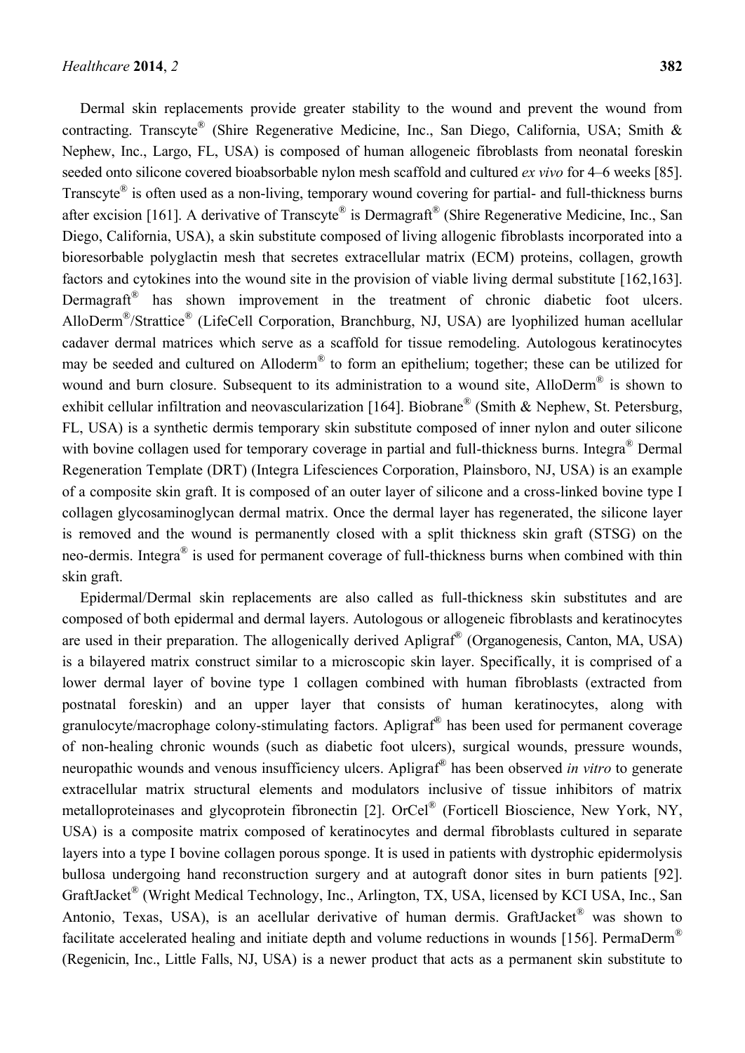Dermal skin replacements provide greater stability to the wound and prevent the wound from contracting. Transcyte® (Shire Regenerative Medicine, Inc., San Diego, California, USA; Smith & Nephew, Inc., Largo, FL, USA) is composed of human allogeneic fibroblasts from neonatal foreskin seeded onto silicone covered bioabsorbable nylon mesh scaffold and cultured *ex vivo* for 4–6 weeks [85]. Transcyte® is often used as a non-living, temporary wound covering for partial- and full-thickness burns after excision [161]. A derivative of Transcyte® is Dermagraft® (Shire Regenerative Medicine, Inc., San Diego, California, USA), a skin substitute composed of living allogenic fibroblasts incorporated into a bioresorbable polyglactin mesh that secretes extracellular matrix (ECM) proteins, collagen, growth factors and cytokines into the wound site in the provision of viable living dermal substitute [162,163]. Dermagraft® has shown improvement in the treatment of chronic diabetic foot ulcers. AlloDerm®/Strattice® (LifeCell Corporation, Branchburg, NJ, USA) are lyophilized human acellular cadaver dermal matrices which serve as a scaffold for tissue remodeling. Autologous keratinocytes may be seeded and cultured on Alloderm® to form an epithelium; together; these can be utilized for wound and burn closure. Subsequent to its administration to a wound site, AlloDerm® is shown to exhibit cellular infiltration and neovascularization [164]. Biobrane® (Smith & Nephew, St. Petersburg, FL, USA) is a synthetic dermis temporary skin substitute composed of inner nylon and outer silicone with bovine collagen used for temporary coverage in partial and full-thickness burns. Integra® Dermal Regeneration Template (DRT) (Integra Lifesciences Corporation, Plainsboro, NJ, USA) is an example of a composite skin graft. It is composed of an outer layer of silicone and a cross-linked bovine type I collagen glycosaminoglycan dermal matrix. Once the dermal layer has regenerated, the silicone layer is removed and the wound is permanently closed with a split thickness skin graft (STSG) on the neo-dermis. Integra® is used for permanent coverage of full-thickness burns when combined with thin skin graft.

Epidermal/Dermal skin replacements are also called as full-thickness skin substitutes and are composed of both epidermal and dermal layers. Autologous or allogeneic fibroblasts and keratinocytes are used in their preparation. The allogenically derived Apligraf® (Organogenesis, Canton, MA, USA) is a bilayered matrix construct similar to a microscopic skin layer. Specifically, it is comprised of a lower dermal layer of bovine type 1 collagen combined with human fibroblasts (extracted from postnatal foreskin) and an upper layer that consists of human keratinocytes, along with granulocyte/macrophage colony-stimulating factors. Apligraf® has been used for permanent coverage of non-healing chronic wounds (such as diabetic foot ulcers), surgical wounds, pressure wounds, neuropathic wounds and venous insufficiency ulcers. Apligraf® has been observed *in vitro* to generate extracellular matrix structural elements and modulators inclusive of tissue inhibitors of matrix metalloproteinases and glycoprotein fibronectin [2]. OrCel® (Forticell Bioscience, New York, NY, USA) is a composite matrix composed of keratinocytes and dermal fibroblasts cultured in separate layers into a type I bovine collagen porous sponge. It is used in patients with dystrophic epidermolysis bullosa undergoing hand reconstruction surgery and at autograft donor sites in burn patients [92]. GraftJacket® (Wright Medical Technology, Inc., Arlington, TX, USA, licensed by KCI USA, Inc., San Antonio, Texas, USA), is an acellular derivative of human dermis. GraftJacket® was shown to facilitate accelerated healing and initiate depth and volume reductions in wounds [156]. PermaDerm® (Regenicin, Inc., Little Falls, NJ, USA) is a newer product that acts as a permanent skin substitute to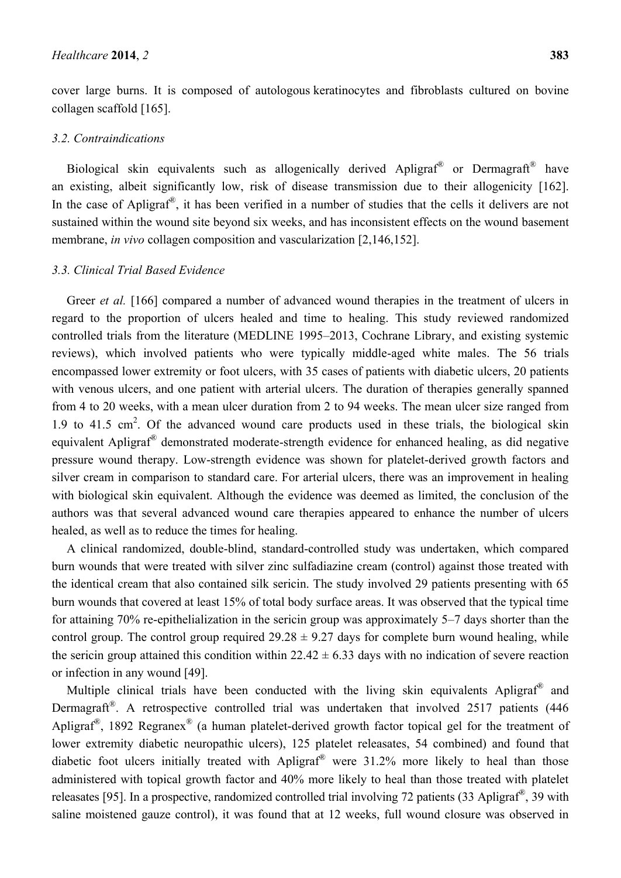cover large burns. It is composed of autologous keratinocytes and fibroblasts cultured on bovine collagen scaffold [165].

### 3.2. Contraindications

Biological skin equivalents such as allogenically derived Apligraf® or Dermagraft® have an existing, albeit significantly low, risk of disease transmission due to their allogenicity [162]. In the case of Apligraf®, it has been verified in a number of studies that the cells it delivers are not sustained within the wound site beyond six weeks, and has inconsistent effects on the wound basement membrane, *in vivo* collagen composition and vascularization [2,146,152].

### 3.3. Clinical Trial Based Evidence

Greer *et al.* [166] compared a number of advanced wound therapies in the treatment of ulcers in regard to the proportion of ulcers healed and time to healing. This study reviewed randomized controlled trials from the literature (MEDLINE 1995–2013, Cochrane Library, and existing systemic reviews), which involved patients who were typically middle-aged white males. The 56 trials encompassed lower extremity or foot ulcers, with 35 cases of patients with diabetic ulcers, 20 patients with venous ulcers, and one patient with arterial ulcers. The duration of therapies generally spanned from 4 to 20 weeks, with a mean ulcer duration from 2 to 94 weeks. The mean ulcer size ranged from 1.9 to 41.5 cm$^2$. Of the advanced wound care products used in these trials, the biological skin equivalent Apligraf® demonstrated moderate-strength evidence for enhanced healing, as did negative pressure wound therapy. Low-strength evidence was shown for platelet-derived growth factors and silver cream in comparison to standard care. For arterial ulcers, there was an improvement in healing with biological skin equivalent. Although the evidence was deemed as limited, the conclusion of the authors was that several advanced wound care therapies appeared to enhance the number of ulcers healed, as well as to reduce the times for healing.

A clinical randomized, double-blind, standard-controlled study was undertaken, which compared burn wounds that were treated with silver zinc sulfadiazine cream (control) against those treated with the identical cream that also contained silk sericin. The study involved 29 patients presenting with 65 burn wounds that covered at least 15% of total body surface areas. It was observed that the typical time for attaining 70% re-epithelialization in the sericin group was approximately 5–7 days shorter than the control group. The control group required $29.28 \pm 9.27$ days for complete burn wound healing, while the sericin group attained this condition within $22.42 \pm 6.33$ days with no indication of severe reaction or infection in any wound [49].

Multiple clinical trials have been conducted with the living skin equivalents Apligraf® and Dermagraft®. A retrospective controlled trial was undertaken that involved 2517 patients (446 Apligraf®, 1892 Regranex® (a human platelet-derived growth factor topical gel for the treatment of lower extremity diabetic neuropathic ulcers), 125 platelet releasates, 54 combined) and found that diabetic foot ulcers initially treated with Apligraf® were 31.2% more likely to heal than those administered with topical growth factor and 40% more likely to heal than those treated with platelet releasates [95]. In a prospective, randomized controlled trial involving 72 patients (33 Apligraf®, 39 with saline moistened gauze control), it was found that at 12 weeks, full wound closure was observed in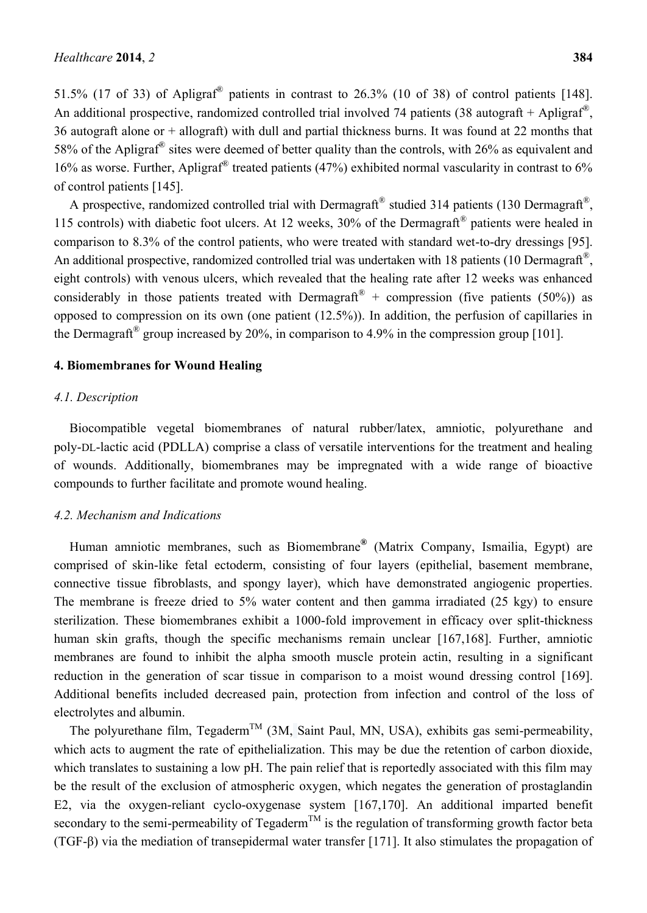51.5% (17 of 33) of Apligraf® patients in contrast to 26.3% (10 of 38) of control patients [148]. An additional prospective, randomized controlled trial involved 74 patients (38 autograft + Apligraf®, 36 autograft alone or + allograft) with dull and partial thickness burns. It was found at 22 months that 58% of the Apligraf® sites were deemed of better quality than the controls, with 26% as equivalent and 16% as worse. Further, Apligraf® treated patients (47%) exhibited normal vascularity in contrast to 6% of control patients [145].

A prospective, randomized controlled trial with Dermagraft® studied 314 patients (130 Dermagraft®, 115 controls) with diabetic foot ulcers. At 12 weeks, 30% of the Dermagraft® patients were healed in comparison to 8.3% of the control patients, who were treated with standard wet-to-dry dressings [95]. An additional prospective, randomized controlled trial was undertaken with 18 patients (10 Dermagraft®, eight controls) with venous ulcers, which revealed that the healing rate after 12 weeks was enhanced considerably in those patients treated with Dermagraft® + compression (five patients (50%)) as opposed to compression on its own (one patient (12.5%)). In addition, the perfusion of capillaries in the Dermagraft® group increased by 20%, in comparison to 4.9% in the compression group [101].

## 4. Biomembranes for Wound Healing

### *4.1. Description*

Biocompatible vegetal biomembranes of natural rubber/latex, amniotic, polyurethane and poly-DL-lactic acid (PDLLA) comprise a class of versatile interventions for the treatment and healing of wounds. Additionally, biomembranes may be impregnated with a wide range of bioactive compounds to further facilitate and promote wound healing.

### *4.2. Mechanism and Indications*

Human amniotic membranes, such as Biomembrane® (Matrix Company, Ismailia, Egypt) are comprised of skin-like fetal ectoderm, consisting of four layers (epithelial, basement membrane, connective tissue fibroblasts, and spongy layer), which have demonstrated angiogenic properties. The membrane is freeze dried to 5% water content and then gamma irradiated (25 kgy) to ensure sterilization. These biomembranes exhibit a 1000-fold improvement in efficacy over split-thickness human skin grafts, though the specific mechanisms remain unclear [167,168]. Further, amniotic membranes are found to inhibit the alpha smooth muscle protein actin, resulting in a significant reduction in the generation of scar tissue in comparison to a moist wound dressing control [169]. Additional benefits included decreased pain, protection from infection and control of the loss of electrolytes and albumin.

The polyurethane film, Tegaderm™ (3M, Saint Paul, MN, USA), exhibits gas semi-permeability, which acts to augment the rate of epithelialization. This may be due the retention of carbon dioxide, which translates to sustaining a low pH. The pain relief that is reportedly associated with this film may be the result of the exclusion of atmospheric oxygen, which negates the generation of prostaglandin E2, via the oxygen-reliant cyclo-oxygenase system [167,170]. An additional imparted benefit secondary to the semi-permeability of Tegaderm™ is the regulation of transforming growth factor beta (TGF-β) via the mediation of transepidermal water transfer [171]. It also stimulates the propagation of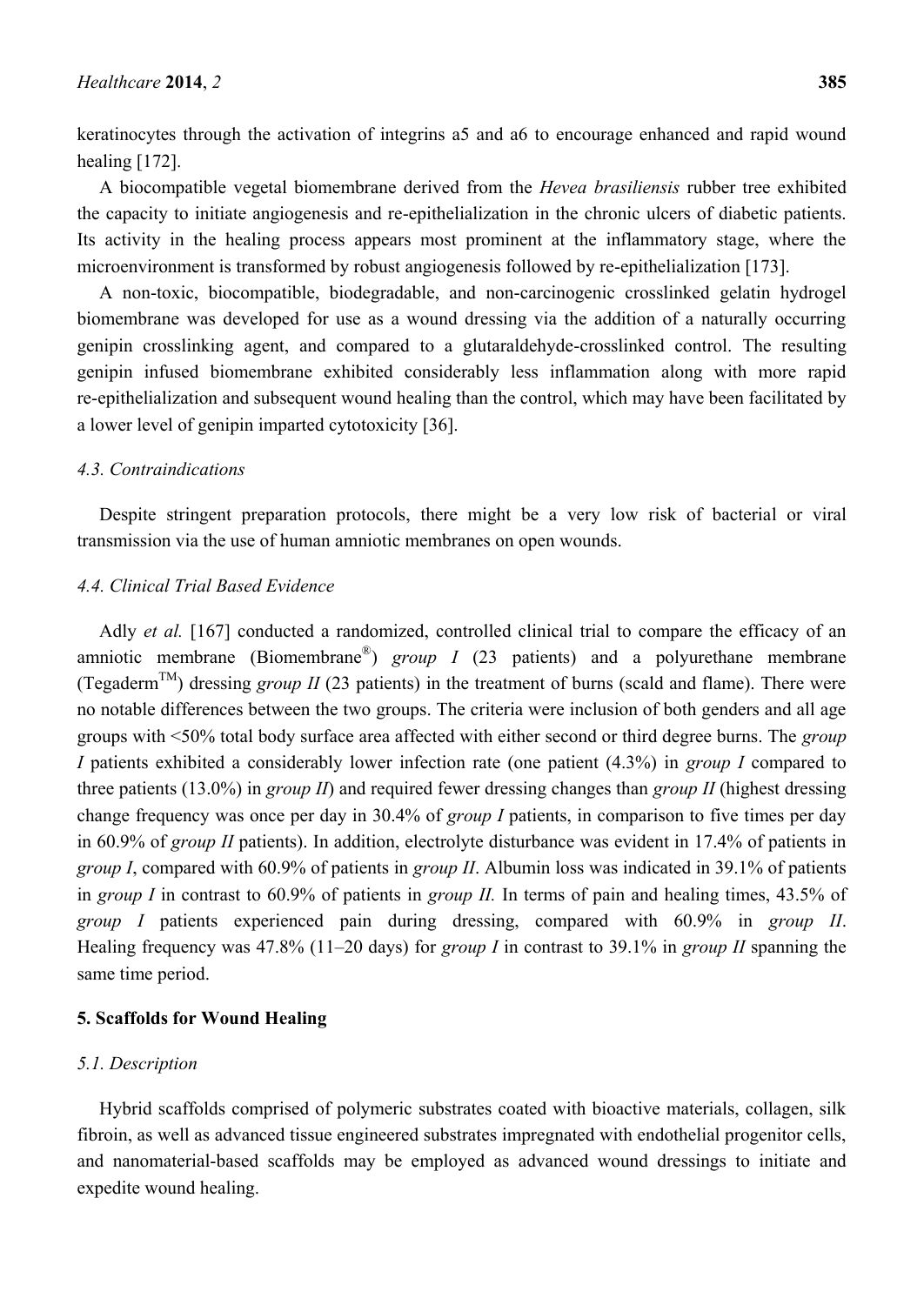keratinocytes through the activation of integrins a5 and a6 to encourage enhanced and rapid wound healing [172].

A biocompatible vegetal biomembrane derived from the *Hevea brasiliensis* rubber tree exhibited the capacity to initiate angiogenesis and re-epithelialization in the chronic ulcers of diabetic patients. Its activity in the healing process appears most prominent at the inflammatory stage, where the microenvironment is transformed by robust angiogenesis followed by re-epithelialization [173].

A non-toxic, biocompatible, biodegradable, and non-carcinogenic crosslinked gelatin hydrogel biomembrane was developed for use as a wound dressing via the addition of a naturally occurring genipin crosslinking agent, and compared to a glutaraldehyde-crosslinked control. The resulting genipin infused biomembrane exhibited considerably less inflammation along with more rapid re-epithelialization and subsequent wound healing than the control, which may have been facilitated by a lower level of genipin imparted cytotoxicity [36].

### *4.3. Contraindications*

Despite stringent preparation protocols, there might be a very low risk of bacterial or viral transmission via the use of human amniotic membranes on open wounds.

### *4.4. Clinical Trial Based Evidence*

Adly *et al.* [167] conducted a randomized, controlled clinical trial to compare the efficacy of an amniotic membrane (Biomembrane®) *group I* (23 patients) and a polyurethane membrane (Tegaderm™) dressing *group II* (23 patients) in the treatment of burns (scald and flame). There were no notable differences between the two groups. The criteria were inclusion of both genders and all age groups with <50% total body surface area affected with either second or third degree burns. The *group I* patients exhibited a considerably lower infection rate (one patient (4.3%) in *group I* compared to three patients (13.0%) in *group II*) and required fewer dressing changes than *group II* (highest dressing change frequency was once per day in 30.4% of *group I* patients, in comparison to five times per day in 60.9% of *group II* patients). In addition, electrolyte disturbance was evident in 17.4% of patients in *group I*, compared with 60.9% of patients in *group II*. Albumin loss was indicated in 39.1% of patients in *group I* in contrast to 60.9% of patients in *group II.* In terms of pain and healing times, 43.5% of *group I* patients experienced pain during dressing, compared with 60.9% in *group II*. Healing frequency was 47.8% (11–20 days) for *group I* in contrast to 39.1% in *group II* spanning the same time period.

## **5. Scaffolds for Wound Healing**

### *5.1. Description*

Hybrid scaffolds comprised of polymeric substrates coated with bioactive materials, collagen, silk fibroin, as well as advanced tissue engineered substrates impregnated with endothelial progenitor cells, and nanomaterial-based scaffolds may be employed as advanced wound dressings to initiate and expedite wound healing.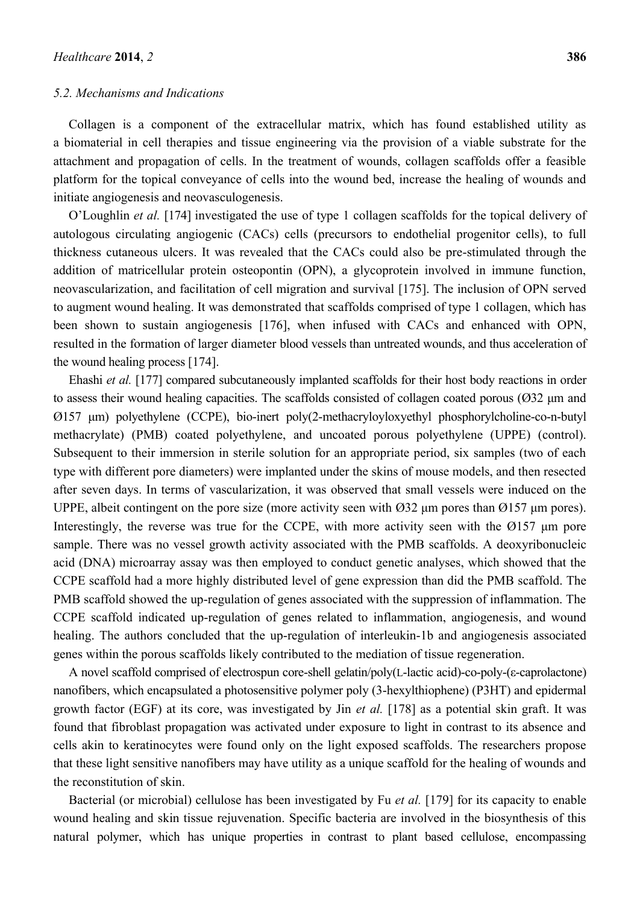### 5.2. Mechanisms and Indications

Collagen is a component of the extracellular matrix, which has found established utility as a biomaterial in cell therapies and tissue engineering via the provision of a viable substrate for the attachment and propagation of cells. In the treatment of wounds, collagen scaffolds offer a feasible platform for the topical conveyance of cells into the wound bed, increase the healing of wounds and initiate angiogenesis and neovasculogenesis.

O'Loughlin *et al.* [174] investigated the use of type 1 collagen scaffolds for the topical delivery of autologous circulating angiogenic (CACs) cells (precursors to endothelial progenitor cells), to full thickness cutaneous ulcers. It was revealed that the CACs could also be pre-stimulated through the addition of matricellular protein osteopontin (OPN), a glycoprotein involved in immune function, neovascularization, and facilitation of cell migration and survival [175]. The inclusion of OPN served to augment wound healing. It was demonstrated that scaffolds comprised of type 1 collagen, which has been shown to sustain angiogenesis [176], when infused with CACs and enhanced with OPN, resulted in the formation of larger diameter blood vessels than untreated wounds, and thus acceleration of the wound healing process [174].

Ehashi *et al.* [177] compared subcutaneously implanted scaffolds for their host body reactions in order to assess their wound healing capacities. The scaffolds consisted of collagen coated porous (Ø32 μm and Ø157 μm) polyethylene (CCPE), bio-inert poly(2-methacryloyloxyethyl phosphorylcholine-co-n-butyl methacrylate) (PMB) coated polyethylene, and uncoated porous polyethylene (UPPE) (control). Subsequent to their immersion in sterile solution for an appropriate period, six samples (two of each type with different pore diameters) were implanted under the skins of mouse models, and then resected after seven days. In terms of vascularization, it was observed that small vessels were induced on the UPPE, albeit contingent on the pore size (more activity seen with Ø32 μm pores than Ø157 μm pores). Interestingly, the reverse was true for the CCPE, with more activity seen with the Ø157 μm pore sample. There was no vessel growth activity associated with the PMB scaffolds. A deoxyribonucleic acid (DNA) microarray assay was then employed to conduct genetic analyses, which showed that the CCPE scaffold had a more highly distributed level of gene expression than did the PMB scaffold. The PMB scaffold showed the up-regulation of genes associated with the suppression of inflammation. The CCPE scaffold indicated up-regulation of genes related to inflammation, angiogenesis, and wound healing. The authors concluded that the up-regulation of interleukin-1b and angiogenesis associated genes within the porous scaffolds likely contributed to the mediation of tissue regeneration.

A novel scaffold comprised of electrospun core-shell gelatin/poly(L-lactic acid)-co-poly-(ε-caprolactone) nanofibers, which encapsulated a photosensitive polymer poly (3-hexylthiophene) (P3HT) and epidermal growth factor (EGF) at its core, was investigated by Jin *et al.* [178] as a potential skin graft. It was found that fibroblast propagation was activated under exposure to light in contrast to its absence and cells akin to keratinocytes were found only on the light exposed scaffolds. The researchers propose that these light sensitive nanofibers may have utility as a unique scaffold for the healing of wounds and the reconstitution of skin.

Bacterial (or microbial) cellulose has been investigated by Fu *et al.* [179] for its capacity to enable wound healing and skin tissue rejuvenation. Specific bacteria are involved in the biosynthesis of this natural polymer, which has unique properties in contrast to plant based cellulose, encompassing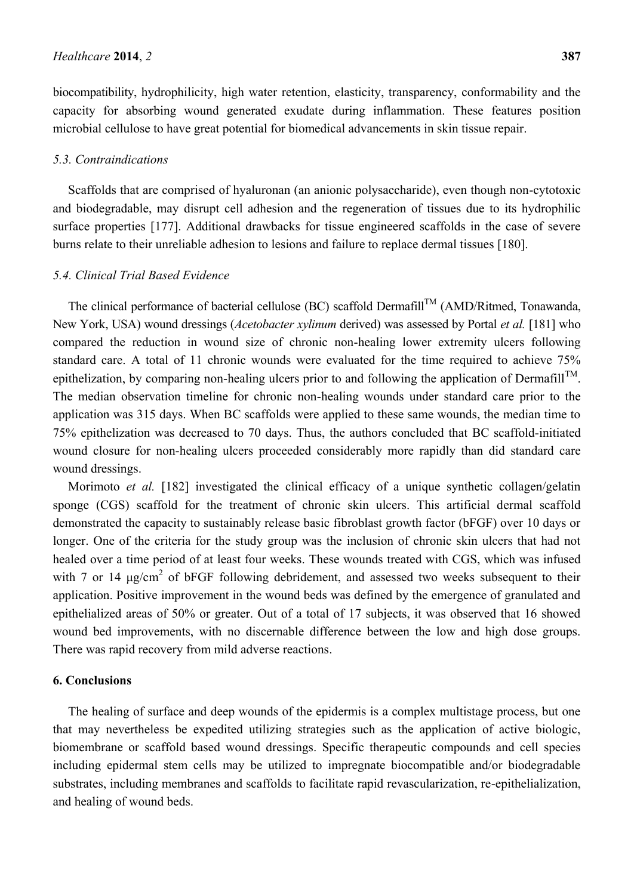biocompatibility, hydrophilicity, high water retention, elasticity, transparency, conformability and the capacity for absorbing wound generated exudate during inflammation. These features position microbial cellulose to have great potential for biomedical advancements in skin tissue repair.

### *5.3. Contraindications*

Scaffolds that are comprised of hyaluronan (an anionic polysaccharide), even though non-cytotoxic and biodegradable, may disrupt cell adhesion and the regeneration of tissues due to its hydrophilic surface properties [177]. Additional drawbacks for tissue engineered scaffolds in the case of severe burns relate to their unreliable adhesion to lesions and failure to replace dermal tissues [180].

### *5.4. Clinical Trial Based Evidence*

The clinical performance of bacterial cellulose (BC) scaffold Dermafill$^{TM}$ (AMD/Ritmed, Tonawanda, New York, USA) wound dressings (*Acetobacter xylinum* derived) was assessed by Portal *et al.* [181] who compared the reduction in wound size of chronic non-healing lower extremity ulcers following standard care. A total of 11 chronic wounds were evaluated for the time required to achieve 75% epithelization, by comparing non-healing ulcers prior to and following the application of Dermafill$^{TM}$. The median observation timeline for chronic non-healing wounds under standard care prior to the application was 315 days. When BC scaffolds were applied to these same wounds, the median time to 75% epithelization was decreased to 70 days. Thus, the authors concluded that BC scaffold-initiated wound closure for non-healing ulcers proceeded considerably more rapidly than did standard care wound dressings.

Morimoto *et al.* [182] investigated the clinical efficacy of a unique synthetic collagen/gelatin sponge (CGS) scaffold for the treatment of chronic skin ulcers. This artificial dermal scaffold demonstrated the capacity to sustainably release basic fibroblast growth factor (bFGF) over 10 days or longer. One of the criteria for the study group was the inclusion of chronic skin ulcers that had not healed over a time period of at least four weeks. These wounds treated with CGS, which was infused with 7 or 14 μg/cm$^2$ of bFGF following debridement, and assessed two weeks subsequent to their application. Positive improvement in the wound beds was defined by the emergence of granulated and epithelialized areas of 50% or greater. Out of a total of 17 subjects, it was observed that 16 showed wound bed improvements, with no discernable difference between the low and high dose groups. There was rapid recovery from mild adverse reactions.

## 6. Conclusions

The healing of surface and deep wounds of the epidermis is a complex multistage process, but one that may nevertheless be expedited utilizing strategies such as the application of active biologic, biomembrane or scaffold based wound dressings. Specific therapeutic compounds and cell species including epidermal stem cells may be utilized to impregnate biocompatible and/or biodegradable substrates, including membranes and scaffolds to facilitate rapid revascularization, re-epithelialization, and healing of wound beds.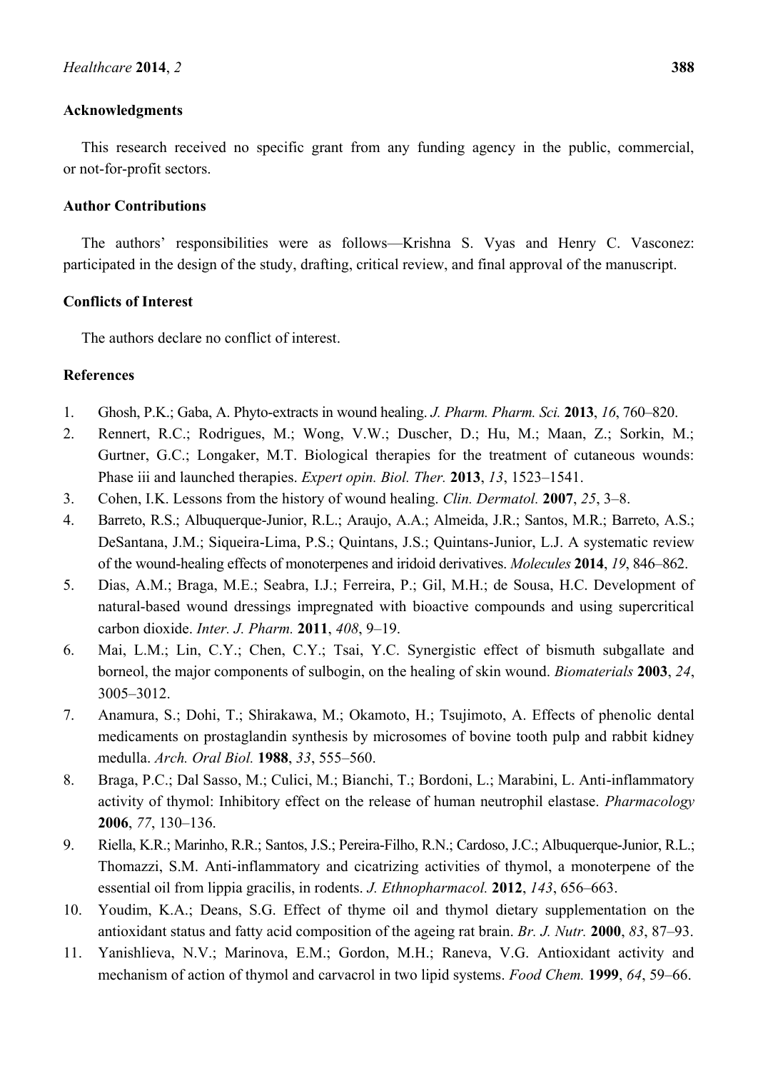## Acknowledgments

This research received no specific grant from any funding agency in the public, commercial, or not-for-profit sectors.

## Author Contributions

The authors' responsibilities were as follows—Krishna S. Vyas and Henry C. Vasconez: participated in the design of the study, drafting, critical review, and final approval of the manuscript.

## Conflicts of Interest

The authors declare no conflict of interest.

## References

1. Ghosh, P.K.; Gaba, A. Phyto-extracts in wound healing. *J. Pharm. Pharm. Sci.* **2013**, *16*, 760–820.
2. Rennert, R.C.; Rodrigues, M.; Wong, V.W.; Duscher, D.; Hu, M.; Maan, Z.; Sorkin, M.; Gurtner, G.C.; Longaker, M.T. Biological therapies for the treatment of cutaneous wounds: Phase iii and launched therapies. *Expert opin. Biol. Ther.* **2013**, *13*, 1523–1541.
3. Cohen, I.K. Lessons from the history of wound healing. *Clin. Dermatol.* **2007**, *25*, 3–8.
4. Barreto, R.S.; Albuquerque-Junior, R.L.; Araujo, A.A.; Almeida, J.R.; Santos, M.R.; Barreto, A.S.; DeSantana, J.M.; Siqueira-Lima, P.S.; Quintans, J.S.; Quintans-Junior, L.J. A systematic review of the wound-healing effects of monoterpenes and iridoid derivatives. *Molecules* **2014**, *19*, 846–862.
5. Dias, A.M.; Braga, M.E.; Seabra, I.J.; Ferreira, P.; Gil, M.H.; de Sousa, H.C. Development of natural-based wound dressings impregnated with bioactive compounds and using supercritical carbon dioxide. *Inter. J. Pharm.* **2011**, *408*, 9–19.
6. Mai, L.M.; Lin, C.Y.; Chen, C.Y.; Tsai, Y.C. Synergistic effect of bismuth subgallate and borneol, the major components of sulbogin, on the healing of skin wound. *Biomaterials* **2003**, *24*, 3005–3012.
7. Anamura, S.; Dohi, T.; Shirakawa, M.; Okamoto, H.; Tsujimoto, A. Effects of phenolic dental medicaments on prostaglandin synthesis by microsomes of bovine tooth pulp and rabbit kidney medulla. *Arch. Oral Biol.* **1988**, *33*, 555–560.
8. Braga, P.C.; Dal Sasso, M.; Culici, M.; Bianchi, T.; Bordoni, L.; Marabini, L. Anti-inflammatory activity of thymol: Inhibitory effect on the release of human neutrophil elastase. *Pharmacology* **2006**, *77*, 130–136.
9. Riella, K.R.; Marinho, R.R.; Santos, J.S.; Pereira-Filho, R.N.; Cardoso, J.C.; Albuquerque-Junior, R.L.; Thomazzi, S.M. Anti-inflammatory and cicatrizing activities of thymol, a monoterpene of the essential oil from lippia gracilis, in rodents. *J. Ethnopharmacol.* **2012**, *143*, 656–663.
10. Youdim, K.A.; Deans, S.G. Effect of thyme oil and thymol dietary supplementation on the antioxidant status and fatty acid composition of the ageing rat brain. *Br. J. Nutr.* **2000**, *83*, 87–93.
11. Yanishlieva, N.V.; Marinova, E.M.; Gordon, M.H.; Raneva, V.G. Antioxidant activity and mechanism of action of thymol and carvacrol in two lipid systems. *Food Chem.* **1999**, *64*, 59–66.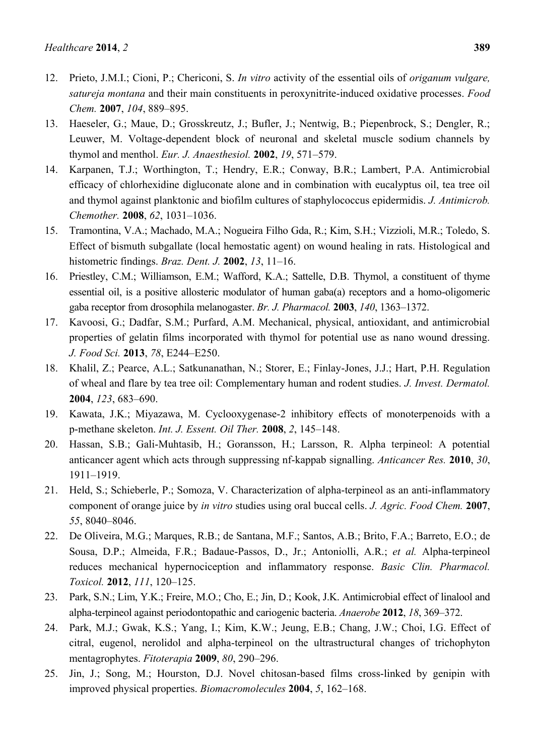12. Prieto, J.M.I.; Cioni, P.; Chericoni, S. *In vitro* activity of the essential oils of *origanum vulgare, satureja montana* and their main constituents in peroxynitrite-induced oxidative processes. *Food Chem.* **2007**, *104*, 889–895.
13. Haeseler, G.; Maue, D.; Grosskreutz, J.; Bufler, J.; Nentwig, B.; Piepenbrock, S.; Dengler, R.; Leuwer, M. Voltage-dependent block of neuronal and skeletal muscle sodium channels by thymol and menthol. *Eur. J. Anaesthesiol.* **2002**, *19*, 571–579.
14. Karpanen, T.J.; Worthington, T.; Hendry, E.R.; Conway, B.R.; Lambert, P.A. Antimicrobial efficacy of chlorhexidine digluconate alone and in combination with eucalyptus oil, tea tree oil and thymol against planktonic and biofilm cultures of staphylococcus epidermidis. *J. Antimicrob. Chemother.* **2008**, *62*, 1031–1036.
15. Tramontina, V.A.; Machado, M.A.; Nogueira Filho Gda, R.; Kim, S.H.; Vizzioli, M.R.; Toledo, S. Effect of bismuth subgallate (local hemostatic agent) on wound healing in rats. Histological and histometric findings. *Braz. Dent. J.* **2002**, *13*, 11–16.
16. Priestley, C.M.; Williamson, E.M.; Wafford, K.A.; Sattelle, D.B. Thymol, a constituent of thyme essential oil, is a positive allosteric modulator of human gaba(a) receptors and a homo-oligomeric gaba receptor from drosophila melanogaster. *Br. J. Pharmacol.* **2003**, *140*, 1363–1372.
17. Kavoosi, G.; Dadfar, S.M.; Purfard, A.M. Mechanical, physical, antioxidant, and antimicrobial properties of gelatin films incorporated with thymol for potential use as nano wound dressing. *J. Food Sci.* **2013**, *78*, E244–E250.
18. Khalil, Z.; Pearce, A.L.; Satkunanathan, N.; Storer, E.; Finlay-Jones, J.J.; Hart, P.H. Regulation of wheal and flare by tea tree oil: Complementary human and rodent studies. *J. Invest. Dermatol.* **2004**, *123*, 683–690.
19. Kawata, J.K.; Miyazawa, M. Cyclooxygenase-2 inhibitory effects of monoterpenoids with a p-methane skeleton. *Int. J. Essent. Oil Ther.* **2008**, *2*, 145–148.
20. Hassan, S.B.; Gali-Muhtasib, H.; Goransson, H.; Larsson, R. Alpha terpineol: A potential anticancer agent which acts through suppressing nf-kappab signalling. *Anticancer Res.* **2010**, *30*, 1911–1919.
21. Held, S.; Schieberle, P.; Somoza, V. Characterization of alpha-terpineol as an anti-inflammatory component of orange juice by *in vitro* studies using oral buccal cells. *J. Agric. Food Chem.* **2007**, *55*, 8040–8046.
22. De Oliveira, M.G.; Marques, R.B.; de Santana, M.F.; Santos, A.B.; Brito, F.A.; Barreto, E.O.; de Sousa, D.P.; Almeida, F.R.; Badaue-Passos, D., Jr.; Antoniolli, A.R.; *et al.* Alpha-terpineol reduces mechanical hypernociception and inflammatory response. *Basic Clin. Pharmacol. Toxicol.* **2012**, *111*, 120–125.
23. Park, S.N.; Lim, Y.K.; Freire, M.O.; Cho, E.; Jin, D.; Kook, J.K. Antimicrobial effect of linalool and alpha-terpineol against periodontopathic and cariogenic bacteria. *Anaerobe* **2012**, *18*, 369–372.
24. Park, M.J.; Gwak, K.S.; Yang, I.; Kim, K.W.; Jeung, E.B.; Chang, J.W.; Choi, I.G. Effect of citral, eugenol, nerolidol and alpha-terpineol on the ultrastructural changes of trichophyton mentagrophytes. *Fitoterapia* **2009**, *80*, 290–296.
25. Jin, J.; Song, M.; Hourston, D.J. Novel chitosan-based films cross-linked by genipin with improved physical properties. *Biomacromolecules* **2004**, *5*, 162–168.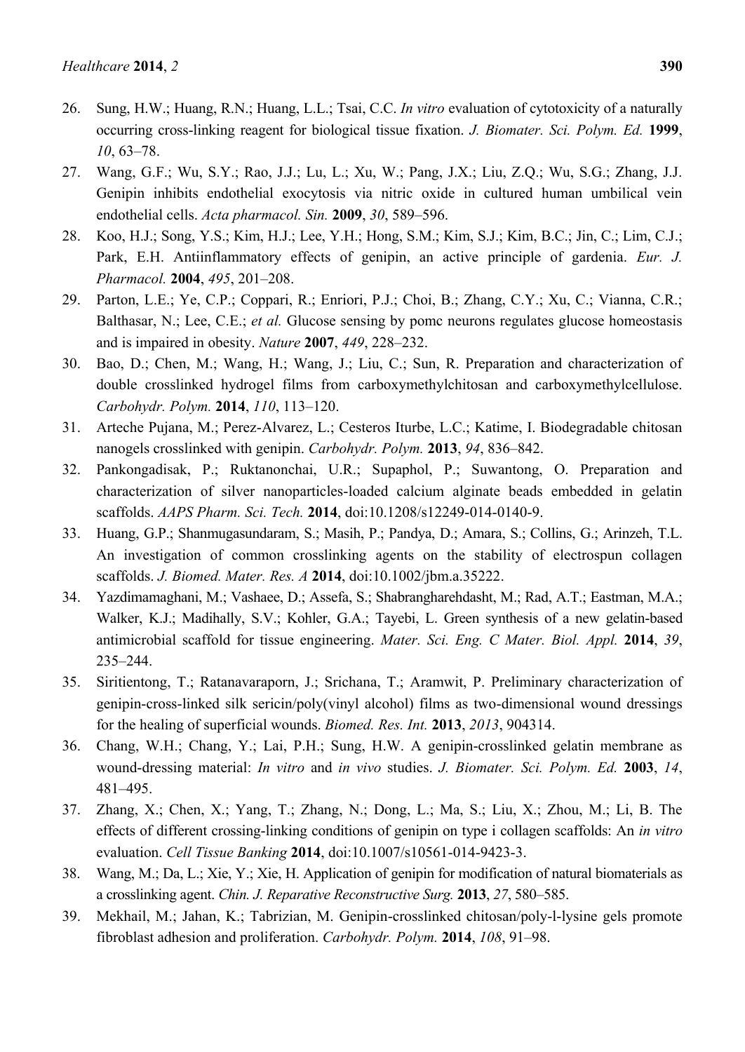26. Sung, H.W.; Huang, R.N.; Huang, L.L.; Tsai, C.C. *In vitro* evaluation of cytotoxicity of a naturally occurring cross-linking reagent for biological tissue fixation. *J. Biomater. Sci. Polym. Ed.* **1999**, *10*, 63–78.
27. Wang, G.F.; Wu, S.Y.; Rao, J.J.; Lu, L.; Xu, W.; Pang, J.X.; Liu, Z.Q.; Wu, S.G.; Zhang, J.J. Genipin inhibits endothelial exocytosis via nitric oxide in cultured human umbilical vein endothelial cells. *Acta pharmacol. Sin.* **2009**, *30*, 589–596.
28. Koo, H.J.; Song, Y.S.; Kim, H.J.; Lee, Y.H.; Hong, S.M.; Kim, S.J.; Kim, B.C.; Jin, C.; Lim, C.J.; Park, E.H. Antiinflammatory effects of genipin, an active principle of gardenia. *Eur. J. Pharmacol.* **2004**, *495*, 201–208.
29. Parton, L.E.; Ye, C.P.; Coppari, R.; Enriori, P.J.; Choi, B.; Zhang, C.Y.; Xu, C.; Vianna, C.R.; Balthasar, N.; Lee, C.E.; *et al.* Glucose sensing by pomc neurons regulates glucose homeostasis and is impaired in obesity. *Nature* **2007**, *449*, 228–232.
30. Bao, D.; Chen, M.; Wang, H.; Wang, J.; Liu, C.; Sun, R. Preparation and characterization of double crosslinked hydrogel films from carboxymethylchitosan and carboxymethylcellulose. *Carbohydr. Polym.* **2014**, *110*, 113–120.
31. Arteche Pujana, M.; Perez-Alvarez, L.; Cesteros Iturbe, L.C.; Katime, I. Biodegradable chitosan nanogels crosslinked with genipin. *Carbohydr. Polym.* **2013**, *94*, 836–842.
32. Pankongadisak, P.; Ruktanonchai, U.R.; Supaphol, P.; Suwantong, O. Preparation and characterization of silver nanoparticles-loaded calcium alginate beads embedded in gelatin scaffolds. *AAPS Pharm. Sci. Tech.* **2014**, doi:10.1208/s12249-014-0140-9.
33. Huang, G.P.; Shanmugasundaram, S.; Masih, P.; Pandya, D.; Amara, S.; Collins, G.; Arinzeh, T.L. An investigation of common crosslinking agents on the stability of electrospun collagen scaffolds. *J. Biomed. Mater. Res. A* **2014**, doi:10.1002/jbm.a.35222.
34. Yazdimamaghani, M.; Vashaee, D.; Assefa, S.; Shabrangharehdasht, M.; Rad, A.T.; Eastman, M.A.; Walker, K.J.; Madihally, S.V.; Kohler, G.A.; Tayebi, L. Green synthesis of a new gelatin-based antimicrobial scaffold for tissue engineering. *Mater. Sci. Eng. C Mater. Biol. Appl.* **2014**, *39*, 235–244.
35. Siritientong, T.; Ratanavaraporn, J.; Srichana, T.; Aramwit, P. Preliminary characterization of genipin-cross-linked silk sericin/poly(vinyl alcohol) films as two-dimensional wound dressings for the healing of superficial wounds. *Biomed. Res. Int.* **2013**, *2013*, 904314.
36. Chang, W.H.; Chang, Y.; Lai, P.H.; Sung, H.W. A genipin-crosslinked gelatin membrane as wound-dressing material: *In vitro* and *in vivo* studies. *J. Biomater. Sci. Polym. Ed.* **2003**, *14*, 481–495.
37. Zhang, X.; Chen, X.; Yang, T.; Zhang, N.; Dong, L.; Ma, S.; Liu, X.; Zhou, M.; Li, B. The effects of different crossing-linking conditions of genipin on type i collagen scaffolds: An *in vitro* evaluation. *Cell Tissue Banking* **2014**, doi:10.1007/s10561-014-9423-3.
38. Wang, M.; Da, L.; Xie, Y.; Xie, H. Application of genipin for modification of natural biomaterials as a crosslinking agent. *Chin. J. Reparative Reconstructive Surg.* **2013**, *27*, 580–585.
39. Mekhail, M.; Jahan, K.; Tabrizian, M. Genipin-crosslinked chitosan/poly-l-lysine gels promote fibroblast adhesion and proliferation. *Carbohydr. Polym.* **2014**, *108*, 91–98.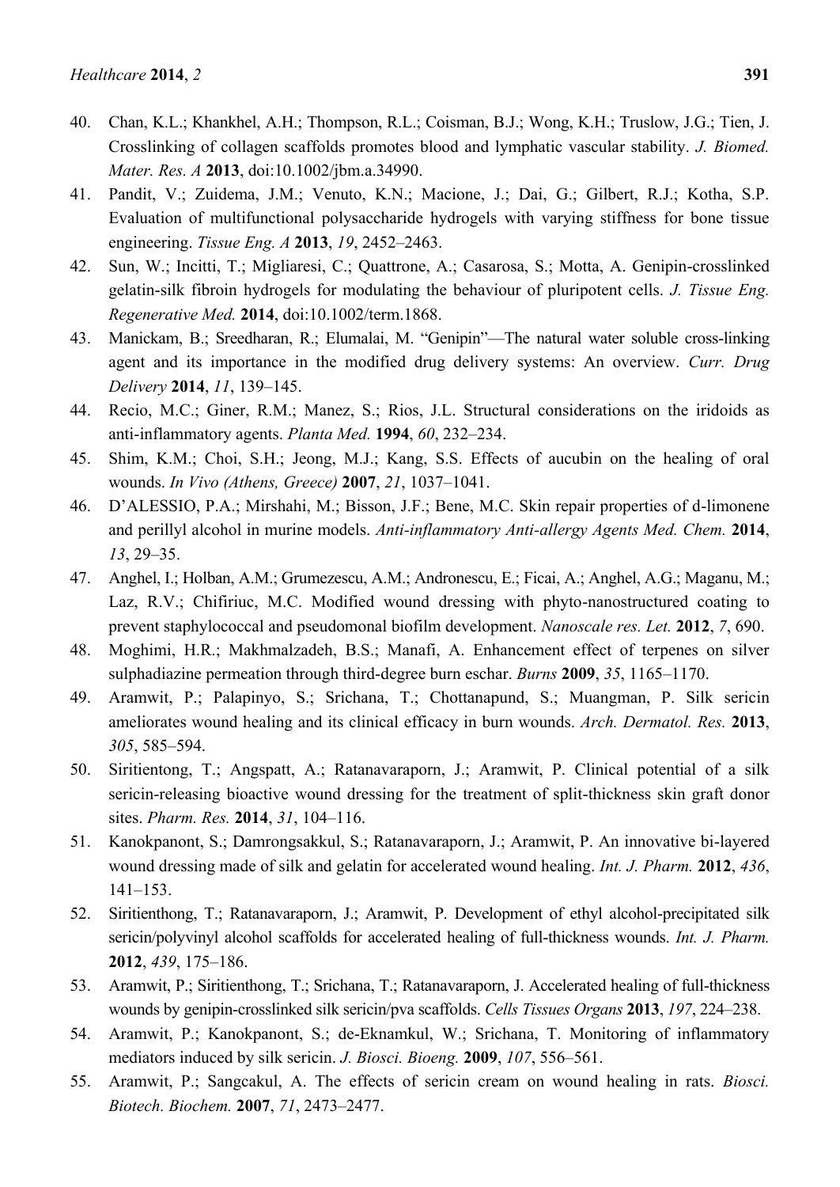40. Chan, K.L.; Khankhel, A.H.; Thompson, R.L.; Coisman, B.J.; Wong, K.H.; Truslow, J.G.; Tien, J. Crosslinking of collagen scaffolds promotes blood and lymphatic vascular stability. *J. Biomed. Mater. Res. A* **2013**, doi:10.1002/jbm.a.34990.
41. Pandit, V.; Zuidema, J.M.; Venuto, K.N.; Macione, J.; Dai, G.; Gilbert, R.J.; Kotha, S.P. Evaluation of multifunctional polysaccharide hydrogels with varying stiffness for bone tissue engineering. *Tissue Eng. A* **2013**, *19*, 2452–2463.
42. Sun, W.; Incitti, T.; Migliaresi, C.; Quattrone, A.; Casarosa, S.; Motta, A. Genipin-crosslinked gelatin-silk fibroin hydrogels for modulating the behaviour of pluripotent cells. *J. Tissue Eng. Regenerative Med.* **2014**, doi:10.1002/term.1868.
43. Manickam, B.; Sreedharan, R.; Elumalai, M. "Genipin"—The natural water soluble cross-linking agent and its importance in the modified drug delivery systems: An overview. *Curr. Drug Delivery* **2014**, *11*, 139–145.
44. Recio, M.C.; Giner, R.M.; Manez, S.; Rios, J.L. Structural considerations on the iridoids as anti-inflammatory agents. *Planta Med.* **1994**, *60*, 232–234.
45. Shim, K.M.; Choi, S.H.; Jeong, M.J.; Kang, S.S. Effects of aucubin on the healing of oral wounds. *In Vivo (Athens, Greece)* **2007**, *21*, 1037–1041.
46. D'ALESSIO, P.A.; Mirshahi, M.; Bisson, J.F.; Bene, M.C. Skin repair properties of d-limonene and perillyl alcohol in murine models. *Anti-inflammatory Anti-allergy Agents Med. Chem.* **2014**, *13*, 29–35.
47. Anghel, I.; Holban, A.M.; Grumezescu, A.M.; Andronescu, E.; Ficai, A.; Anghel, A.G.; Maganu, M.; Laz, R.V.; Chifiriuc, M.C. Modified wound dressing with phyto-nanostructured coating to prevent staphylococcal and pseudomonal biofilm development. *Nanoscale res. Let.* **2012**, *7*, 690.
48. Moghimi, H.R.; Makhmalzadeh, B.S.; Manafi, A. Enhancement effect of terpenes on silver sulphadiazine permeation through third-degree burn eschar. *Burns* **2009**, *35*, 1165–1170.
49. Aramwit, P.; Palapinyo, S.; Srichana, T.; Chottanapund, S.; Muangman, P. Silk sericin ameliorates wound healing and its clinical efficacy in burn wounds. *Arch. Dermatol. Res.* **2013**, *305*, 585–594.
50. Siritientong, T.; Angspatt, A.; Ratanavaraporn, J.; Aramwit, P. Clinical potential of a silk sericin-releasing bioactive wound dressing for the treatment of split-thickness skin graft donor sites. *Pharm. Res.* **2014**, *31*, 104–116.
51. Kanokpanont, S.; Damrongsakkul, S.; Ratanavaraporn, J.; Aramwit, P. An innovative bi-layered wound dressing made of silk and gelatin for accelerated wound healing. *Int. J. Pharm.* **2012**, *436*, 141–153.
52. Siritienthong, T.; Ratanavaraporn, J.; Aramwit, P. Development of ethyl alcohol-precipitated silk sericin/polyvinyl alcohol scaffolds for accelerated healing of full-thickness wounds. *Int. J. Pharm.* **2012**, *439*, 175–186.
53. Aramwit, P.; Siritienthong, T.; Srichana, T.; Ratanavaraporn, J. Accelerated healing of full-thickness wounds by genipin-crosslinked silk sericin/pva scaffolds. *Cells Tissues Organs* **2013**, *197*, 224–238.
54. Aramwit, P.; Kanokpanont, S.; de-Eknamkul, W.; Srichana, T. Monitoring of inflammatory mediators induced by silk sericin. *J. Biosci. Bioeng.* **2009**, *107*, 556–561.
55. Aramwit, P.; Sangcakul, A. The effects of sericin cream on wound healing in rats. *Biosci. Biotech. Biochem.* **2007**, *71*, 2473–2477.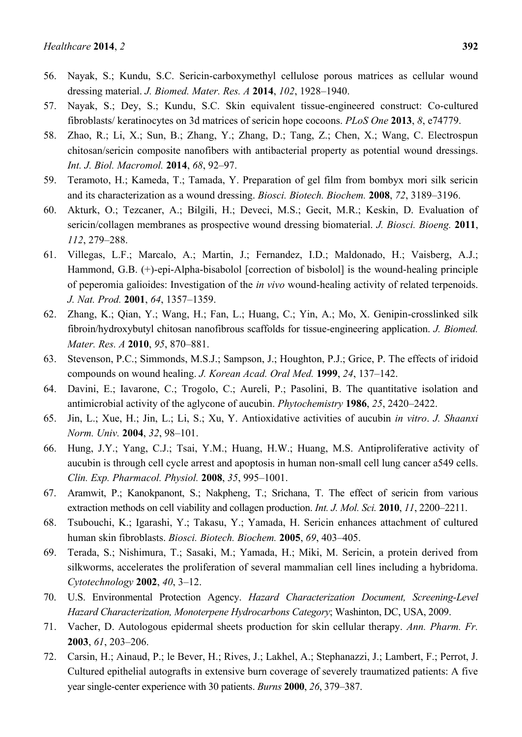56. Nayak, S.; Kundu, S.C. Sericin-carboxymethyl cellulose porous matrices as cellular wound dressing material. *J. Biomed. Mater. Res. A* **2014**, *102*, 1928–1940.
57. Nayak, S.; Dey, S.; Kundu, S.C. Skin equivalent tissue-engineered construct: Co-cultured fibroblasts/ keratinocytes on 3d matrices of sericin hope cocoons. *PLoS One* **2013**, *8*, e74779.
58. Zhao, R.; Li, X.; Sun, B.; Zhang, Y.; Zhang, D.; Tang, Z.; Chen, X.; Wang, C. Electrospun chitosan/sericin composite nanofibers with antibacterial property as potential wound dressings. *Int. J. Biol. Macromol.* **2014**, *68*, 92–97.
59. Teramoto, H.; Kameda, T.; Tamada, Y. Preparation of gel film from bombyx mori silk sericin and its characterization as a wound dressing. *Biosci. Biotech. Biochem.* **2008**, *72*, 3189–3196.
60. Akturk, O.; Tezcaner, A.; Bilgili, H.; Deveci, M.S.; Gecit, M.R.; Keskin, D. Evaluation of sericin/collagen membranes as prospective wound dressing biomaterial. *J. Biosci. Bioeng.* **2011**, *112*, 279–288.
61. Villegas, L.F.; Marcalo, A.; Martin, J.; Fernandez, I.D.; Maldonado, H.; Vaisberg, A.J.; Hammond, G.B. (+)-epi-Alpha-bisabolol [correction of bisbolol] is the wound-healing principle of peperomia galioides: Investigation of the *in vivo* wound-healing activity of related terpenoids. *J. Nat. Prod.* **2001**, *64*, 1357–1359.
62. Zhang, K.; Qian, Y.; Wang, H.; Fan, L.; Huang, C.; Yin, A.; Mo, X. Genipin-crosslinked silk fibroin/hydroxybutyl chitosan nanofibrous scaffolds for tissue-engineering application. *J. Biomed. Mater. Res. A* **2010**, *95*, 870–881.
63. Stevenson, P.C.; Simmonds, M.S.J.; Sampson, J.; Houghton, P.J.; Grice, P. The effects of iridoid compounds on wound healing. *J. Korean Acad. Oral Med.* **1999**, *24*, 137–142.
64. Davini, E.; Iavarone, C.; Trogolo, C.; Aureli, P.; Pasolini, B. The quantitative isolation and antimicrobial activity of the aglycone of aucubin. *Phytochemistry* **1986**, *25*, 2420–2422.
65. Jin, L.; Xue, H.; Jin, L.; Li, S.; Xu, Y. Antioxidative activities of aucubin *in vitro*. *J. Shaanxi Norm. Univ.* **2004**, *32*, 98–101.
66. Hung, J.Y.; Yang, C.J.; Tsai, Y.M.; Huang, H.W.; Huang, M.S. Antiproliferative activity of aucubin is through cell cycle arrest and apoptosis in human non-small cell lung cancer a549 cells. *Clin. Exp. Pharmacol. Physiol.* **2008**, *35*, 995–1001.
67. Aramwit, P.; Kanokpanont, S.; Nakpheng, T.; Srichana, T. The effect of sericin from various extraction methods on cell viability and collagen production. *Int. J. Mol. Sci.* **2010**, *11*, 2200–2211.
68. Tsubouchi, K.; Igarashi, Y.; Takasu, Y.; Yamada, H. Sericin enhances attachment of cultured human skin fibroblasts. *Biosci. Biotech. Biochem.* **2005**, *69*, 403–405.
69. Terada, S.; Nishimura, T.; Sasaki, M.; Yamada, H.; Miki, M. Sericin, a protein derived from silkworms, accelerates the proliferation of several mammalian cell lines including a hybridoma. *Cytotechnology* **2002**, *40*, 3–12.
70. U.S. Environmental Protection Agency. *Hazard Characterization Document, Screening-Level Hazard Characterization, Monoterpene Hydrocarbons Category*; Washinton, DC, USA, 2009.
71. Vacher, D. Autologous epidermal sheets production for skin cellular therapy. *Ann. Pharm. Fr.* **2003**, *61*, 203–206.
72. Carsin, H.; Ainaud, P.; le Bever, H.; Rives, J.; Lakhel, A.; Stephanazzi, J.; Lambert, F.; Perrot, J. Cultured epithelial autografts in extensive burn coverage of severely traumatized patients: A five year single-center experience with 30 patients. *Burns* **2000**, *26*, 379–387.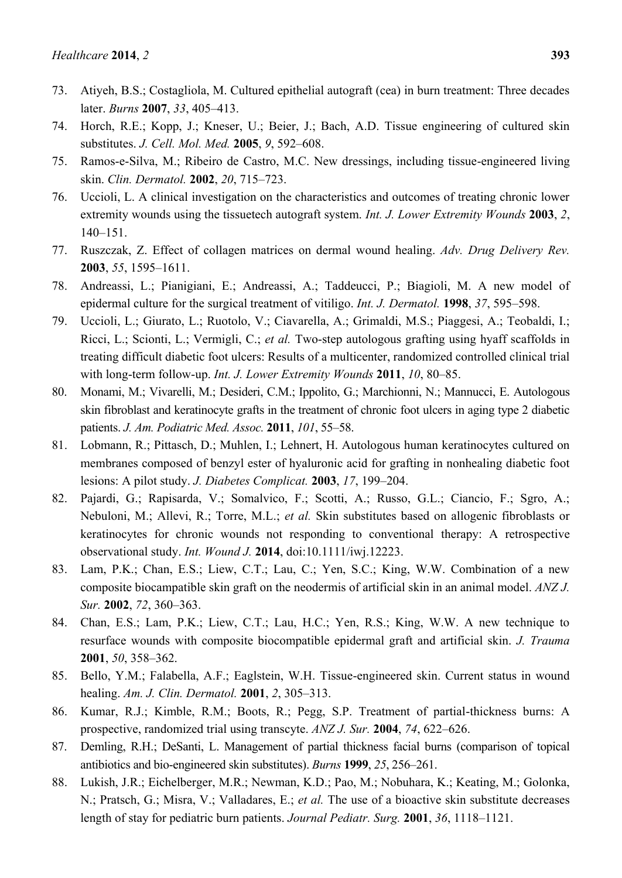73. Atiyeh, B.S.; Costagliola, M. Cultured epithelial autograft (cea) in burn treatment: Three decades later. *Burns* **2007**, *33*, 405–413.
74. Horch, R.E.; Kopp, J.; Kneser, U.; Beier, J.; Bach, A.D. Tissue engineering of cultured skin substitutes. *J. Cell. Mol. Med.* **2005**, *9*, 592–608.
75. Ramos-e-Silva, M.; Ribeiro de Castro, M.C. New dressings, including tissue-engineered living skin. *Clin. Dermatol.* **2002**, *20*, 715–723.
76. Uccioli, L. A clinical investigation on the characteristics and outcomes of treating chronic lower extremity wounds using the tissuetech autograft system. *Int. J. Lower Extremity Wounds* **2003**, *2*, 140–151.
77. Ruszczak, Z. Effect of collagen matrices on dermal wound healing. *Adv. Drug Delivery Rev.* **2003**, *55*, 1595–1611.
78. Andreassi, L.; Pianigiani, E.; Andreassi, A.; Taddeucci, P.; Biagioli, M. A new model of epidermal culture for the surgical treatment of vitiligo. *Int. J. Dermatol.* **1998**, *37*, 595–598.
79. Uccioli, L.; Giurato, L.; Ruotolo, V.; Ciavarella, A.; Grimaldi, M.S.; Piaggesi, A.; Teobaldi, I.; Ricci, L.; Scionti, L.; Vermigli, C.; *et al.* Two-step autologous grafting using hyaff scaffolds in treating difficult diabetic foot ulcers: Results of a multicenter, randomized controlled clinical trial with long-term follow-up. *Int. J. Lower Extremity Wounds* **2011**, *10*, 80–85.
80. Monami, M.; Vivarelli, M.; Desideri, C.M.; Ippolito, G.; Marchionni, N.; Mannucci, E. Autologous skin fibroblast and keratinocyte grafts in the treatment of chronic foot ulcers in aging type 2 diabetic patients. *J. Am. Podiatric Med. Assoc.* **2011**, *101*, 55–58.
81. Lobmann, R.; Pittasch, D.; Muhlen, I.; Lehnert, H. Autologous human keratinocytes cultured on membranes composed of benzyl ester of hyaluronic acid for grafting in nonhealing diabetic foot lesions: A pilot study. *J. Diabetes Complicat.* **2003**, *17*, 199–204.
82. Pajardi, G.; Rapisarda, V.; Somalvico, F.; Scotti, A.; Russo, G.L.; Ciancio, F.; Sgro, A.; Nebuloni, M.; Allevi, R.; Torre, M.L.; *et al.* Skin substitutes based on allogenic fibroblasts or keratinocytes for chronic wounds not responding to conventional therapy: A retrospective observational study. *Int. Wound J.* **2014**, doi:10.1111/iwj.12223.
83. Lam, P.K.; Chan, E.S.; Liew, C.T.; Lau, C.; Yen, S.C.; King, W.W. Combination of a new composite biocampatible skin graft on the neodermis of artificial skin in an animal model. *ANZ J. Sur.* **2002**, *72*, 360–363.
84. Chan, E.S.; Lam, P.K.; Liew, C.T.; Lau, H.C.; Yen, R.S.; King, W.W. A new technique to resurface wounds with composite biocompatible epidermal graft and artificial skin. *J. Trauma* **2001**, *50*, 358–362.
85. Bello, Y.M.; Falabella, A.F.; Eaglstein, W.H. Tissue-engineered skin. Current status in wound healing. *Am. J. Clin. Dermatol.* **2001**, *2*, 305–313.
86. Kumar, R.J.; Kimble, R.M.; Boots, R.; Pegg, S.P. Treatment of partial-thickness burns: A prospective, randomized trial using transcyte. *ANZ J. Sur.* **2004**, *74*, 622–626.
87. Demling, R.H.; DeSanti, L. Management of partial thickness facial burns (comparison of topical antibiotics and bio-engineered skin substitutes). *Burns* **1999**, *25*, 256–261.
88. Lukish, J.R.; Eichelberger, M.R.; Newman, K.D.; Pao, M.; Nobuhara, K.; Keating, M.; Golonka, N.; Pratsch, G.; Misra, V.; Valladares, E.; *et al.* The use of a bioactive skin substitute decreases length of stay for pediatric burn patients. *Journal Pediatr. Surg.* **2001**, *36*, 1118–1121.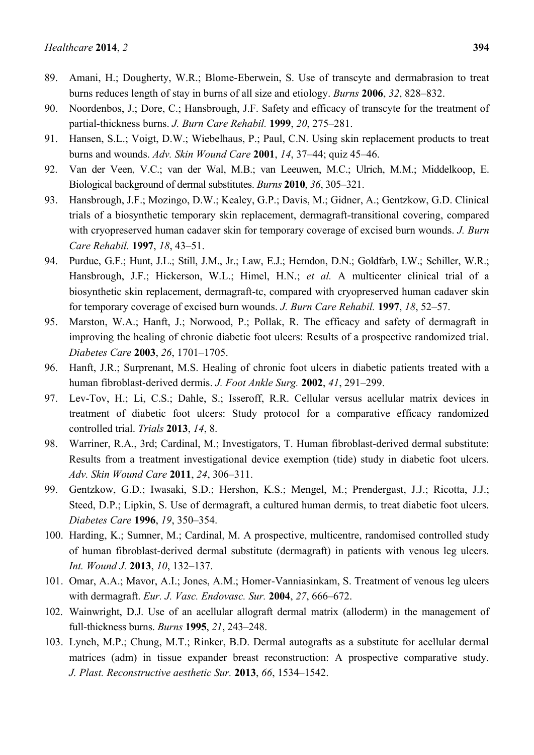89. Amani, H.; Dougherty, W.R.; Blome-Eberwein, S. Use of transcyte and dermabrasion to treat burns reduces length of stay in burns of all size and etiology. *Burns* **2006**, *32*, 828–832.
90. Noordenbos, J.; Dore, C.; Hansbrough, J.F. Safety and efficacy of transcyte for the treatment of partial-thickness burns. *J. Burn Care Rehabil.* **1999**, *20*, 275–281.
91. Hansen, S.L.; Voigt, D.W.; Wiebelhaus, P.; Paul, C.N. Using skin replacement products to treat burns and wounds. *Adv. Skin Wound Care* **2001**, *14*, 37–44; quiz 45–46.
92. Van der Veen, V.C.; van der Wal, M.B.; van Leeuwen, M.C.; Ulrich, M.M.; Middelkoop, E. Biological background of dermal substitutes. *Burns* **2010**, *36*, 305–321.
93. Hansbrough, J.F.; Mozingo, D.W.; Kealey, G.P.; Davis, M.; Gidner, A.; Gentzkow, G.D. Clinical trials of a biosynthetic temporary skin replacement, dermagraft-transitional covering, compared with cryopreserved human cadaver skin for temporary coverage of excised burn wounds. *J. Burn Care Rehabil.* **1997**, *18*, 43–51.
94. Purdue, G.F.; Hunt, J.L.; Still, J.M., Jr.; Law, E.J.; Herndon, D.N.; Goldfarb, I.W.; Schiller, W.R.; Hansbrough, J.F.; Hickerson, W.L.; Himel, H.N.; *et al.* A multicenter clinical trial of a biosynthetic skin replacement, dermagraft-tc, compared with cryopreserved human cadaver skin for temporary coverage of excised burn wounds. *J. Burn Care Rehabil.* **1997**, *18*, 52–57.
95. Marston, W.A.; Hanft, J.; Norwood, P.; Pollak, R. The efficacy and safety of dermagraft in improving the healing of chronic diabetic foot ulcers: Results of a prospective randomized trial. *Diabetes Care* **2003**, *26*, 1701–1705.
96. Hanft, J.R.; Surprenant, M.S. Healing of chronic foot ulcers in diabetic patients treated with a human fibroblast-derived dermis. *J. Foot Ankle Surg.* **2002**, *41*, 291–299.
97. Lev-Tov, H.; Li, C.S.; Dahle, S.; Isseroff, R.R. Cellular versus acellular matrix devices in treatment of diabetic foot ulcers: Study protocol for a comparative efficacy randomized controlled trial. *Trials* **2013**, *14*, 8.
98. Warriner, R.A., 3rd; Cardinal, M.; Investigators, T. Human fibroblast-derived dermal substitute: Results from a treatment investigational device exemption (tide) study in diabetic foot ulcers. *Adv. Skin Wound Care* **2011**, *24*, 306–311.
99. Gentzkow, G.D.; Iwasaki, S.D.; Hershon, K.S.; Mengel, M.; Prendergast, J.J.; Ricotta, J.J.; Steed, D.P.; Lipkin, S. Use of dermagraft, a cultured human dermis, to treat diabetic foot ulcers. *Diabetes Care* **1996**, *19*, 350–354.
100. Harding, K.; Sumner, M.; Cardinal, M. A prospective, multicentre, randomised controlled study of human fibroblast-derived dermal substitute (dermagraft) in patients with venous leg ulcers. *Int. Wound J.* **2013**, *10*, 132–137.
101. Omar, A.A.; Mavor, A.I.; Jones, A.M.; Homer-Vanniasinkam, S. Treatment of venous leg ulcers with dermagraft. *Eur. J. Vasc. Endovasc. Sur.* **2004**, *27*, 666–672.
102. Wainwright, D.J. Use of an acellular allograft dermal matrix (alloderm) in the management of full-thickness burns. *Burns* **1995**, *21*, 243–248.
103. Lynch, M.P.; Chung, M.T.; Rinker, B.D. Dermal autografts as a substitute for acellular dermal matrices (adm) in tissue expander breast reconstruction: A prospective comparative study. *J. Plast. Reconstructive aesthetic Sur.* **2013**, *66*, 1534–1542.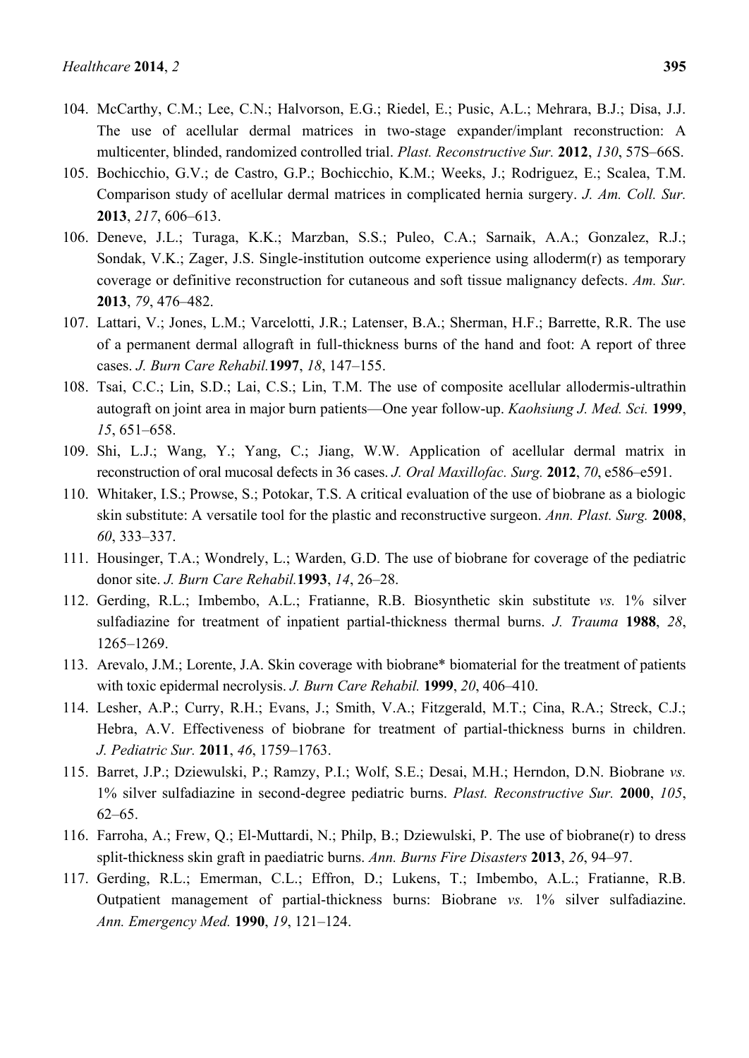104. McCarthy, C.M.; Lee, C.N.; Halvorson, E.G.; Riedel, E.; Pusic, A.L.; Mehrara, B.J.; Disa, J.J. The use of acellular dermal matrices in two-stage expander/implant reconstruction: A multicenter, blinded, randomized controlled trial. *Plast. Reconstructive Sur.* **2012**, *130*, 57S–66S.
105. Bochicchio, G.V.; de Castro, G.P.; Bochicchio, K.M.; Weeks, J.; Rodriguez, E.; Scalea, T.M. Comparison study of acellular dermal matrices in complicated hernia surgery. *J. Am. Coll. Sur.* **2013**, *217*, 606–613.
106. Deneve, J.L.; Turaga, K.K.; Marzban, S.S.; Puleo, C.A.; Sarnaik, A.A.; Gonzalez, R.J.; Sondak, V.K.; Zager, J.S. Single-institution outcome experience using alloderm(r) as temporary coverage or definitive reconstruction for cutaneous and soft tissue malignancy defects. *Am. Sur.* **2013**, *79*, 476–482.
107. Lattari, V.; Jones, L.M.; Varcelotti, J.R.; Latenser, B.A.; Sherman, H.F.; Barrette, R.R. The use of a permanent dermal allograft in full-thickness burns of the hand and foot: A report of three cases. *J. Burn Care Rehabil.* **1997**, *18*, 147–155.
108. Tsai, C.C.; Lin, S.D.; Lai, C.S.; Lin, T.M. The use of composite acellular allodermis-ultrathin autograft on joint area in major burn patients—One year follow-up. *Kaohsiung J. Med. Sci.* **1999**, *15*, 651–658.
109. Shi, L.J.; Wang, Y.; Yang, C.; Jiang, W.W. Application of acellular dermal matrix in reconstruction of oral mucosal defects in 36 cases. *J. Oral Maxillofac. Surg.* **2012**, *70*, e586–e591.
110. Whitaker, I.S.; Prowse, S.; Potokar, T.S. A critical evaluation of the use of biobrane as a biologic skin substitute: A versatile tool for the plastic and reconstructive surgeon. *Ann. Plast. Surg.* **2008**, *60*, 333–337.
111. Housinger, T.A.; Wondrely, L.; Warden, G.D. The use of biobrane for coverage of the pediatric donor site. *J. Burn Care Rehabil.* **1993**, *14*, 26–28.
112. Gerding, R.L.; Imbembo, A.L.; Fratianne, R.B. Biosynthetic skin substitute *vs.* 1% silver sulfadiazine for treatment of inpatient partial-thickness thermal burns. *J. Trauma* **1988**, *28*, 1265–1269.
113. Arevalo, J.M.; Lorente, J.A. Skin coverage with biobrane* biomaterial for the treatment of patients with toxic epidermal necrolysis. *J. Burn Care Rehabil.* **1999**, *20*, 406–410.
114. Lesher, A.P.; Curry, R.H.; Evans, J.; Smith, V.A.; Fitzgerald, M.T.; Cina, R.A.; Streck, C.J.; Hebra, A.V. Effectiveness of biobrane for treatment of partial-thickness burns in children. *J. Pediatric Sur.* **2011**, *46*, 1759–1763.
115. Barret, J.P.; Dziewulski, P.; Ramzy, P.I.; Wolf, S.E.; Desai, M.H.; Herndon, D.N. Biobrane *vs.* 1% silver sulfadiazine in second-degree pediatric burns. *Plast. Reconstructive Sur.* **2000**, *105*, 62–65.
116. Farroha, A.; Frew, Q.; El-Muttardi, N.; Philp, B.; Dziewulski, P. The use of biobrane(r) to dress split-thickness skin graft in paediatric burns. *Ann. Burns Fire Disasters* **2013**, *26*, 94–97.
117. Gerding, R.L.; Emerman, C.L.; Effron, D.; Lukens, T.; Imbembo, A.L.; Fratianne, R.B. Outpatient management of partial-thickness burns: Biobrane *vs.* 1% silver sulfadiazine. *Ann. Emergency Med.* **1990**, *19*, 121–124.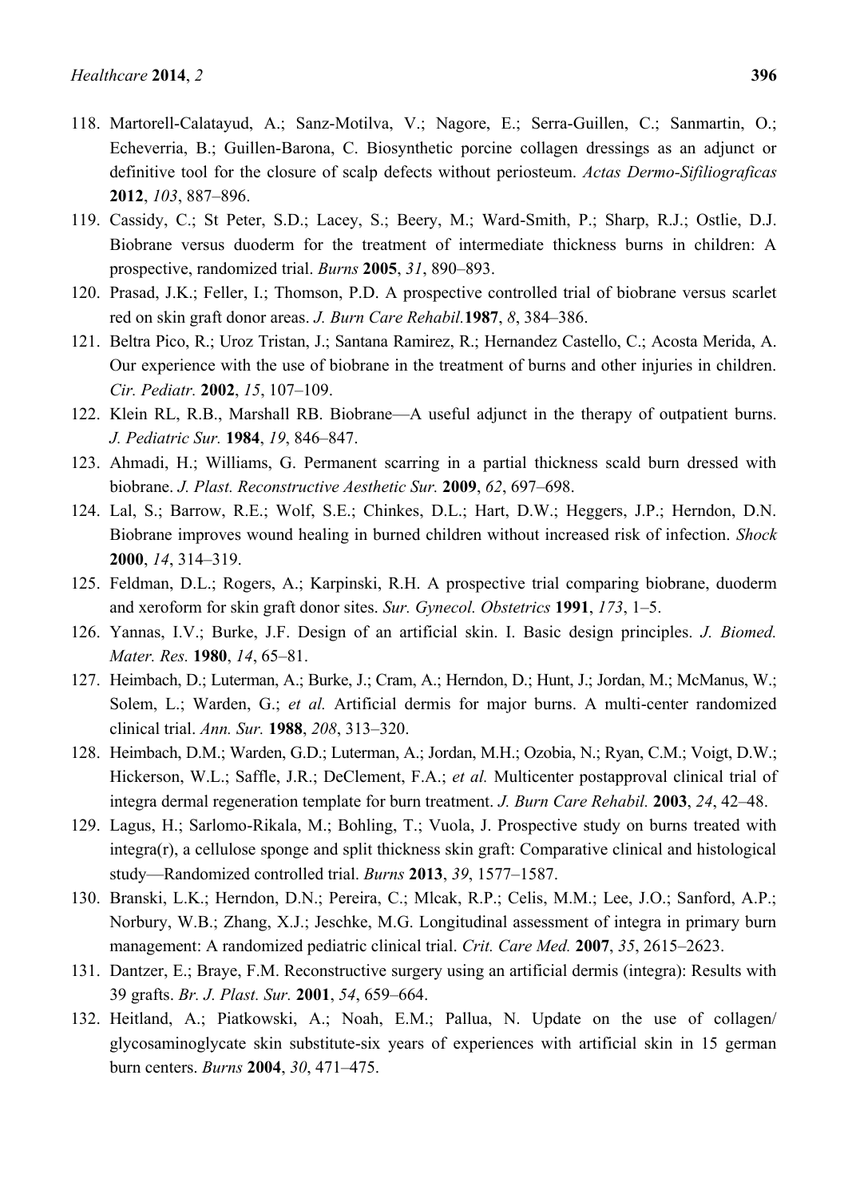118. Martorell-Calatayud, A.; Sanz-Motilva, V.; Nagore, E.; Serra-Guillen, C.; Sanmartin, O.; Echeverria, B.; Guillen-Barona, C. Biosynthetic porcine collagen dressings as an adjunct or definitive tool for the closure of scalp defects without periosteum. *Actas Dermo-Sifiliograficas* **2012**, *103*, 887–896.
119. Cassidy, C.; St Peter, S.D.; Lacey, S.; Beery, M.; Ward-Smith, P.; Sharp, R.J.; Ostlie, D.J. Biobrane versus duoderm for the treatment of intermediate thickness burns in children: A prospective, randomized trial. *Burns* **2005**, *31*, 890–893.
120. Prasad, J.K.; Feller, I.; Thomson, P.D. A prospective controlled trial of biobrane versus scarlet red on skin graft donor areas. *J. Burn Care Rehabil.* **1987**, *8*, 384–386.
121. Beltra Pico, R.; Uroz Tristan, J.; Santana Ramirez, R.; Hernandez Castello, C.; Acosta Merida, A. Our experience with the use of biobrane in the treatment of burns and other injuries in children. *Cir. Pediatr.* **2002**, *15*, 107–109.
122. Klein RL, R.B., Marshall RB. Biobrane—A useful adjunct in the therapy of outpatient burns. *J. Pediatric Sur.* **1984**, *19*, 846–847.
123. Ahmadi, H.; Williams, G. Permanent scarring in a partial thickness scald burn dressed with biobrane. *J. Plast. Reconstructive Aesthetic Sur.* **2009**, *62*, 697–698.
124. Lal, S.; Barrow, R.E.; Wolf, S.E.; Chinkes, D.L.; Hart, D.W.; Heggers, J.P.; Herndon, D.N. Biobrane improves wound healing in burned children without increased risk of infection. *Shock* **2000**, *14*, 314–319.
125. Feldman, D.L.; Rogers, A.; Karpinski, R.H. A prospective trial comparing biobrane, duoderm and xeroform for skin graft donor sites. *Sur. Gynecol. Obstetrics* **1991**, *173*, 1–5.
126. Yannas, I.V.; Burke, J.F. Design of an artificial skin. I. Basic design principles. *J. Biomed. Mater. Res.* **1980**, *14*, 65–81.
127. Heimbach, D.; Luterman, A.; Burke, J.; Cram, A.; Herndon, D.; Hunt, J.; Jordan, M.; McManus, W.; Solem, L.; Warden, G.; *et al.* Artificial dermis for major burns. A multi-center randomized clinical trial. *Ann. Sur.* **1988**, *208*, 313–320.
128. Heimbach, D.M.; Warden, G.D.; Luterman, A.; Jordan, M.H.; Ozobia, N.; Ryan, C.M.; Voigt, D.W.; Hickerson, W.L.; Saffle, J.R.; DeClement, F.A.; *et al.* Multicenter postapproval clinical trial of integra dermal regeneration template for burn treatment. *J. Burn Care Rehabil.* **2003**, *24*, 42–48.
129. Lagus, H.; Sarlomo-Rikala, M.; Bohling, T.; Vuola, J. Prospective study on burns treated with integra(r), a cellulose sponge and split thickness skin graft: Comparative clinical and histological study—Randomized controlled trial. *Burns* **2013**, *39*, 1577–1587.
130. Branski, L.K.; Herndon, D.N.; Pereira, C.; Mlcak, R.P.; Celis, M.M.; Lee, J.O.; Sanford, A.P.; Norbury, W.B.; Zhang, X.J.; Jeschke, M.G. Longitudinal assessment of integra in primary burn management: A randomized pediatric clinical trial. *Crit. Care Med.* **2007**, *35*, 2615–2623.
131. Dantzer, E.; Braye, F.M. Reconstructive surgery using an artificial dermis (integra): Results with 39 grafts. *Br. J. Plast. Sur.* **2001**, *54*, 659–664.
132. Heitland, A.; Piatkowski, A.; Noah, E.M.; Pallua, N. Update on the use of collagen/ glycosaminoglycate skin substitute-six years of experiences with artificial skin in 15 german burn centers. *Burns* **2004**, *30*, 471–475.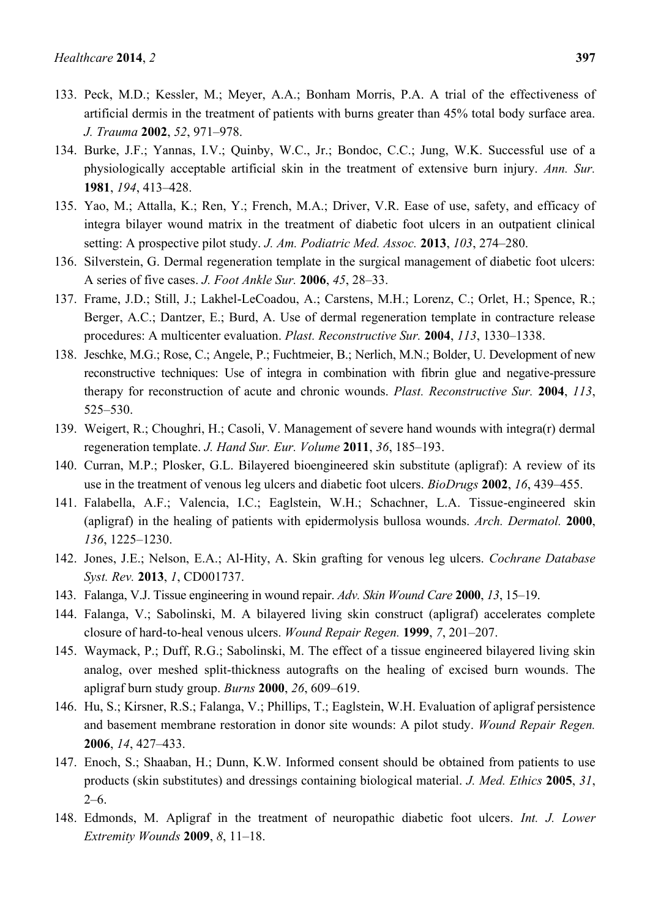133. Peck, M.D.; Kessler, M.; Meyer, A.A.; Bonham Morris, P.A. A trial of the effectiveness of artificial dermis in the treatment of patients with burns greater than 45% total body surface area. *J. Trauma* **2002**, *52*, 971–978.
134. Burke, J.F.; Yannas, I.V.; Quinby, W.C., Jr.; Bondoc, C.C.; Jung, W.K. Successful use of a physiologically acceptable artificial skin in the treatment of extensive burn injury. *Ann. Sur.* **1981**, *194*, 413–428.
135. Yao, M.; Attalla, K.; Ren, Y.; French, M.A.; Driver, V.R. Ease of use, safety, and efficacy of integra bilayer wound matrix in the treatment of diabetic foot ulcers in an outpatient clinical setting: A prospective pilot study. *J. Am. Podiatric Med. Assoc.* **2013**, *103*, 274–280.
136. Silverstein, G. Dermal regeneration template in the surgical management of diabetic foot ulcers: A series of five cases. *J. Foot Ankle Sur.* **2006**, *45*, 28–33.
137. Frame, J.D.; Still, J.; Lakhel-LeCoadou, A.; Carstens, M.H.; Lorenz, C.; Orlet, H.; Spence, R.; Berger, A.C.; Dantzer, E.; Burd, A. Use of dermal regeneration template in contracture release procedures: A multicenter evaluation. *Plast. Reconstructive Sur.* **2004**, *113*, 1330–1338.
138. Jeschke, M.G.; Rose, C.; Angele, P.; Fuchtmeier, B.; Nerlich, M.N.; Bolder, U. Development of new reconstructive techniques: Use of integra in combination with fibrin glue and negative-pressure therapy for reconstruction of acute and chronic wounds. *Plast. Reconstructive Sur.* **2004**, *113*, 525–530.
139. Weigert, R.; Choughri, H.; Casoli, V. Management of severe hand wounds with integra(r) dermal regeneration template. *J. Hand Sur. Eur. Volume* **2011**, *36*, 185–193.
140. Curran, M.P.; Plosker, G.L. Bilayered bioengineered skin substitute (apligraf): A review of its use in the treatment of venous leg ulcers and diabetic foot ulcers. *BioDrugs* **2002**, *16*, 439–455.
141. Falabella, A.F.; Valencia, I.C.; Eaglstein, W.H.; Schachner, L.A. Tissue-engineered skin (apligraf) in the healing of patients with epidermolysis bullosa wounds. *Arch. Dermatol.* **2000**, *136*, 1225–1230.
142. Jones, J.E.; Nelson, E.A.; Al-Hity, A. Skin grafting for venous leg ulcers. *Cochrane Database Syst. Rev.* **2013**, *1*, CD001737.
143. Falanga, V.J. Tissue engineering in wound repair. *Adv. Skin Wound Care* **2000**, *13*, 15–19.
144. Falanga, V.; Sabolinski, M. A bilayered living skin construct (apligraf) accelerates complete closure of hard-to-heal venous ulcers. *Wound Repair Regen.* **1999**, *7*, 201–207.
145. Waymack, P.; Duff, R.G.; Sabolinski, M. The effect of a tissue engineered bilayered living skin analog, over meshed split-thickness autografts on the healing of excised burn wounds. The apligraf burn study group. *Burns* **2000**, *26*, 609–619.
146. Hu, S.; Kirsner, R.S.; Falanga, V.; Phillips, T.; Eaglstein, W.H. Evaluation of apligraf persistence and basement membrane restoration in donor site wounds: A pilot study. *Wound Repair Regen.* **2006**, *14*, 427–433.
147. Enoch, S.; Shaaban, H.; Dunn, K.W. Informed consent should be obtained from patients to use products (skin substitutes) and dressings containing biological material. *J. Med. Ethics* **2005**, *31*, 2–6.
148. Edmonds, M. Apligraf in the treatment of neuropathic diabetic foot ulcers. *Int. J. Lower Extremity Wounds* **2009**, *8*, 11–18.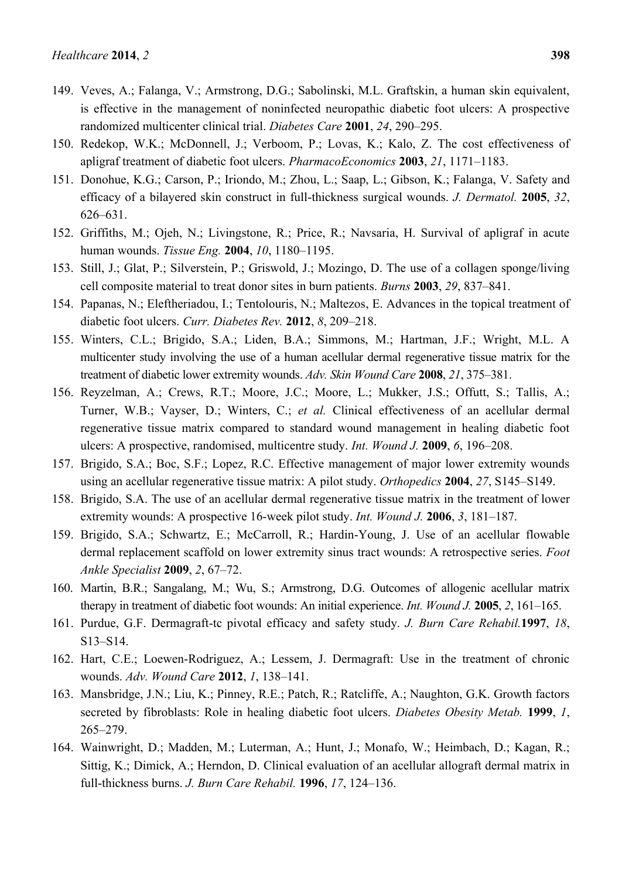149. Veves, A.; Falanga, V.; Armstrong, D.G.; Sabolinski, M.L. Graftskin, a human skin equivalent, is effective in the management of noninfected neuropathic diabetic foot ulcers: A prospective randomized multicenter clinical trial. *Diabetes Care* **2001**, *24*, 290–295.
150. Redekop, W.K.; McDonnell, J.; Verboom, P.; Lovas, K.; Kalo, Z. The cost effectiveness of apligraf treatment of diabetic foot ulcers. *PharmacoEconomics* **2003**, *21*, 1171–1183.
151. Donohue, K.G.; Carson, P.; Iriondo, M.; Zhou, L.; Saap, L.; Gibson, K.; Falanga, V. Safety and efficacy of a bilayered skin construct in full-thickness surgical wounds. *J. Dermatol.* **2005**, *32*, 626–631.
152. Griffiths, M.; Ojeh, N.; Livingstone, R.; Price, R.; Navsaria, H. Survival of apligraf in acute human wounds. *Tissue Eng.* **2004**, *10*, 1180–1195.
153. Still, J.; Glat, P.; Silverstein, P.; Griswold, J.; Mozingo, D. The use of a collagen sponge/living cell composite material to treat donor sites in burn patients. *Burns* **2003**, *29*, 837–841.
154. Papanas, N.; Eleftheriadou, I.; Tentolouris, N.; Maltezos, E. Advances in the topical treatment of diabetic foot ulcers. *Curr. Diabetes Rev.* **2012**, *8*, 209–218.
155. Winters, C.L.; Brigido, S.A.; Liden, B.A.; Simmons, M.; Hartman, J.F.; Wright, M.L. A multicenter study involving the use of a human acellular dermal regenerative tissue matrix for the treatment of diabetic lower extremity wounds. *Adv. Skin Wound Care* **2008**, *21*, 375–381.
156. Reyzelman, A.; Crews, R.T.; Moore, J.C.; Moore, L.; Mukker, J.S.; Offutt, S.; Tallis, A.; Turner, W.B.; Vayser, D.; Winters, C.; *et al.* Clinical effectiveness of an acellular dermal regenerative tissue matrix compared to standard wound management in healing diabetic foot ulcers: A prospective, randomised, multicentre study. *Int. Wound J.* **2009**, *6*, 196–208.
157. Brigido, S.A.; Boc, S.F.; Lopez, R.C. Effective management of major lower extremity wounds using an acellular regenerative tissue matrix: A pilot study. *Orthopedics* **2004**, *27*, S145–S149.
158. Brigido, S.A. The use of an acellular dermal regenerative tissue matrix in the treatment of lower extremity wounds: A prospective 16-week pilot study. *Int. Wound J.* **2006**, *3*, 181–187.
159. Brigido, S.A.; Schwartz, E.; McCarroll, R.; Hardin-Young, J. Use of an acellular flowable dermal replacement scaffold on lower extremity sinus tract wounds: A retrospective series. *Foot Ankle Specialist* **2009**, *2*, 67–72.
160. Martin, B.R.; Sangalang, M.; Wu, S.; Armstrong, D.G. Outcomes of allogenic acellular matrix therapy in treatment of diabetic foot wounds: An initial experience. *Int. Wound J.* **2005**, *2*, 161–165.
161. Purdue, G.F. Dermagraft-tc pivotal efficacy and safety study. *J. Burn Care Rehabil.* **1997**, *18*, S13–S14.
162. Hart, C.E.; Loewen-Rodriguez, A.; Lessem, J. Dermagraft: Use in the treatment of chronic wounds. *Adv. Wound Care* **2012**, *1*, 138–141.
163. Mansbridge, J.N.; Liu, K.; Pinney, R.E.; Patch, R.; Ratcliffe, A.; Naughton, G.K. Growth factors secreted by fibroblasts: Role in healing diabetic foot ulcers. *Diabetes Obesity Metab.* **1999**, *1*, 265–279.
164. Wainwright, D.; Madden, M.; Luterman, A.; Hunt, J.; Monafo, W.; Heimbach, D.; Kagan, R.; Sittig, K.; Dimick, A.; Herndon, D. Clinical evaluation of an acellular allograft dermal matrix in full-thickness burns. *J. Burn Care Rehabil.* **1996**, *17*, 124–136.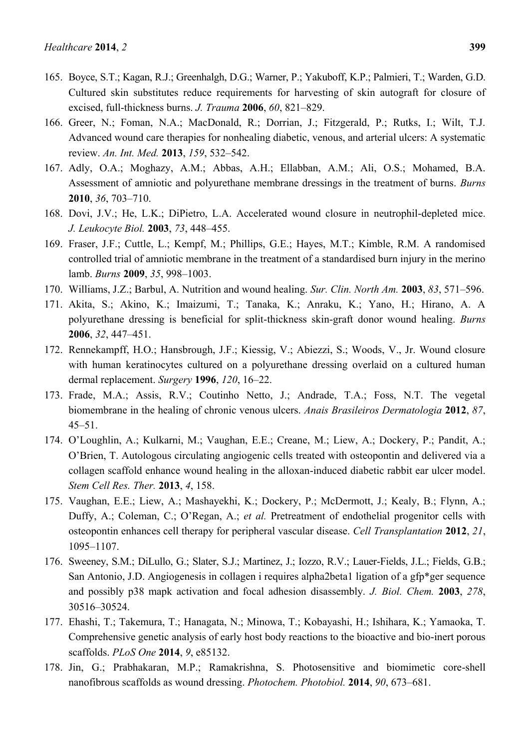165. Boyce, S.T.; Kagan, R.J.; Greenhalgh, D.G.; Warner, P.; Yakuboff, K.P.; Palmieri, T.; Warden, G.D. Cultured skin substitutes reduce requirements for harvesting of skin autograft for closure of excised, full-thickness burns. *J. Trauma* **2006**, *60*, 821–829.
166. Greer, N.; Foman, N.A.; MacDonald, R.; Dorrian, J.; Fitzgerald, P.; Rutks, I.; Wilt, T.J. Advanced wound care therapies for nonhealing diabetic, venous, and arterial ulcers: A systematic review. *An. Int. Med.* **2013**, *159*, 532–542.
167. Adly, O.A.; Moghazy, A.M.; Abbas, A.H.; Ellabban, A.M.; Ali, O.S.; Mohamed, B.A. Assessment of amniotic and polyurethane membrane dressings in the treatment of burns. *Burns* **2010**, *36*, 703–710.
168. Dovi, J.V.; He, L.K.; DiPietro, L.A. Accelerated wound closure in neutrophil-depleted mice. *J. Leukocyte Biol.* **2003**, *73*, 448–455.
169. Fraser, J.F.; Cuttle, L.; Kempf, M.; Phillips, G.E.; Hayes, M.T.; Kimble, R.M. A randomised controlled trial of amniotic membrane in the treatment of a standardised burn injury in the merino lamb. *Burns* **2009**, *35*, 998–1003.
170. Williams, J.Z.; Barbul, A. Nutrition and wound healing. *Sur. Clin. North Am.* **2003**, *83*, 571–596.
171. Akita, S.; Akino, K.; Imaizumi, T.; Tanaka, K.; Anraku, K.; Yano, H.; Hirano, A. A polyurethane dressing is beneficial for split-thickness skin-graft donor wound healing. *Burns* **2006**, *32*, 447–451.
172. Rennekampff, H.O.; Hansbrough, J.F.; Kiessig, V.; Abiezzi, S.; Woods, V., Jr. Wound closure with human keratinocytes cultured on a polyurethane dressing overlaid on a cultured human dermal replacement. *Surgery* **1996**, *120*, 16–22.
173. Frade, M.A.; Assis, R.V.; Coutinho Netto, J.; Andrade, T.A.; Foss, N.T. The vegetal biomembrane in the healing of chronic venous ulcers. *Anais Brasileiros Dermatologia* **2012**, *87*, 45–51.
174. O'Loughlin, A.; Kulkarni, M.; Vaughan, E.E.; Creane, M.; Liew, A.; Dockery, P.; Pandit, A.; O'Brien, T. Autologous circulating angiogenic cells treated with osteopontin and delivered via a collagen scaffold enhance wound healing in the alloxan-induced diabetic rabbit ear ulcer model. *Stem Cell Res. Ther.* **2013**, *4*, 158.
175. Vaughan, E.E.; Liew, A.; Mashayekhi, K.; Dockery, P.; McDermott, J.; Kealy, B.; Flynn, A.; Duffy, A.; Coleman, C.; O'Regan, A.; *et al.* Pretreatment of endothelial progenitor cells with osteopontin enhances cell therapy for peripheral vascular disease. *Cell Transplantation* **2012**, *21*, 1095–1107.
176. Sweeney, S.M.; DiLullo, G.; Slater, S.J.; Martinez, J.; Iozzo, R.V.; Lauer-Fields, J.L.; Fields, G.B.; San Antonio, J.D. Angiogenesis in collagen i requires alpha2beta1 ligation of a gfp*ger sequence and possibly p38 mapk activation and focal adhesion disassembly. *J. Biol. Chem.* **2003**, *278*, 30516–30524.
177. Ehashi, T.; Takemura, T.; Hanagata, N.; Minowa, T.; Kobayashi, H.; Ishihara, K.; Yamaoka, T. Comprehensive genetic analysis of early host body reactions to the bioactive and bio-inert porous scaffolds. *PLoS One* **2014**, *9*, e85132.
178. Jin, G.; Prabhakaran, M.P.; Ramakrishna, S. Photosensitive and biomimetic core-shell nanofibrous scaffolds as wound dressing. *Photochem. Photobiol.* **2014**, *90*, 673–681.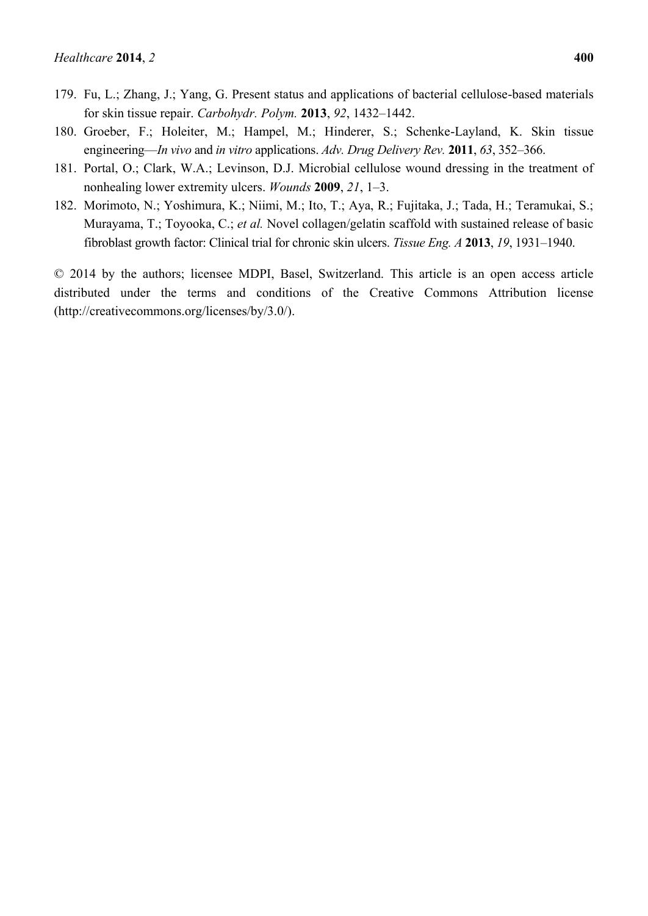179. Fu, L.; Zhang, J.; Yang, G. Present status and applications of bacterial cellulose-based materials for skin tissue repair. *Carbohydr. Polym.* **2013**, *92*, 1432–1442.
180. Groeber, F.; Holeiter, M.; Hampel, M.; Hinderer, S.; Schenke-Layland, K. Skin tissue engineering—*In vivo* and *in vitro* applications. *Adv. Drug Delivery Rev.* **2011**, *63*, 352–366.
181. Portal, O.; Clark, W.A.; Levinson, D.J. Microbial cellulose wound dressing in the treatment of nonhealing lower extremity ulcers. *Wounds* **2009**, *21*, 1–3.
182. Morimoto, N.; Yoshimura, K.; Niimi, M.; Ito, T.; Aya, R.; Fujitaka, J.; Tada, H.; Teramukai, S.; Murayama, T.; Toyooka, C.; *et al.* Novel collagen/gelatin scaffold with sustained release of basic fibroblast growth factor: Clinical trial for chronic skin ulcers. *Tissue Eng. A* **2013**, *19*, 1931–1940.

© 2014 by the authors; licensee MDPI, Basel, Switzerland. This article is an open access article distributed under the terms and conditions of the Creative Commons Attribution license (http://creativecommons.org/licenses/by/3.0/).